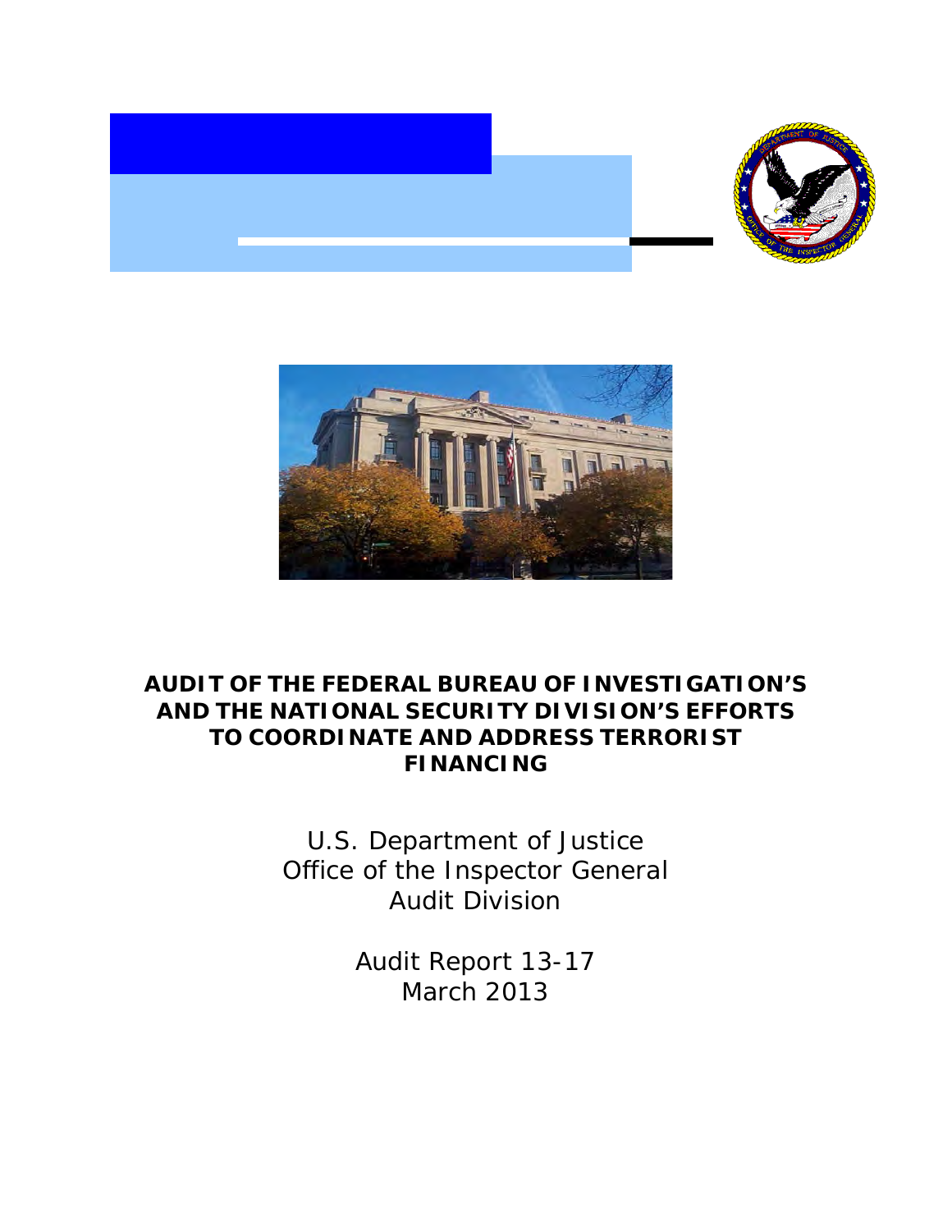# AUDIT OF THE FEDERAL BUREAU OF INVESTIGATION'S AND THE NATIONAL SECURITY DIVISION'S EFFORTS TO COORDINATE AND ADDRESS TERRORIST FINANCING

U.S. Department of Justice
Office of the Inspector General
Audit Division

Audit Report 13-17
March 2013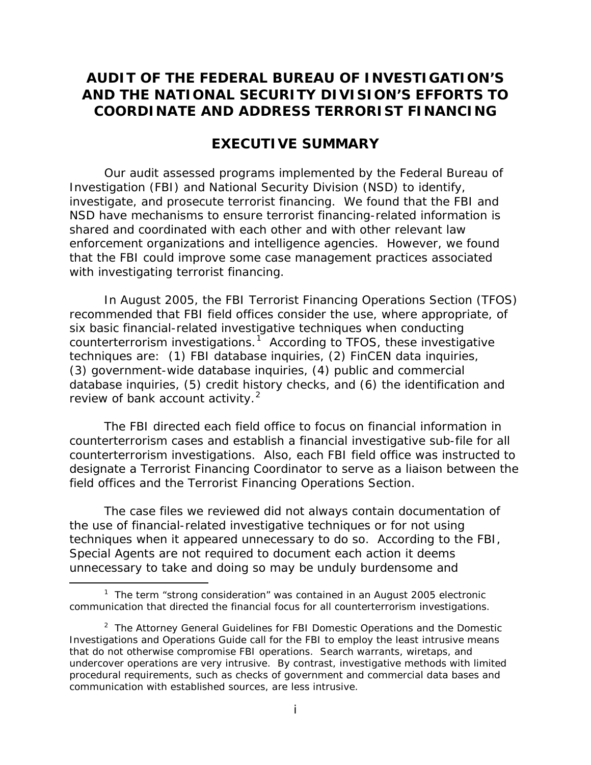# AUDIT OF THE FEDERAL BUREAU OF INVESTIGATION'S AND THE NATIONAL SECURITY DIVISION'S EFFORTS TO COORDINATE AND ADDRESS TERRORIST FINANCING

## EXECUTIVE SUMMARY

Our audit assessed programs implemented by the Federal Bureau of Investigation (FBI) and National Security Division (NSD) to identify, investigate, and prosecute terrorist financing. We found that the FBI and NSD have mechanisms to ensure terrorist financing-related information is shared and coordinated with each other and with other relevant law enforcement organizations and intelligence agencies. However, we found that the FBI could improve some case management practices associated with investigating terrorist financing.

In August 2005, the FBI Terrorist Financing Operations Section (TFOS) recommended that FBI field offices consider the use, where appropriate, of six basic financial-related investigative techniques when conducting counterterrorism investigations.[1] According to TFOS, these investigative techniques are: (1) FBI database inquiries, (2) FinCEN data inquiries, (3) government-wide database inquiries, (4) public and commercial database inquiries, (5) credit history checks, and (6) the identification and review of bank account activity.[2]

The FBI directed each field office to focus on financial information in counterterrorism cases and establish a financial investigative sub-file for all counterterrorism investigations. Also, each FBI field office was instructed to designate a Terrorist Financing Coordinator to serve as a liaison between the field offices and the Terrorist Financing Operations Section.

The case files we reviewed did not always contain documentation of the use of financial-related investigative techniques or for not using techniques when it appeared unnecessary to do so. According to the FBI, Special Agents are not required to document each action it deems unnecessary to take and doing so may be unduly burdensome and

---

[1] The term "strong consideration" was contained in an August 2005 electronic communication that directed the financial focus for all counterterrorism investigations.

[2] The Attorney General Guidelines for FBI Domestic Operations and the Domestic Investigations and Operations Guide call for the FBI to employ the least intrusive means that do not otherwise compromise FBI operations. Search warrants, wiretaps, and undercover operations are very intrusive. By contrast, investigative methods with limited procedural requirements, such as checks of government and commercial data bases and communication with established sources, are less intrusive.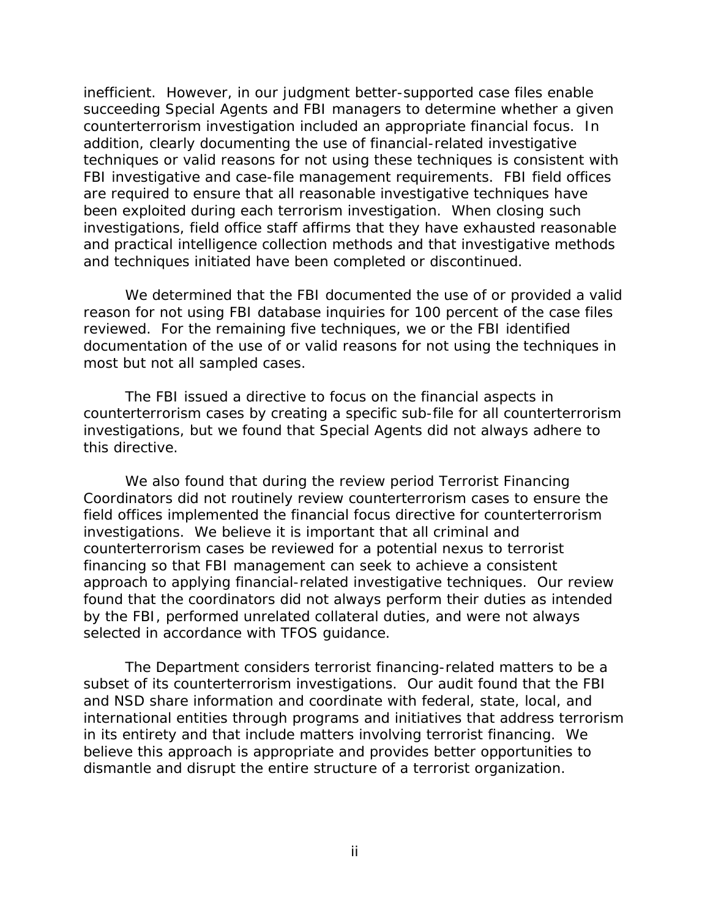inefficient. However, in our judgment better-supported case files enable succeeding Special Agents and FBI managers to determine whether a given counterterrorism investigation included an appropriate financial focus. In addition, clearly documenting the use of financial-related investigative techniques or valid reasons for not using these techniques is consistent with FBI investigative and case-file management requirements. FBI field offices are required to ensure that all reasonable investigative techniques have been exploited during each terrorism investigation. When closing such investigations, field office staff affirms that they have exhausted reasonable and practical intelligence collection methods and that investigative methods and techniques initiated have been completed or discontinued.

We determined that the FBI documented the use of or provided a valid reason for not using FBI database inquiries for 100 percent of the case files reviewed. For the remaining five techniques, we or the FBI identified documentation of the use of or valid reasons for not using the techniques in most but not all sampled cases.

The FBI issued a directive to focus on the financial aspects in counterterrorism cases by creating a specific sub-file for all counterterrorism investigations, but we found that Special Agents did not always adhere to this directive.

We also found that during the review period Terrorist Financing Coordinators did not routinely review counterterrorism cases to ensure the field offices implemented the financial focus directive for counterterrorism investigations. We believe it is important that all criminal and counterterrorism cases be reviewed for a potential nexus to terrorist financing so that FBI management can seek to achieve a consistent approach to applying financial-related investigative techniques. Our review found that the coordinators did not always perform their duties as intended by the FBI, performed unrelated collateral duties, and were not always selected in accordance with TFOS guidance.

The Department considers terrorist financing-related matters to be a subset of its counterterrorism investigations. Our audit found that the FBI and NSD share information and coordinate with federal, state, local, and international entities through programs and initiatives that address terrorism in its entirety and that include matters involving terrorist financing. We believe this approach is appropriate and provides better opportunities to dismantle and disrupt the entire structure of a terrorist organization.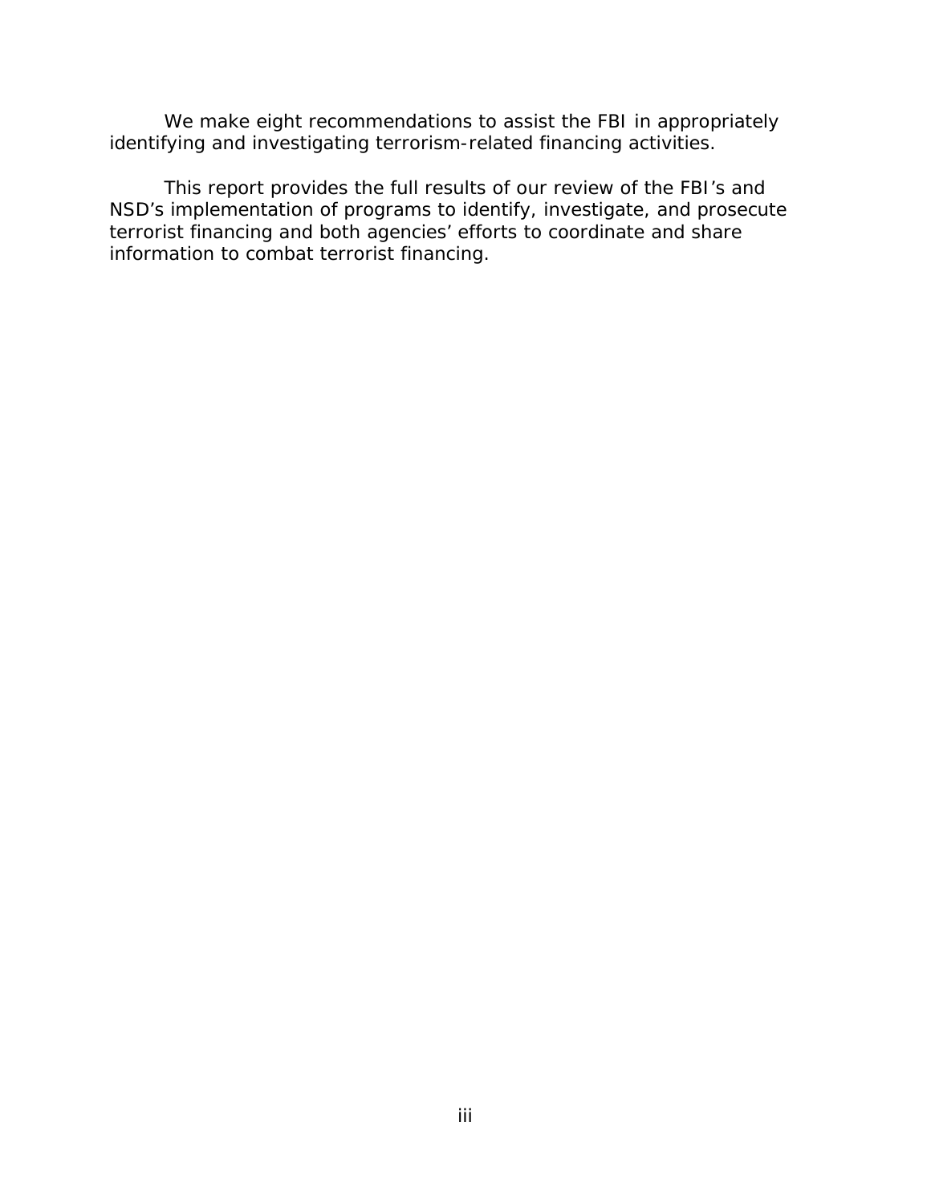We make eight recommendations to assist the FBI in appropriately identifying and investigating terrorism-related financing activities.

This report provides the full results of our review of the FBI's and NSD's implementation of programs to identify, investigate, and prosecute terrorist financing and both agencies' efforts to coordinate and share information to combat terrorist financing.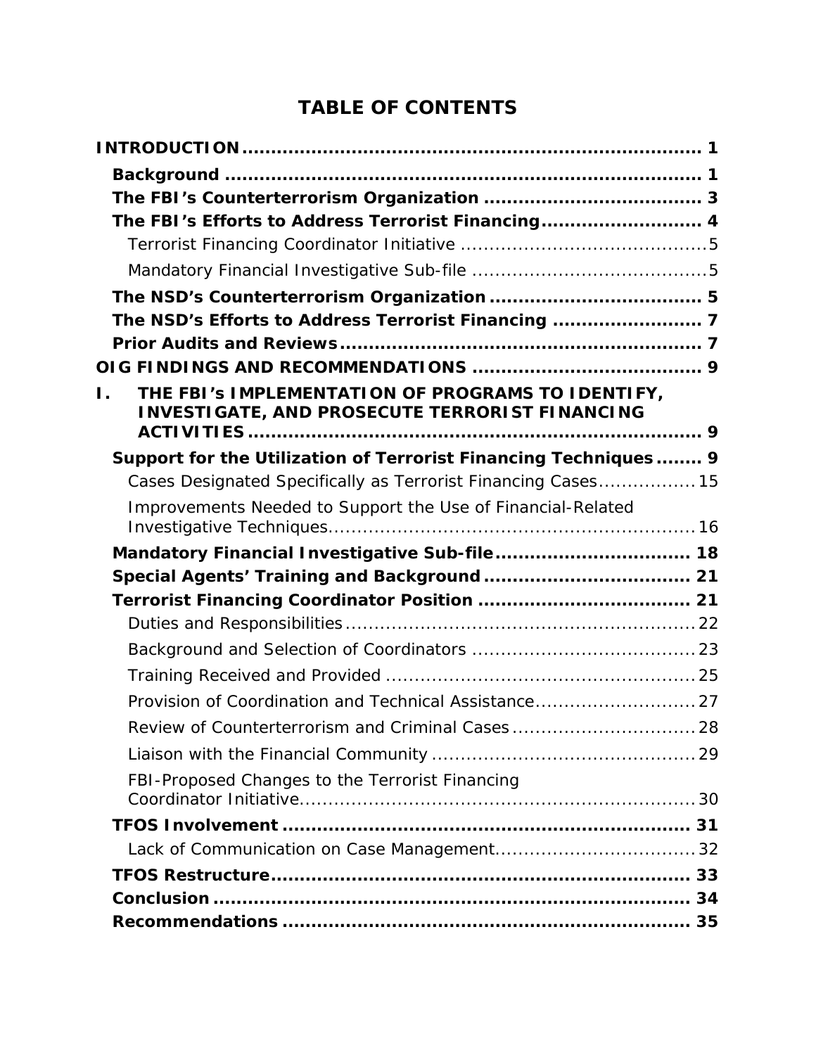# TABLE OF CONTENTS

**INTRODUCTION** ............................................................ 1

- **Background** ............................................................ 1
- **The FBI's Counterterrorism Organization** ............................................................ 3
- **The FBI's Efforts to Address Terrorist Financing** ............................................................ 4
  - Terrorist Financing Coordinator Initiative ............................................................ 5
  - Mandatory Financial Investigative Sub-file ............................................................ 5
- **The NSD's Counterterrorism Organization** ............................................................ 5
- **The NSD's Efforts to Address Terrorist Financing** ............................................................ 7
- **Prior Audits and Reviews** ............................................................ 7

**OIG FINDINGS AND RECOMMENDATIONS** ............................................................ 9

**I. THE FBI's IMPLEMENTATION OF PROGRAMS TO IDENTIFY, INVESTIGATE, AND PROSECUTE TERRORIST FINANCING ACTIVITIES** ............................................................ 9

- **Support for the Utilization of Terrorist Financing Techniques** ............................................................ 9
  - Cases Designated Specifically as Terrorist Financing Cases ............................................................ 15
  - Improvements Needed to Support the Use of Financial-Related Investigative Techniques ............................................................ 16
- **Mandatory Financial Investigative Sub-file** ............................................................ 18
- **Special Agents' Training and Background** ............................................................ 21
- **Terrorist Financing Coordinator Position** ............................................................ 21
  - Duties and Responsibilities ............................................................ 22
  - Background and Selection of Coordinators ............................................................ 23
  - Training Received and Provided ............................................................ 25
  - Provision of Coordination and Technical Assistance ............................................................ 27
  - Review of Counterterrorism and Criminal Cases ............................................................ 28
  - Liaison with the Financial Community ............................................................ 29
  - FBI-Proposed Changes to the Terrorist Financing Coordinator Initiative ............................................................ 30
- **TFOS Involvement** ............................................................ 31
  - Lack of Communication on Case Management ............................................................ 32
- **TFOS Restructure** ............................................................ 33
- **Conclusion** ............................................................ 34
- **Recommendations** ............................................................ 35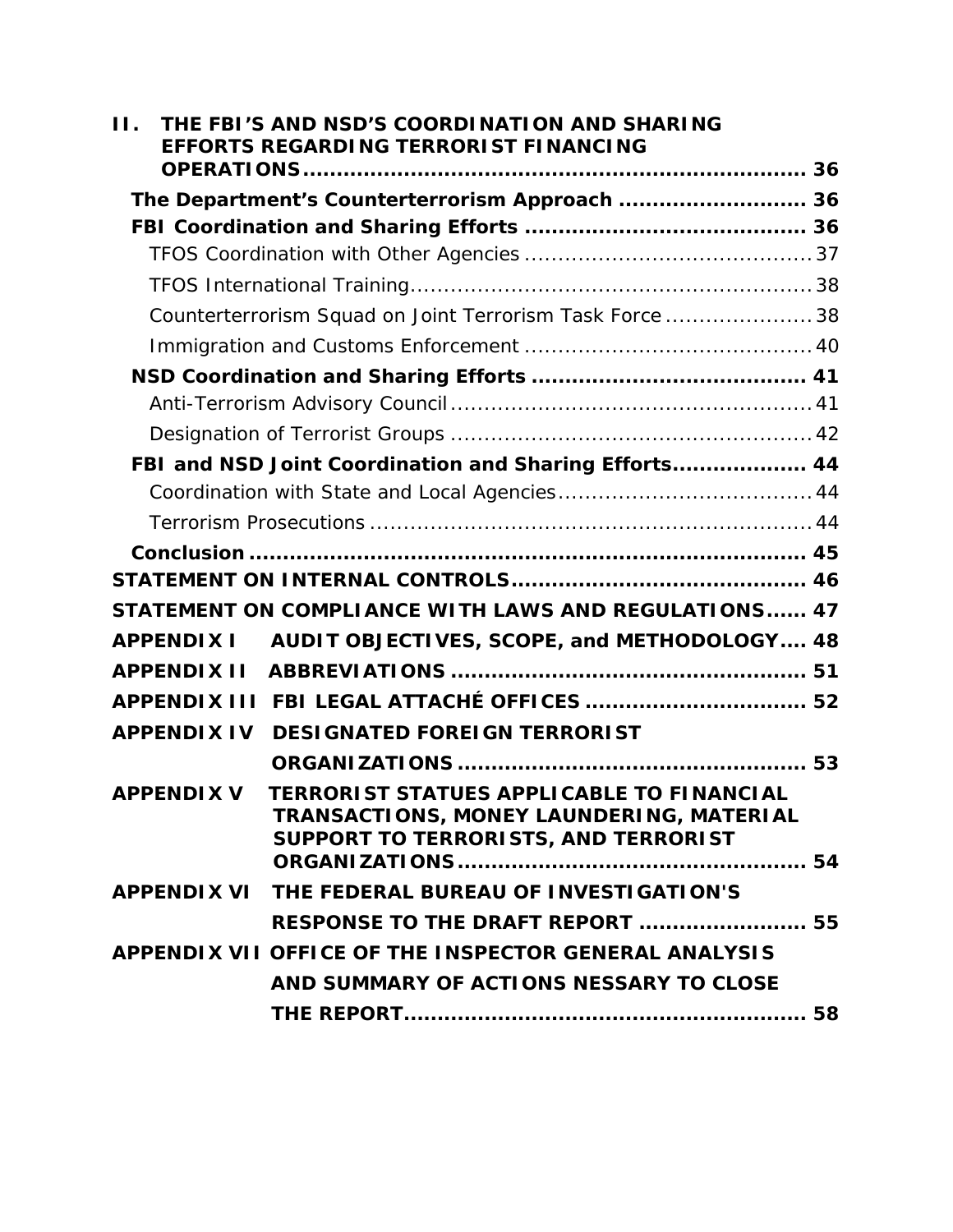**II. THE FBI'S AND NSD'S COORDINATION AND SHARING EFFORTS REGARDING TERRORIST FINANCING OPERATIONS** .......... 36

**The Department's Counterterrorism Approach** .......... 36

**FBI Coordination and Sharing Efforts** .......... 36

TFOS Coordination with Other Agencies .......... 37

TFOS International Training .......... 38

Counterterrorism Squad on Joint Terrorism Task Force .......... 38

Immigration and Customs Enforcement .......... 40

**NSD Coordination and Sharing Efforts** .......... 41

Anti-Terrorism Advisory Council .......... 41

Designation of Terrorist Groups .......... 42

**FBI and NSD Joint Coordination and Sharing Efforts** .......... 44

Coordination with State and Local Agencies .......... 44

Terrorism Prosecutions .......... 44

**Conclusion** .......... 45

**STATEMENT ON INTERNAL CONTROLS** .......... 46

**STATEMENT ON COMPLIANCE WITH LAWS AND REGULATIONS** .......... 47

**APPENDIX I AUDIT OBJECTIVES, SCOPE, and METHODOLOGY** .......... 48

**APPENDIX II ABBREVIATIONS** .......... 51

**APPENDIX III FBI LEGAL ATTACHÉ OFFICES** .......... 52

**APPENDIX IV DESIGNATED FOREIGN TERRORIST ORGANIZATIONS** .......... 53

**APPENDIX V TERRORIST STATUES APPLICABLE TO FINANCIAL TRANSACTIONS, MONEY LAUNDERING, MATERIAL SUPPORT TO TERRORISTS, AND TERRORIST ORGANIZATIONS** .......... 54

**APPENDIX VI THE FEDERAL BUREAU OF INVESTIGATION'S RESPONSE TO THE DRAFT REPORT** .......... 55

**APPENDIX VII OFFICE OF THE INSPECTOR GENERAL ANALYSIS AND SUMMARY OF ACTIONS NESSARY TO CLOSE THE REPORT** .......... 58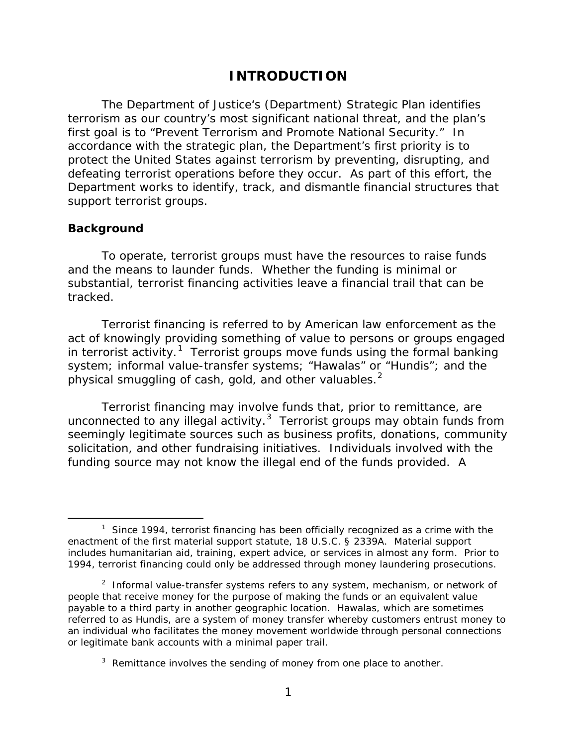# INTRODUCTION

The Department of Justice's (Department) Strategic Plan identifies terrorism as our country's most significant national threat, and the plan's first goal is to "Prevent Terrorism and Promote National Security." In accordance with the strategic plan, the Department's first priority is to protect the United States against terrorism by preventing, disrupting, and defeating terrorist operations before they occur. As part of this effort, the Department works to identify, track, and dismantle financial structures that support terrorist groups.

## Background

To operate, terrorist groups must have the resources to raise funds and the means to launder funds. Whether the funding is minimal or substantial, terrorist financing activities leave a financial trail that can be tracked.

Terrorist financing is referred to by American law enforcement as the act of knowingly providing something of value to persons or groups engaged in terrorist activity.[1] Terrorist groups move funds using the formal banking system; informal value-transfer systems; "Hawalas" or "Hundis"; and the physical smuggling of cash, gold, and other valuables.[2]

Terrorist financing may involve funds that, prior to remittance, are unconnected to any illegal activity.[3] Terrorist groups may obtain funds from seemingly legitimate sources such as business profits, donations, community solicitation, and other fundraising initiatives. Individuals involved with the funding source may not know the illegal end of the funds provided. A

---

[1] Since 1994, terrorist financing has been officially recognized as a crime with the enactment of the first material support statute, 18 U.S.C. § 2339A. Material support includes humanitarian aid, training, expert advice, or services in almost any form. Prior to 1994, terrorist financing could only be addressed through money laundering prosecutions.

[2] Informal value-transfer systems refers to any system, mechanism, or network of people that receive money for the purpose of making the funds or an equivalent value payable to a third party in another geographic location. Hawalas, which are sometimes referred to as Hundis, are a system of money transfer whereby customers entrust money to an individual who facilitates the money movement worldwide through personal connections or legitimate bank accounts with a minimal paper trail.

[3] Remittance involves the sending of money from one place to another.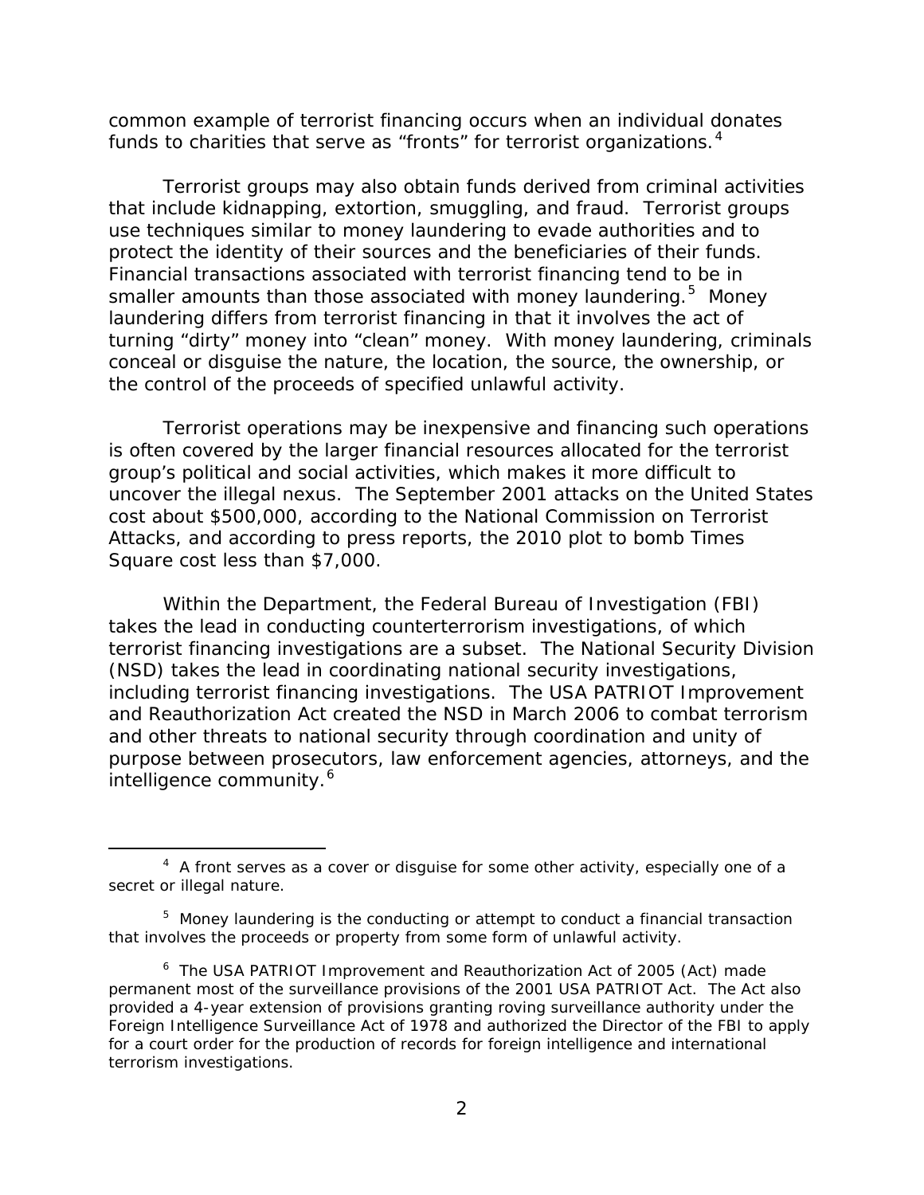common example of terrorist financing occurs when an individual donates funds to charities that serve as "fronts" for terrorist organizations.[4]

Terrorist groups may also obtain funds derived from criminal activities that include kidnapping, extortion, smuggling, and fraud. Terrorist groups use techniques similar to money laundering to evade authorities and to protect the identity of their sources and the beneficiaries of their funds. Financial transactions associated with terrorist financing tend to be in smaller amounts than those associated with money laundering.[5] Money laundering differs from terrorist financing in that it involves the act of turning "dirty" money into "clean" money. With money laundering, criminals conceal or disguise the nature, the location, the source, the ownership, or the control of the proceeds of specified unlawful activity.

Terrorist operations may be inexpensive and financing such operations is often covered by the larger financial resources allocated for the terrorist group's political and social activities, which makes it more difficult to uncover the illegal nexus. The September 2001 attacks on the United States cost about $500,000, according to the National Commission on Terrorist Attacks, and according to press reports, the 2010 plot to bomb Times Square cost less than $7,000.

Within the Department, the Federal Bureau of Investigation (FBI) takes the lead in conducting counterterrorism investigations, of which terrorist financing investigations are a subset. The National Security Division (NSD) takes the lead in coordinating national security investigations, including terrorist financing investigations. The USA PATRIOT Improvement and Reauthorization Act created the NSD in March 2006 to combat terrorism and other threats to national security through coordination and unity of purpose between prosecutors, law enforcement agencies, attorneys, and the intelligence community.[6]

---

[4] A front serves as a cover or disguise for some other activity, especially one of a secret or illegal nature.

[5] Money laundering is the conducting or attempt to conduct a financial transaction that involves the proceeds or property from some form of unlawful activity.

[6] The USA PATRIOT Improvement and Reauthorization Act of 2005 (Act) made permanent most of the surveillance provisions of the 2001 USA PATRIOT Act. The Act also provided a 4-year extension of provisions granting roving surveillance authority under the Foreign Intelligence Surveillance Act of 1978 and authorized the Director of the FBI to apply for a court order for the production of records for foreign intelligence and international terrorism investigations.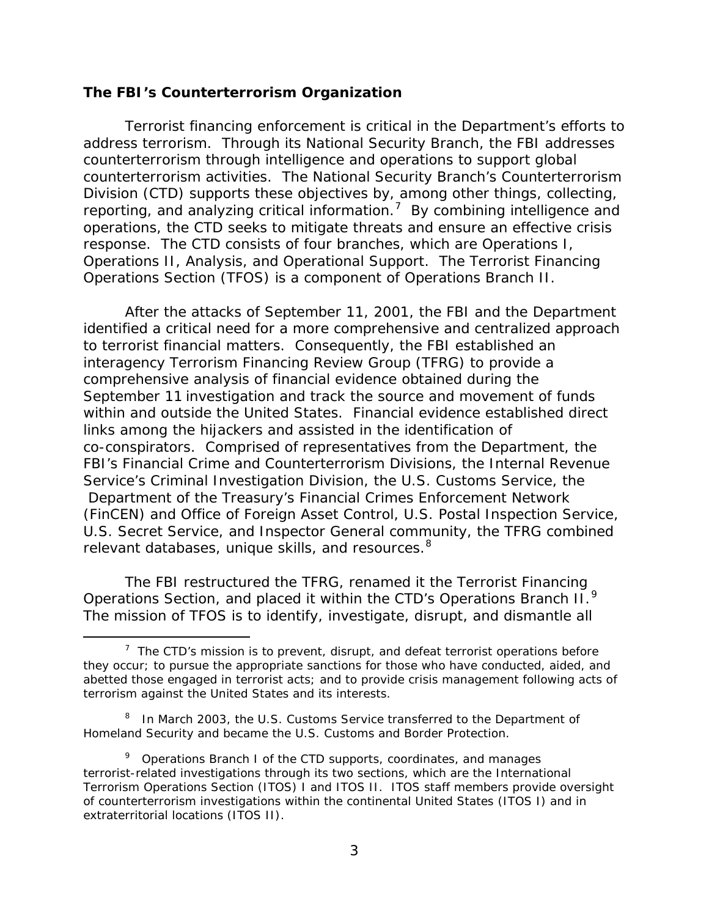### The FBI's Counterterrorism Organization

Terrorist financing enforcement is critical in the Department's efforts to address terrorism. Through its National Security Branch, the FBI addresses counterterrorism through intelligence and operations to support global counterterrorism activities. The National Security Branch's Counterterrorism Division (CTD) supports these objectives by, among other things, collecting, reporting, and analyzing critical information.[7] By combining intelligence and operations, the CTD seeks to mitigate threats and ensure an effective crisis response. The CTD consists of four branches, which are Operations I, Operations II, Analysis, and Operational Support. The Terrorist Financing Operations Section (TFOS) is a component of Operations Branch II.

After the attacks of September 11, 2001, the FBI and the Department identified a critical need for a more comprehensive and centralized approach to terrorist financial matters. Consequently, the FBI established an interagency Terrorism Financing Review Group (TFRG) to provide a comprehensive analysis of financial evidence obtained during the September 11 investigation and track the source and movement of funds within and outside the United States. Financial evidence established direct links among the hijackers and assisted in the identification of co-conspirators. Comprised of representatives from the Department, the FBI's Financial Crime and Counterterrorism Divisions, the Internal Revenue Service's Criminal Investigation Division, the U.S. Customs Service, the Department of the Treasury's Financial Crimes Enforcement Network (FinCEN) and Office of Foreign Asset Control, U.S. Postal Inspection Service, U.S. Secret Service, and Inspector General community, the TFRG combined relevant databases, unique skills, and resources.[8]

The FBI restructured the TFRG, renamed it the Terrorist Financing Operations Section, and placed it within the CTD's Operations Branch II.[9] The mission of TFOS is to identify, investigate, disrupt, and dismantle all

---

[7] The CTD's mission is to prevent, disrupt, and defeat terrorist operations before they occur; to pursue the appropriate sanctions for those who have conducted, aided, and abetted those engaged in terrorist acts; and to provide crisis management following acts of terrorism against the United States and its interests.

[8] In March 2003, the U.S. Customs Service transferred to the Department of Homeland Security and became the U.S. Customs and Border Protection.

[9] Operations Branch I of the CTD supports, coordinates, and manages terrorist-related investigations through its two sections, which are the International Terrorism Operations Section (ITOS) I and ITOS II. ITOS staff members provide oversight of counterterrorism investigations within the continental United States (ITOS I) and in extraterritorial locations (ITOS II).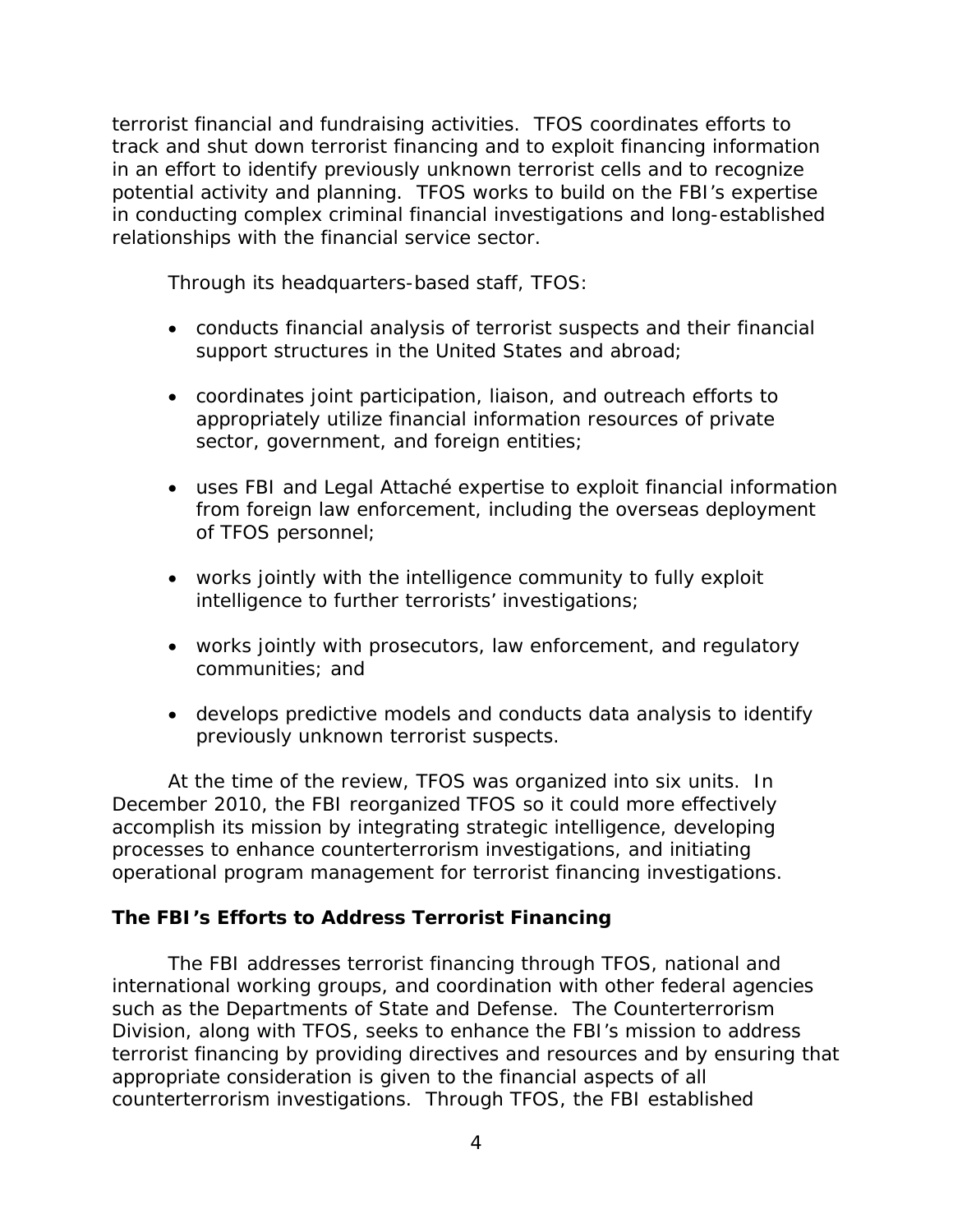terrorist financial and fundraising activities. TFOS coordinates efforts to track and shut down terrorist financing and to exploit financing information in an effort to identify previously unknown terrorist cells and to recognize potential activity and planning. TFOS works to build on the FBI's expertise in conducting complex criminal financial investigations and long-established relationships with the financial service sector.

Through its headquarters-based staff, TFOS:

- conducts financial analysis of terrorist suspects and their financial support structures in the United States and abroad;
- coordinates joint participation, liaison, and outreach efforts to appropriately utilize financial information resources of private sector, government, and foreign entities;
- uses FBI and Legal Attaché expertise to exploit financial information from foreign law enforcement, including the overseas deployment of TFOS personnel;
- works jointly with the intelligence community to fully exploit intelligence to further terrorists' investigations;
- works jointly with prosecutors, law enforcement, and regulatory communities; and
- develops predictive models and conducts data analysis to identify previously unknown terrorist suspects.

At the time of the review, TFOS was organized into six units. In December 2010, the FBI reorganized TFOS so it could more effectively accomplish its mission by integrating strategic intelligence, developing processes to enhance counterterrorism investigations, and initiating operational program management for terrorist financing investigations.

### The FBI's Efforts to Address Terrorist Financing

The FBI addresses terrorist financing through TFOS, national and international working groups, and coordination with other federal agencies such as the Departments of State and Defense. The Counterterrorism Division, along with TFOS, seeks to enhance the FBI's mission to address terrorist financing by providing directives and resources and by ensuring that appropriate consideration is given to the financial aspects of all counterterrorism investigations. Through TFOS, the FBI established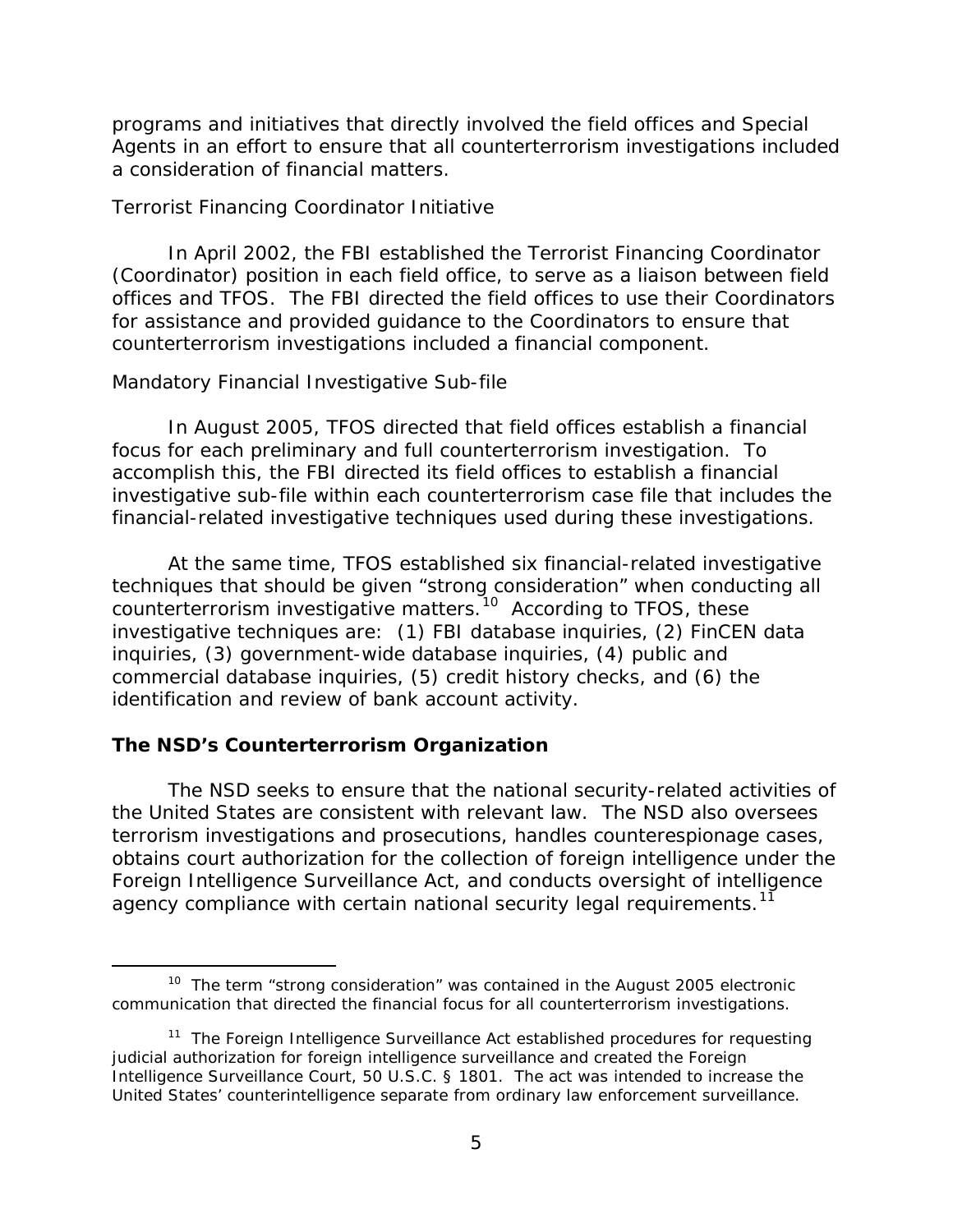programs and initiatives that directly involved the field offices and Special Agents in an effort to ensure that all counterterrorism investigations included a consideration of financial matters.

### Terrorist Financing Coordinator Initiative

In April 2002, the FBI established the Terrorist Financing Coordinator (Coordinator) position in each field office, to serve as a liaison between field offices and TFOS. The FBI directed the field offices to use their Coordinators for assistance and provided guidance to the Coordinators to ensure that counterterrorism investigations included a financial component.

### Mandatory Financial Investigative Sub-file

In August 2005, TFOS directed that field offices establish a financial focus for each preliminary and full counterterrorism investigation. To accomplish this, the FBI directed its field offices to establish a financial investigative sub-file within each counterterrorism case file that includes the financial-related investigative techniques used during these investigations.

At the same time, TFOS established six financial-related investigative techniques that should be given "strong consideration" when conducting all counterterrorism investigative matters.[10] According to TFOS, these investigative techniques are: (1) FBI database inquiries, (2) FinCEN data inquiries, (3) government-wide database inquiries, (4) public and commercial database inquiries, (5) credit history checks, and (6) the identification and review of bank account activity.

## The NSD's Counterterrorism Organization

The NSD seeks to ensure that the national security-related activities of the United States are consistent with relevant law. The NSD also oversees terrorism investigations and prosecutions, handles counterespionage cases, obtains court authorization for the collection of foreign intelligence under the Foreign Intelligence Surveillance Act, and conducts oversight of intelligence agency compliance with certain national security legal requirements.[11]

---

[10] The term "strong consideration" was contained in the August 2005 electronic communication that directed the financial focus for all counterterrorism investigations.

[11] The Foreign Intelligence Surveillance Act established procedures for requesting judicial authorization for foreign intelligence surveillance and created the Foreign Intelligence Surveillance Court, 50 U.S.C. § 1801. The act was intended to increase the United States' counterintelligence separate from ordinary law enforcement surveillance.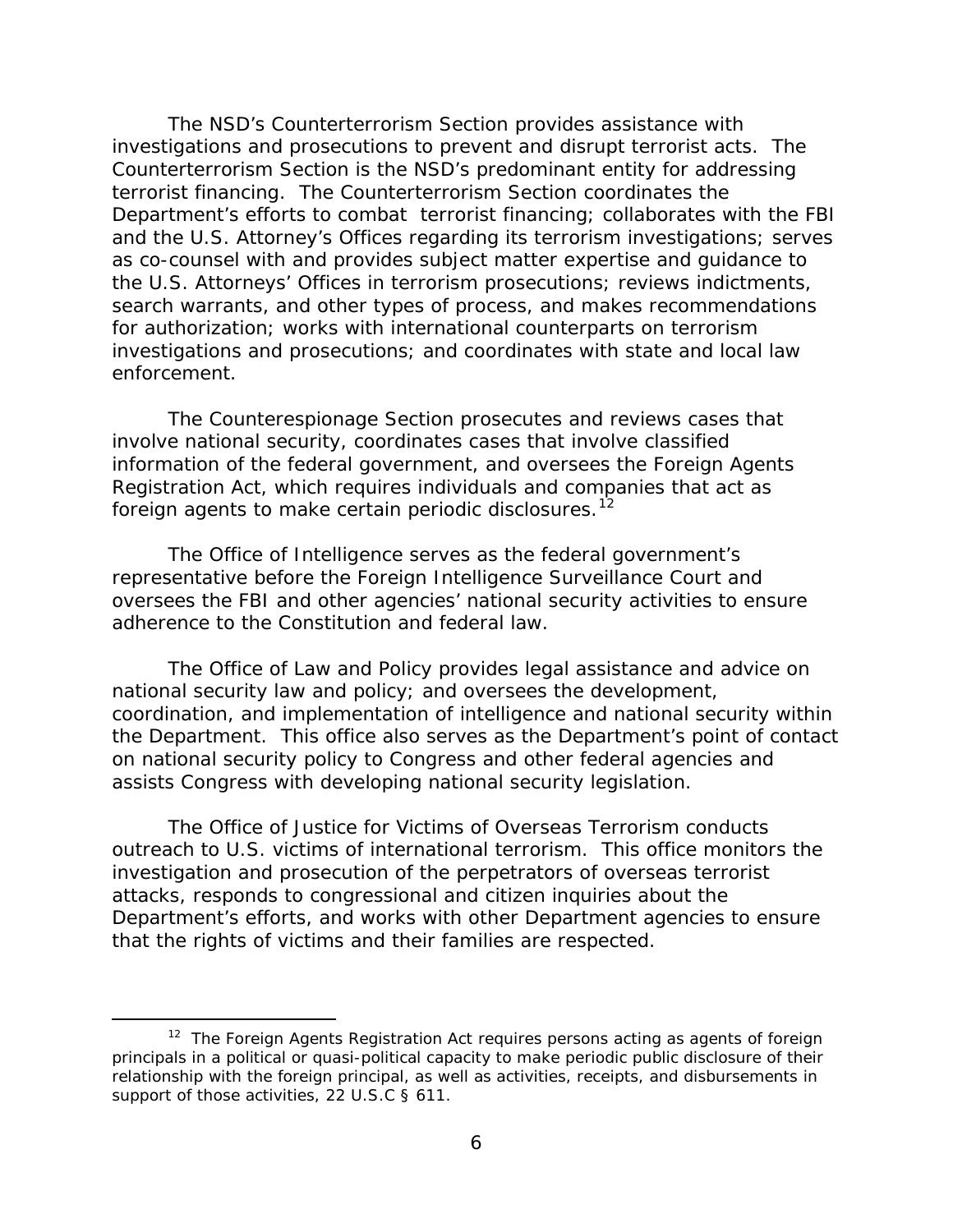The NSD's Counterterrorism Section provides assistance with investigations and prosecutions to prevent and disrupt terrorist acts. The Counterterrorism Section is the NSD's predominant entity for addressing terrorist financing. The Counterterrorism Section coordinates the Department's efforts to combat terrorist financing; collaborates with the FBI and the U.S. Attorney's Offices regarding its terrorism investigations; serves as co-counsel with and provides subject matter expertise and guidance to the U.S. Attorneys' Offices in terrorism prosecutions; reviews indictments, search warrants, and other types of process, and makes recommendations for authorization; works with international counterparts on terrorism investigations and prosecutions; and coordinates with state and local law enforcement.

The Counterespionage Section prosecutes and reviews cases that involve national security, coordinates cases that involve classified information of the federal government, and oversees the Foreign Agents Registration Act, which requires individuals and companies that act as foreign agents to make certain periodic disclosures.[12]

The Office of Intelligence serves as the federal government's representative before the Foreign Intelligence Surveillance Court and oversees the FBI and other agencies' national security activities to ensure adherence to the Constitution and federal law.

The Office of Law and Policy provides legal assistance and advice on national security law and policy; and oversees the development, coordination, and implementation of intelligence and national security within the Department. This office also serves as the Department's point of contact on national security policy to Congress and other federal agencies and assists Congress with developing national security legislation.

The Office of Justice for Victims of Overseas Terrorism conducts outreach to U.S. victims of international terrorism. This office monitors the investigation and prosecution of the perpetrators of overseas terrorist attacks, responds to congressional and citizen inquiries about the Department's efforts, and works with other Department agencies to ensure that the rights of victims and their families are respected.

---

[12] The Foreign Agents Registration Act requires persons acting as agents of foreign principals in a political or quasi-political capacity to make periodic public disclosure of their relationship with the foreign principal, as well as activities, receipts, and disbursements in support of those activities, 22 U.S.C § 611.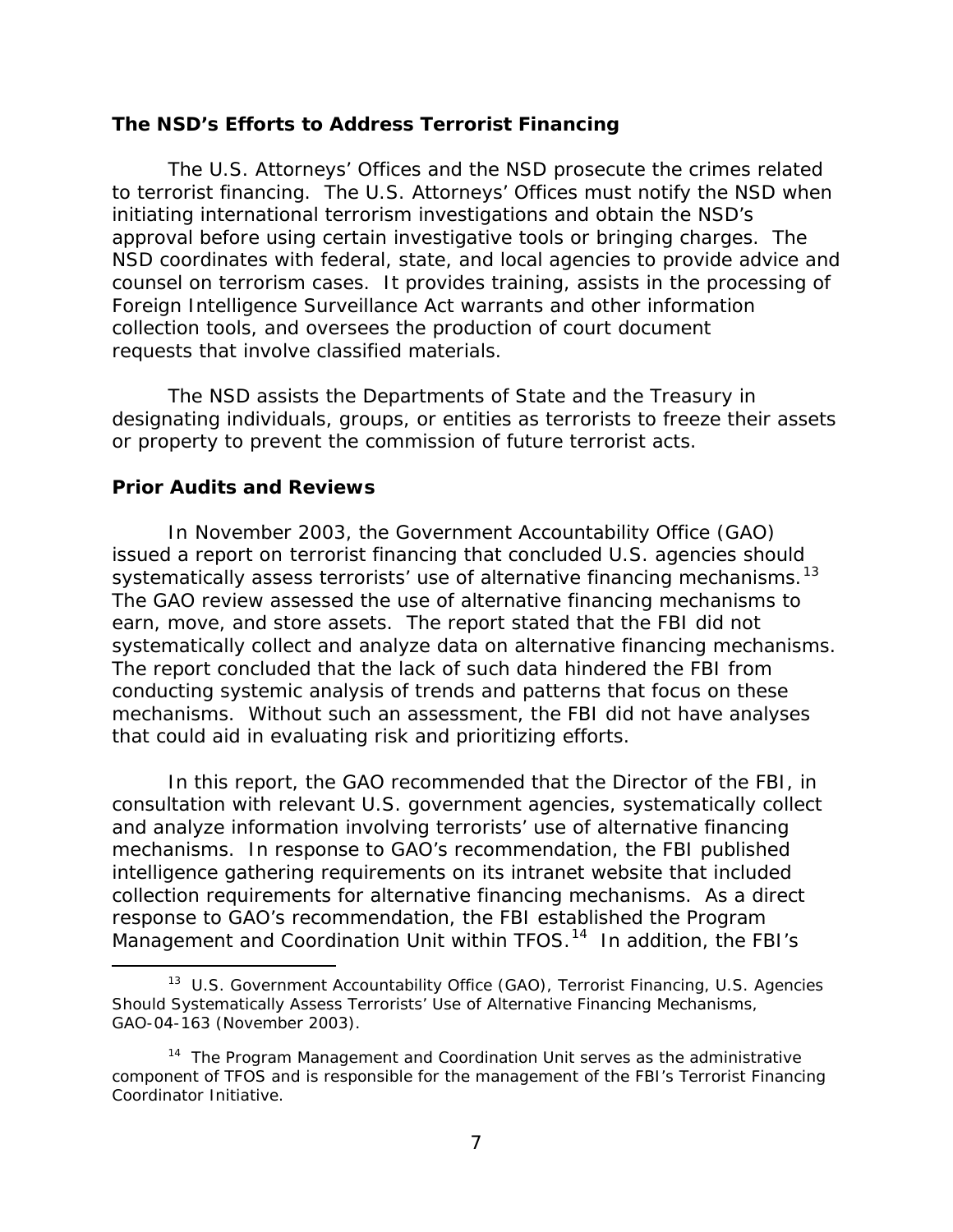### The NSD's Efforts to Address Terrorist Financing

The U.S. Attorneys' Offices and the NSD prosecute the crimes related to terrorist financing. The U.S. Attorneys' Offices must notify the NSD when initiating international terrorism investigations and obtain the NSD's approval before using certain investigative tools or bringing charges. The NSD coordinates with federal, state, and local agencies to provide advice and counsel on terrorism cases. It provides training, assists in the processing of Foreign Intelligence Surveillance Act warrants and other information collection tools, and oversees the production of court document requests that involve classified materials.

The NSD assists the Departments of State and the Treasury in designating individuals, groups, or entities as terrorists to freeze their assets or property to prevent the commission of future terrorist acts.

### Prior Audits and Reviews

In November 2003, the Government Accountability Office (GAO) issued a report on terrorist financing that concluded U.S. agencies should systematically assess terrorists' use of alternative financing mechanisms.[13] The GAO review assessed the use of alternative financing mechanisms to earn, move, and store assets. The report stated that the FBI did not systematically collect and analyze data on alternative financing mechanisms. The report concluded that the lack of such data hindered the FBI from conducting systemic analysis of trends and patterns that focus on these mechanisms. Without such an assessment, the FBI did not have analyses that could aid in evaluating risk and prioritizing efforts.

In this report, the GAO recommended that the Director of the FBI, in consultation with relevant U.S. government agencies, systematically collect and analyze information involving terrorists' use of alternative financing mechanisms. In response to GAO's recommendation, the FBI published intelligence gathering requirements on its intranet website that included collection requirements for alternative financing mechanisms. As a direct response to GAO's recommendation, the FBI established the Program Management and Coordination Unit within TFOS.[14] In addition, the FBI's

---

[13] U.S. Government Accountability Office (GAO), Terrorist Financing, U.S. Agencies Should Systematically Assess Terrorists' Use of Alternative Financing Mechanisms, GAO-04-163 (November 2003).

[14] The Program Management and Coordination Unit serves as the administrative component of TFOS and is responsible for the management of the FBI's Terrorist Financing Coordinator Initiative.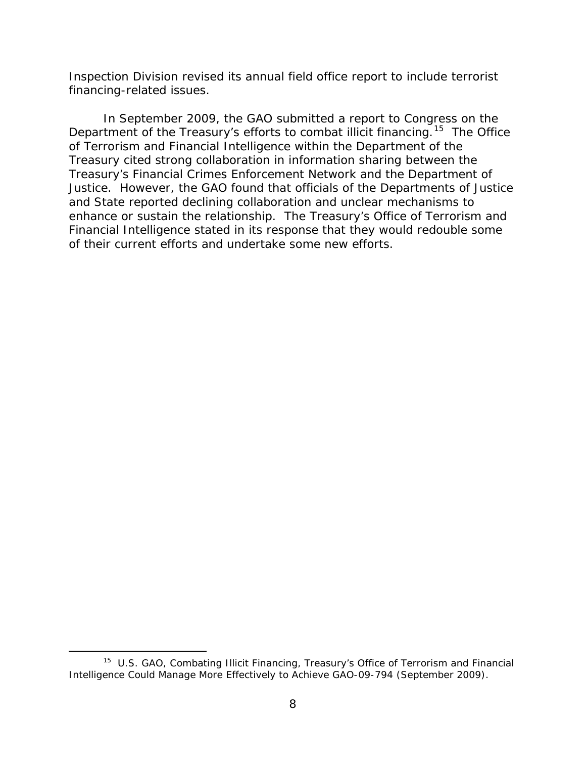Inspection Division revised its annual field office report to include terrorist financing-related issues.

In September 2009, the GAO submitted a report to Congress on the Department of the Treasury's efforts to combat illicit financing.[15] The Office of Terrorism and Financial Intelligence within the Department of the Treasury cited strong collaboration in information sharing between the Treasury's Financial Crimes Enforcement Network and the Department of Justice. However, the GAO found that officials of the Departments of Justice and State reported declining collaboration and unclear mechanisms to enhance or sustain the relationship. The Treasury's Office of Terrorism and Financial Intelligence stated in its response that they would redouble some of their current efforts and undertake some new efforts.

---

[15] U.S. GAO, Combating Illicit Financing, Treasury's Office of Terrorism and Financial Intelligence Could Manage More Effectively to Achieve GAO-09-794 (September 2009).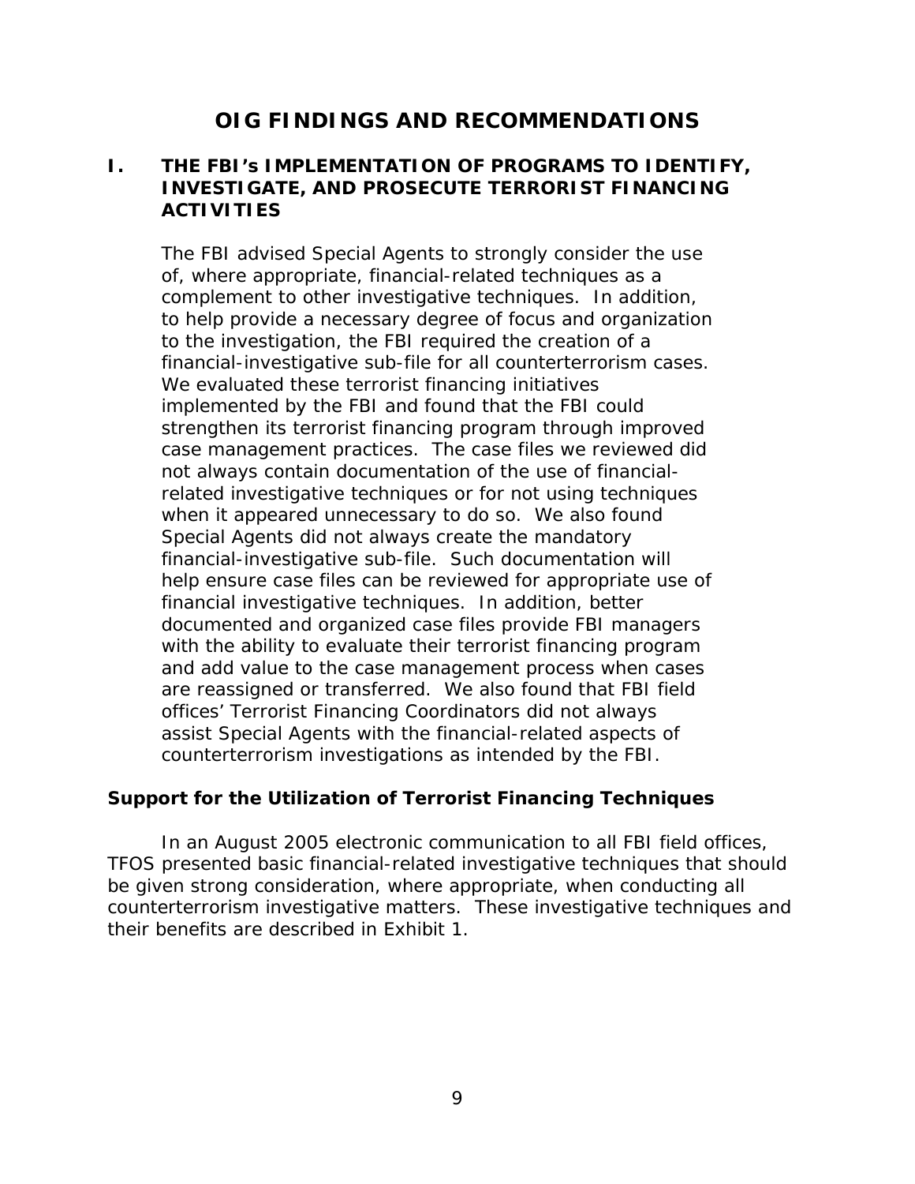# OIG FINDINGS AND RECOMMENDATIONS

## I. THE FBI's IMPLEMENTATION OF PROGRAMS TO IDENTIFY, INVESTIGATE, AND PROSECUTE TERRORIST FINANCING ACTIVITIES

The FBI advised Special Agents to strongly consider the use of, where appropriate, financial-related techniques as a complement to other investigative techniques. In addition, to help provide a necessary degree of focus and organization to the investigation, the FBI required the creation of a financial-investigative sub-file for all counterterrorism cases. We evaluated these terrorist financing initiatives implemented by the FBI and found that the FBI could strengthen its terrorist financing program through improved case management practices. The case files we reviewed did not always contain documentation of the use of financial-related investigative techniques or for not using techniques when it appeared unnecessary to do so. We also found Special Agents did not always create the mandatory financial-investigative sub-file. Such documentation will help ensure case files can be reviewed for appropriate use of financial investigative techniques. In addition, better documented and organized case files provide FBI managers with the ability to evaluate their terrorist financing program and add value to the case management process when cases are reassigned or transferred. We also found that FBI field offices' Terrorist Financing Coordinators did not always assist Special Agents with the financial-related aspects of counterterrorism investigations as intended by the FBI.

### Support for the Utilization of Terrorist Financing Techniques

In an August 2005 electronic communication to all FBI field offices, TFOS presented basic financial-related investigative techniques that should be given strong consideration, where appropriate, when conducting all counterterrorism investigative matters. These investigative techniques and their benefits are described in Exhibit 1.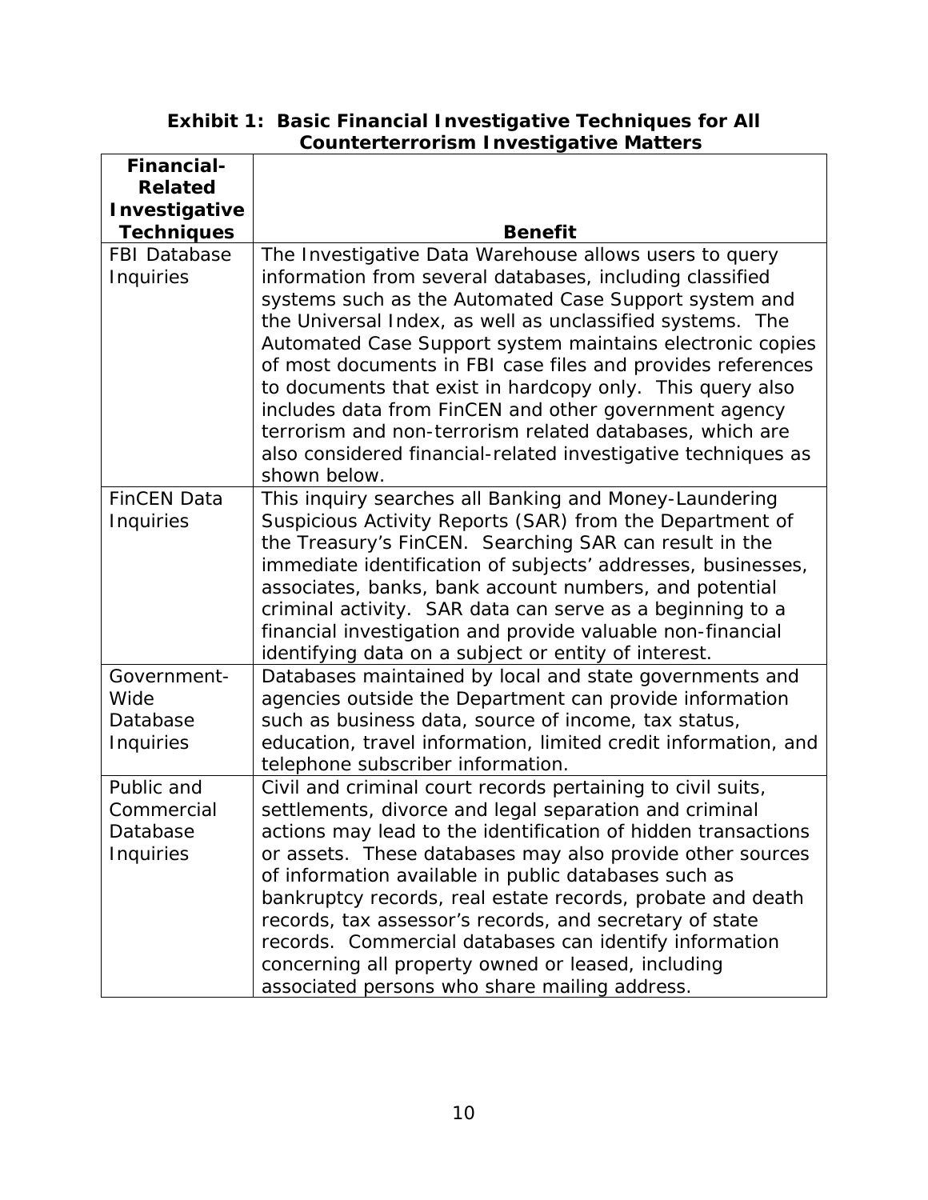**Exhibit 1: Basic Financial Investigative Techniques for All Counterterrorism Investigative Matters**

| Financial-Related Investigative Techniques | Benefit |
|---|---|
| FBI Database Inquiries | The Investigative Data Warehouse allows users to query information from several databases, including classified systems such as the Automated Case Support system and the Universal Index, as well as unclassified systems. The Automated Case Support system maintains electronic copies of most documents in FBI case files and provides references to documents that exist in hardcopy only. This query also includes data from FinCEN and other government agency terrorism and non-terrorism related databases, which are also considered financial-related investigative techniques as shown below. |
| FinCEN Data Inquiries | This inquiry searches all Banking and Money-Laundering Suspicious Activity Reports (SAR) from the Department of the Treasury's FinCEN. Searching SAR can result in the immediate identification of subjects' addresses, businesses, associates, banks, bank account numbers, and potential criminal activity. SAR data can serve as a beginning to a financial investigation and provide valuable non-financial identifying data on a subject or entity of interest. |
| Government-Wide Database Inquiries | Databases maintained by local and state governments and agencies outside the Department can provide information such as business data, source of income, tax status, education, travel information, limited credit information, and telephone subscriber information. |
| Public and Commercial Database Inquiries | Civil and criminal court records pertaining to civil suits, settlements, divorce and legal separation and criminal actions may lead to the identification of hidden transactions or assets. These databases may also provide other sources of information available in public databases such as bankruptcy records, real estate records, probate and death records, tax assessor's records, and secretary of state records. Commercial databases can identify information concerning all property owned or leased, including associated persons who share mailing address. |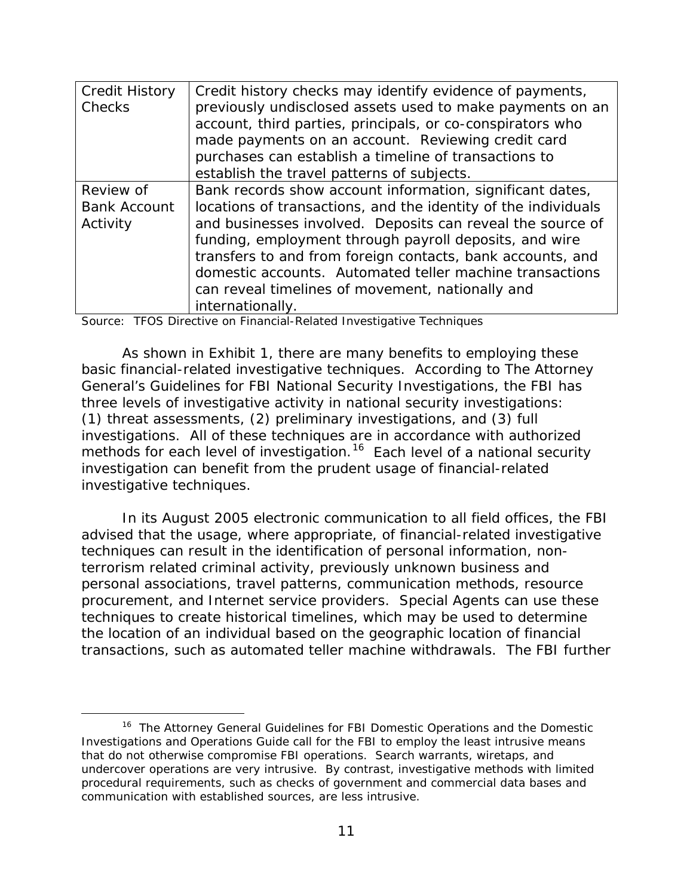| Credit History Checks | Credit history checks may identify evidence of payments, previously undisclosed assets used to make payments on an account, third parties, principals, or co-conspirators who made payments on an account. Reviewing credit card purchases can establish a timeline of transactions to establish the travel patterns of subjects. |
|---|---|
| Review of Bank Account Activity | Bank records show account information, significant dates, locations of transactions, and the identity of the individuals and businesses involved. Deposits can reveal the source of funding, employment through payroll deposits, and wire transfers to and from foreign contacts, bank accounts, and domestic accounts. Automated teller machine transactions can reveal timelines of movement, nationally and internationally. |

Source: TFOS Directive on Financial-Related Investigative Techniques

As shown in Exhibit 1, there are many benefits to employing these basic financial-related investigative techniques. According to The Attorney General's Guidelines for FBI National Security Investigations, the FBI has three levels of investigative activity in national security investigations: (1) threat assessments, (2) preliminary investigations, and (3) full investigations. All of these techniques are in accordance with authorized methods for each level of investigation.[16] Each level of a national security investigation can benefit from the prudent usage of financial-related investigative techniques.

In its August 2005 electronic communication to all field offices, the FBI advised that the usage, where appropriate, of financial-related investigative techniques can result in the identification of personal information, non-terrorism related criminal activity, previously unknown business and personal associations, travel patterns, communication methods, resource procurement, and Internet service providers. Special Agents can use these techniques to create historical timelines, which may be used to determine the location of an individual based on the geographic location of financial transactions, such as automated teller machine withdrawals. The FBI further

[16] The Attorney General Guidelines for FBI Domestic Operations and the Domestic Investigations and Operations Guide call for the FBI to employ the least intrusive means that do not otherwise compromise FBI operations. Search warrants, wiretaps, and undercover operations are very intrusive. By contrast, investigative methods with limited procedural requirements, such as checks of government and commercial data bases and communication with established sources, are less intrusive.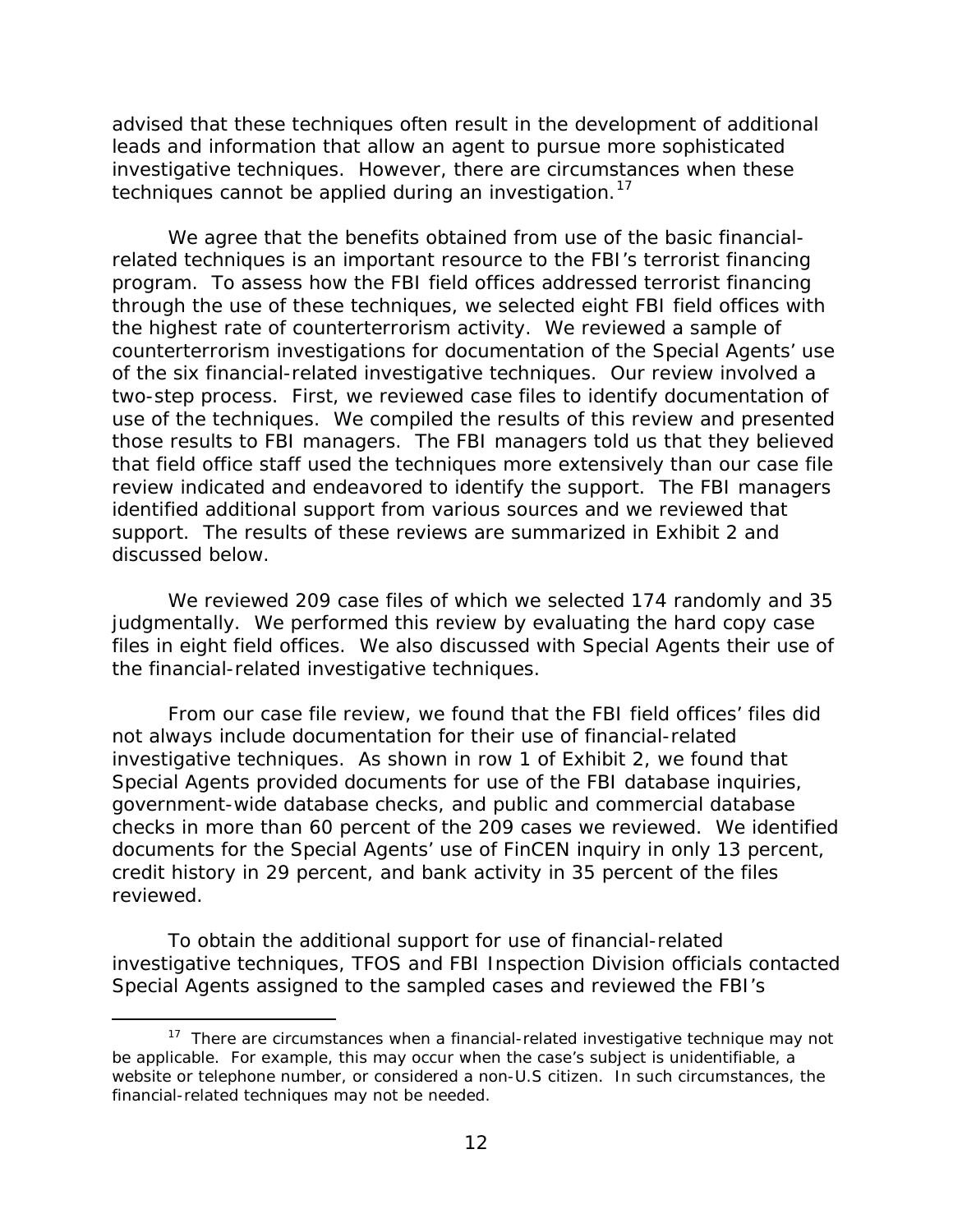advised that these techniques often result in the development of additional leads and information that allow an agent to pursue more sophisticated investigative techniques. However, there are circumstances when these techniques cannot be applied during an investigation.[17]

We agree that the benefits obtained from use of the basic financial-related techniques is an important resource to the FBI's terrorist financing program. To assess how the FBI field offices addressed terrorist financing through the use of these techniques, we selected eight FBI field offices with the highest rate of counterterrorism activity. We reviewed a sample of counterterrorism investigations for documentation of the Special Agents' use of the six financial-related investigative techniques. Our review involved a two-step process. First, we reviewed case files to identify documentation of use of the techniques. We compiled the results of this review and presented those results to FBI managers. The FBI managers told us that they believed that field office staff used the techniques more extensively than our case file review indicated and endeavored to identify the support. The FBI managers identified additional support from various sources and we reviewed that support. The results of these reviews are summarized in Exhibit 2 and discussed below.

We reviewed 209 case files of which we selected 174 randomly and 35 judgmentally. We performed this review by evaluating the hard copy case files in eight field offices. We also discussed with Special Agents their use of the financial-related investigative techniques.

From our case file review, we found that the FBI field offices' files did not always include documentation for their use of financial-related investigative techniques. As shown in row 1 of Exhibit 2, we found that Special Agents provided documents for use of the FBI database inquiries, government-wide database checks, and public and commercial database checks in more than 60 percent of the 209 cases we reviewed. We identified documents for the Special Agents' use of FinCEN inquiry in only 13 percent, credit history in 29 percent, and bank activity in 35 percent of the files reviewed.

To obtain the additional support for use of financial-related investigative techniques, TFOS and FBI Inspection Division officials contacted Special Agents assigned to the sampled cases and reviewed the FBI's

[17] There are circumstances when a financial-related investigative technique may not be applicable. For example, this may occur when the case's subject is unidentifiable, a website or telephone number, or considered a non-U.S citizen. In such circumstances, the financial-related techniques may not be needed.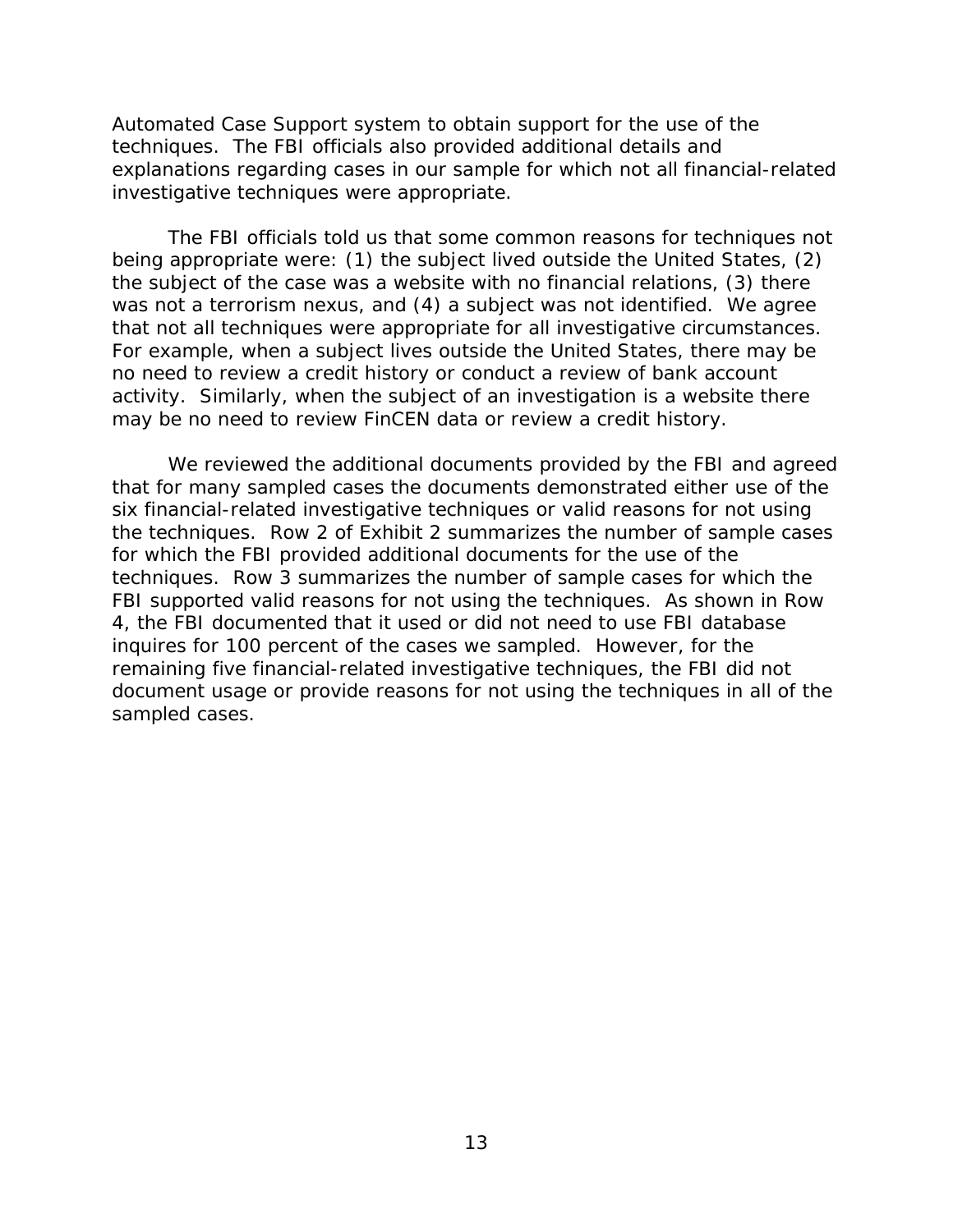Automated Case Support system to obtain support for the use of the techniques. The FBI officials also provided additional details and explanations regarding cases in our sample for which not all financial-related investigative techniques were appropriate.

The FBI officials told us that some common reasons for techniques not being appropriate were: (1) the subject lived outside the United States, (2) the subject of the case was a website with no financial relations, (3) there was not a terrorism nexus, and (4) a subject was not identified. We agree that not all techniques were appropriate for all investigative circumstances. For example, when a subject lives outside the United States, there may be no need to review a credit history or conduct a review of bank account activity. Similarly, when the subject of an investigation is a website there may be no need to review FinCEN data or review a credit history.

We reviewed the additional documents provided by the FBI and agreed that for many sampled cases the documents demonstrated either use of the six financial-related investigative techniques or valid reasons for not using the techniques. Row 2 of Exhibit 2 summarizes the number of sample cases for which the FBI provided additional documents for the use of the techniques. Row 3 summarizes the number of sample cases for which the FBI supported valid reasons for not using the techniques. As shown in Row 4, the FBI documented that it used or did not need to use FBI database inquires for 100 percent of the cases we sampled. However, for the remaining five financial-related investigative techniques, the FBI did not document usage or provide reasons for not using the techniques in all of the sampled cases.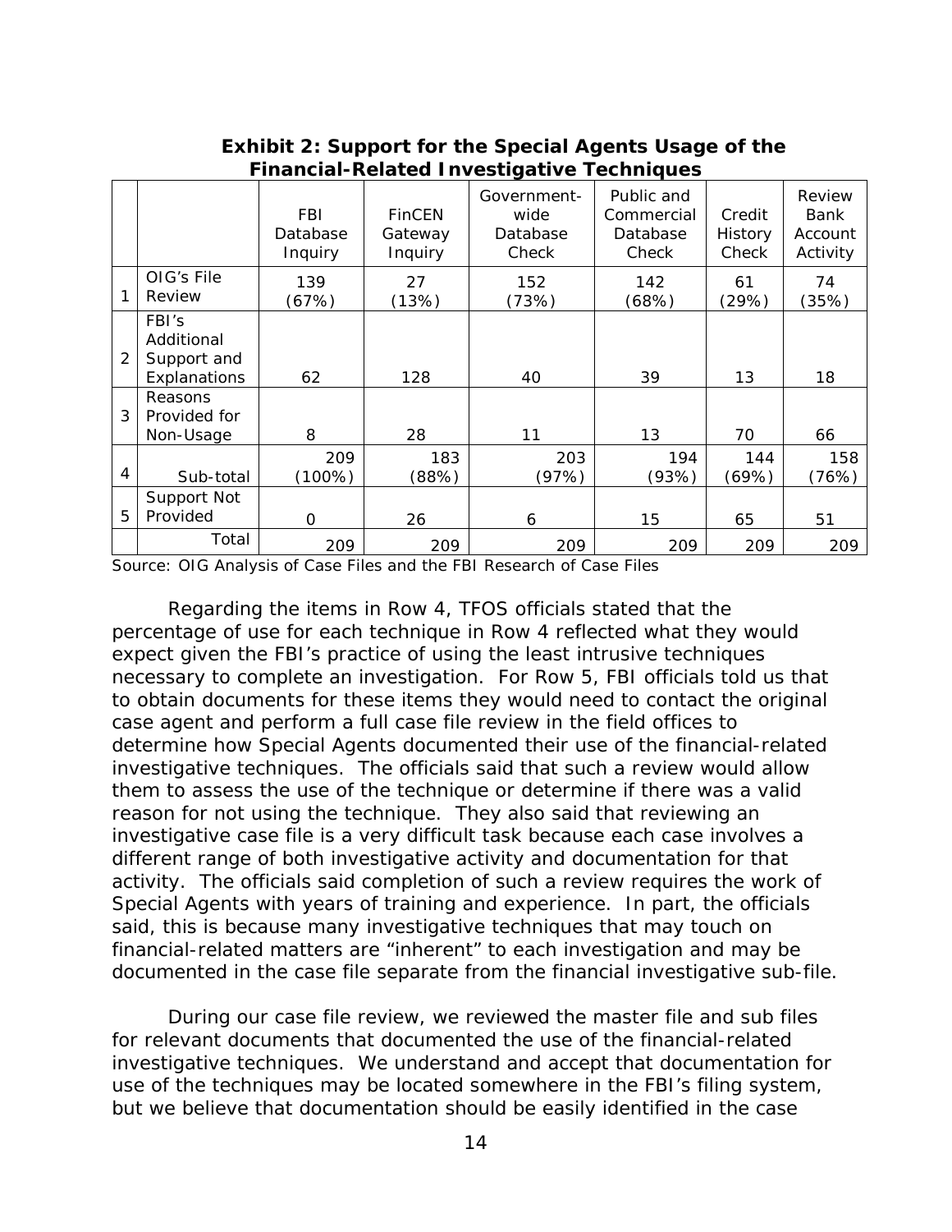**Exhibit 2: Support for the Special Agents Usage of the Financial-Related Investigative Techniques**

| | | FBI Database Inquiry | FinCEN Gateway Inquiry | Government-wide Database Check | Public and Commercial Database Check | Credit History Check | Review Bank Account Activity |
|---|---|---|---|---|---|---|---|
| 1 | OIG's File Review | 139 (67%) | 27 (13%) | 152 (73%) | 142 (68%) | 61 (29%) | 74 (35%) |
| 2 | FBI's Additional Support and Explanations | 62 | 128 | 40 | 39 | 13 | 18 |
| 3 | Reasons Provided for Non-Usage | 8 | 28 | 11 | 13 | 70 | 66 |
| 4 | Sub-total | 209 (100%) | 183 (88%) | 203 (97%) | 194 (93%) | 144 (69%) | 158 (76%) |
| 5 | Support Not Provided | 0 | 26 | 6 | 15 | 65 | 51 |
| | Total | 209 | 209 | 209 | 209 | 209 | 209 |

Source: OIG Analysis of Case Files and the FBI Research of Case Files

Regarding the items in Row 4, TFOS officials stated that the percentage of use for each technique in Row 4 reflected what they would expect given the FBI's practice of using the least intrusive techniques necessary to complete an investigation. For Row 5, FBI officials told us that to obtain documents for these items they would need to contact the original case agent and perform a full case file review in the field offices to determine how Special Agents documented their use of the financial-related investigative techniques. The officials said that such a review would allow them to assess the use of the technique or determine if there was a valid reason for not using the technique. They also said that reviewing an investigative case file is a very difficult task because each case involves a different range of both investigative activity and documentation for that activity. The officials said completion of such a review requires the work of Special Agents with years of training and experience. In part, the officials said, this is because many investigative techniques that may touch on financial-related matters are "inherent" to each investigation and may be documented in the case file separate from the financial investigative sub-file.

During our case file review, we reviewed the master file and sub files for relevant documents that documented the use of the financial-related investigative techniques. We understand and accept that documentation for use of the techniques may be located somewhere in the FBI's filing system, but we believe that documentation should be easily identified in the case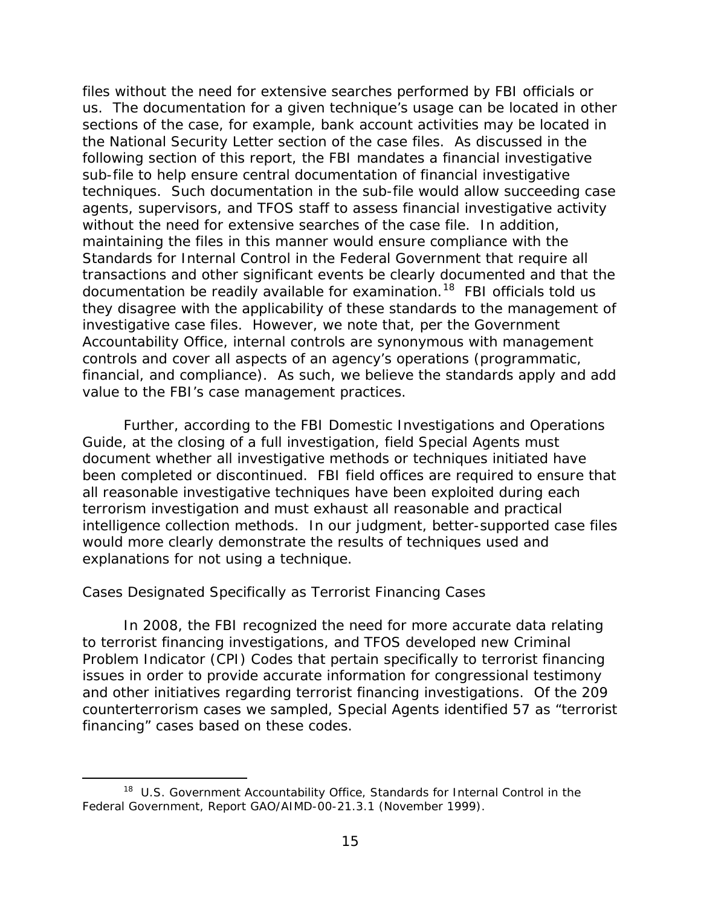files without the need for extensive searches performed by FBI officials or us. The documentation for a given technique's usage can be located in other sections of the case, for example, bank account activities may be located in the National Security Letter section of the case files. As discussed in the following section of this report, the FBI mandates a financial investigative sub-file to help ensure central documentation of financial investigative techniques. Such documentation in the sub-file would allow succeeding case agents, supervisors, and TFOS staff to assess financial investigative activity without the need for extensive searches of the case file. In addition, maintaining the files in this manner would ensure compliance with the Standards for Internal Control in the Federal Government that require all transactions and other significant events be clearly documented and that the documentation be readily available for examination.[18] FBI officials told us they disagree with the applicability of these standards to the management of investigative case files. However, we note that, per the Government Accountability Office, internal controls are synonymous with management controls and cover all aspects of an agency's operations (programmatic, financial, and compliance). As such, we believe the standards apply and add value to the FBI's case management practices.

Further, according to the FBI Domestic Investigations and Operations Guide, at the closing of a full investigation, field Special Agents must document whether all investigative methods or techniques initiated have been completed or discontinued. FBI field offices are required to ensure that all reasonable investigative techniques have been exploited during each terrorism investigation and must exhaust all reasonable and practical intelligence collection methods. In our judgment, better-supported case files would more clearly demonstrate the results of techniques used and explanations for not using a technique.

*Cases Designated Specifically as Terrorist Financing Cases*

In 2008, the FBI recognized the need for more accurate data relating to terrorist financing investigations, and TFOS developed new Criminal Problem Indicator (CPI) Codes that pertain specifically to terrorist financing issues in order to provide accurate information for congressional testimony and other initiatives regarding terrorist financing investigations. Of the 209 counterterrorism cases we sampled, Special Agents identified 57 as "terrorist financing" cases based on these codes.

---

[18] U.S. Government Accountability Office, *Standards for Internal Control in the Federal Government*, Report GAO/AIMD-00-21.3.1 (November 1999).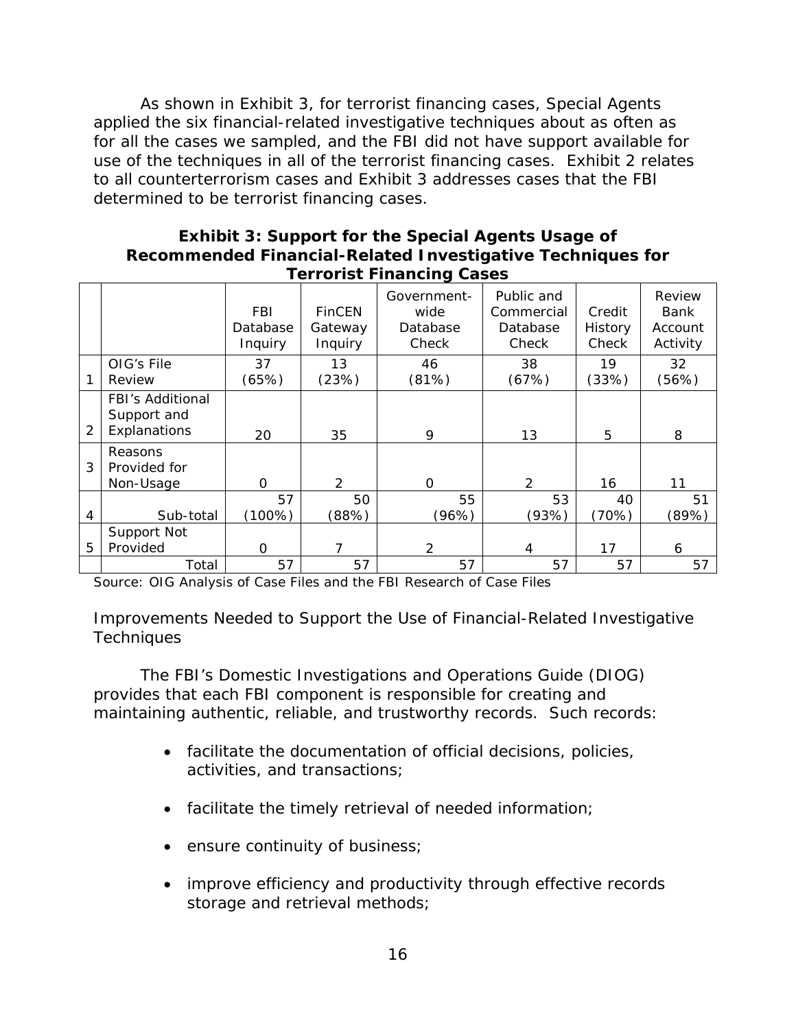As shown in Exhibit 3, for terrorist financing cases, Special Agents applied the six financial-related investigative techniques about as often as for all the cases we sampled, and the FBI did not have support available for use of the techniques in all of the terrorist financing cases. Exhibit 2 relates to all counterterrorism cases and Exhibit 3 addresses cases that the FBI determined to be terrorist financing cases.

**Exhibit 3: Support for the Special Agents Usage of Recommended Financial-Related Investigative Techniques for Terrorist Financing Cases**

| | | FBI Database Inquiry | FinCEN Gateway Inquiry | Government-wide Database Check | Public and Commercial Database Check | Credit History Check | Review Bank Account Activity |
|---|---|---|---|---|---|---|---|
| 1 | OIG's File Review | 37 (65%) | 13 (23%) | 46 (81%) | 38 (67%) | 19 (33%) | 32 (56%) |
| 2 | FBI's Additional Support and Explanations | 20 | 35 | 9 | 13 | 5 | 8 |
| 3 | Reasons Provided for Non-Usage | 0 | 2 | 0 | 2 | 16 | 11 |
| 4 | Sub-total | 57 (100%) | 50 (88%) | 55 (96%) | 53 (93%) | 40 (70%) | 51 (89%) |
| 5 | Support Not Provided | 0 | 7 | 2 | 4 | 17 | 6 |
| | Total | 57 | 57 | 57 | 57 | 57 | 57 |

Source: OIG Analysis of Case Files and the FBI Research of Case Files

## Improvements Needed to Support the Use of Financial-Related Investigative Techniques

The FBI's Domestic Investigations and Operations Guide (DIOG) provides that each FBI component is responsible for creating and maintaining authentic, reliable, and trustworthy records. Such records:

- facilitate the documentation of official decisions, policies, activities, and transactions;
- facilitate the timely retrieval of needed information;
- ensure continuity of business;
- improve efficiency and productivity through effective records storage and retrieval methods;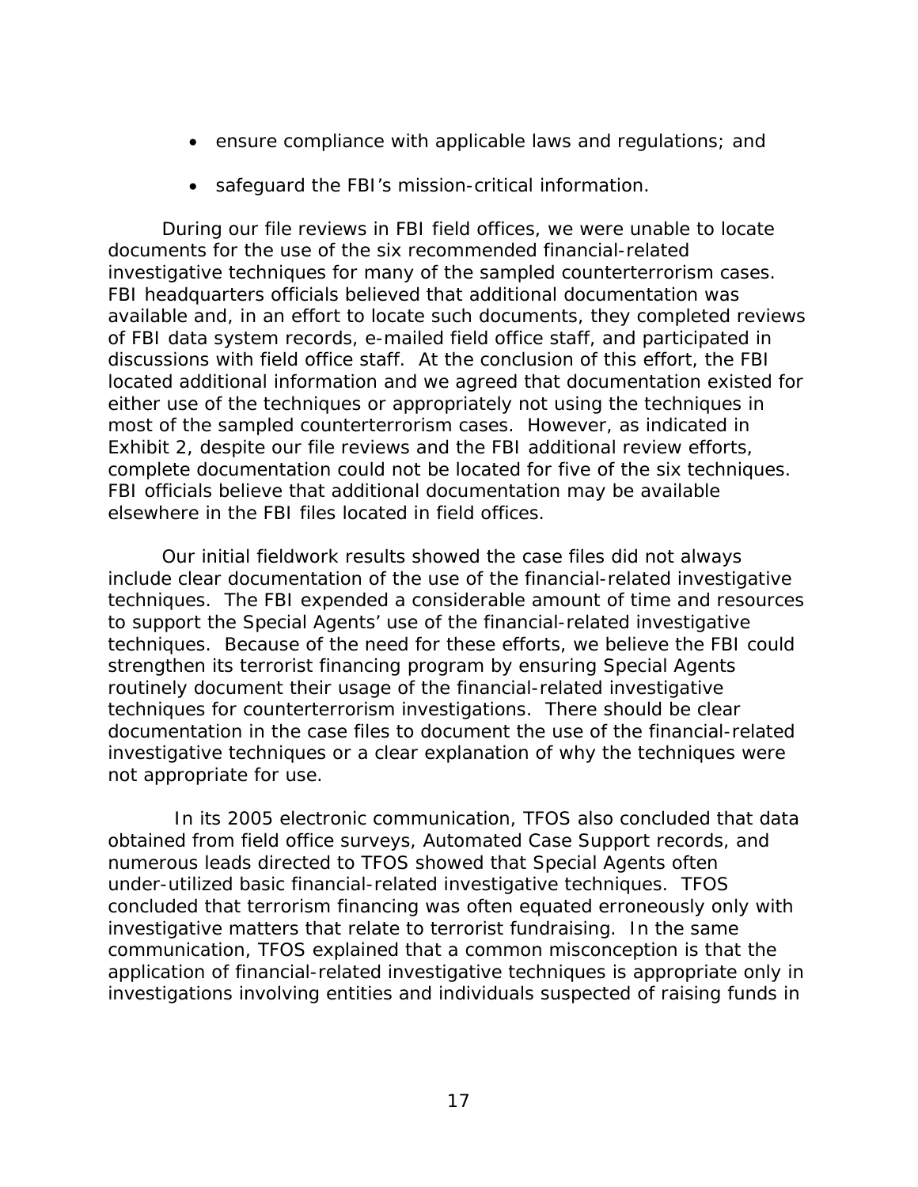- ensure compliance with applicable laws and regulations; and
- safeguard the FBI's mission-critical information.

During our file reviews in FBI field offices, we were unable to locate documents for the use of the six recommended financial-related investigative techniques for many of the sampled counterterrorism cases. FBI headquarters officials believed that additional documentation was available and, in an effort to locate such documents, they completed reviews of FBI data system records, e-mailed field office staff, and participated in discussions with field office staff. At the conclusion of this effort, the FBI located additional information and we agreed that documentation existed for either use of the techniques or appropriately not using the techniques in most of the sampled counterterrorism cases. However, as indicated in Exhibit 2, despite our file reviews and the FBI additional review efforts, complete documentation could not be located for five of the six techniques. FBI officials believe that additional documentation may be available elsewhere in the FBI files located in field offices.

Our initial fieldwork results showed the case files did not always include clear documentation of the use of the financial-related investigative techniques. The FBI expended a considerable amount of time and resources to support the Special Agents' use of the financial-related investigative techniques. Because of the need for these efforts, we believe the FBI could strengthen its terrorist financing program by ensuring Special Agents routinely document their usage of the financial-related investigative techniques for counterterrorism investigations. There should be clear documentation in the case files to document the use of the financial-related investigative techniques or a clear explanation of why the techniques were not appropriate for use.

In its 2005 electronic communication, TFOS also concluded that data obtained from field office surveys, Automated Case Support records, and numerous leads directed to TFOS showed that Special Agents often under-utilized basic financial-related investigative techniques. TFOS concluded that terrorism financing was often equated erroneously only with investigative matters that relate to terrorist fundraising. In the same communication, TFOS explained that a common misconception is that the application of financial-related investigative techniques is appropriate only in investigations involving entities and individuals suspected of raising funds in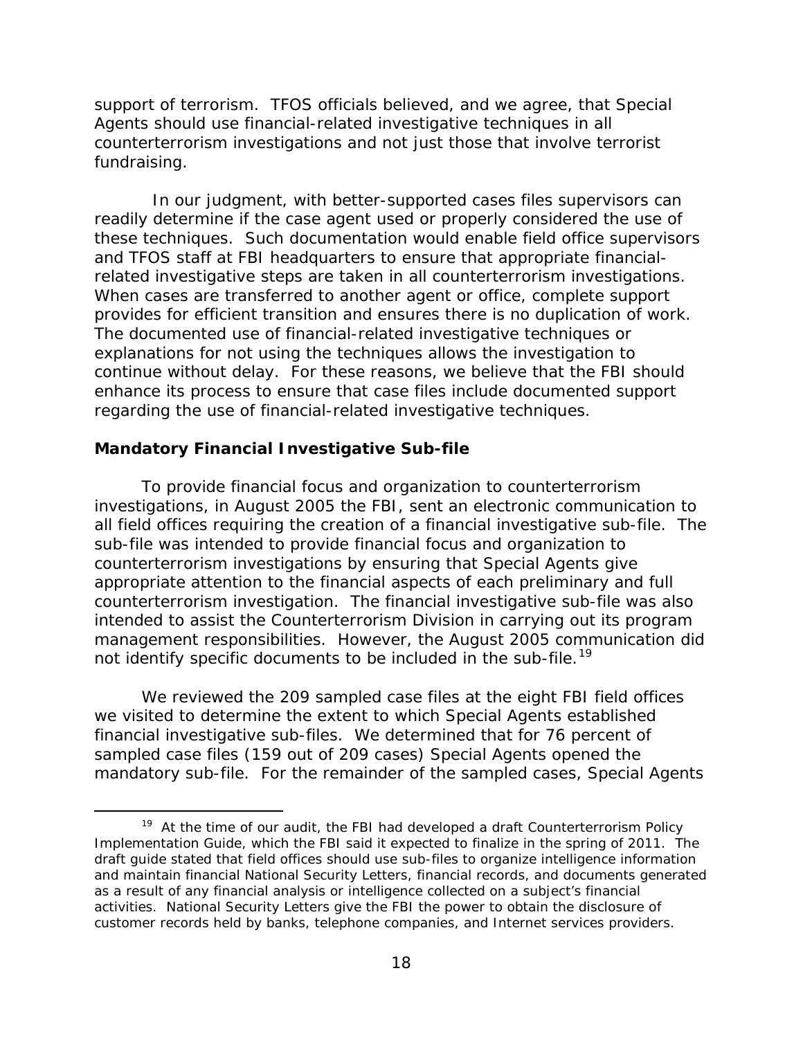support of terrorism. TFOS officials believed, and we agree, that Special Agents should use financial-related investigative techniques in all counterterrorism investigations and not just those that involve terrorist fundraising.

In our judgment, with better-supported cases files supervisors can readily determine if the case agent used or properly considered the use of these techniques. Such documentation would enable field office supervisors and TFOS staff at FBI headquarters to ensure that appropriate financial-related investigative steps are taken in all counterterrorism investigations. When cases are transferred to another agent or office, complete support provides for efficient transition and ensures there is no duplication of work. The documented use of financial-related investigative techniques or explanations for not using the techniques allows the investigation to continue without delay. For these reasons, we believe that the FBI should enhance its process to ensure that case files include documented support regarding the use of financial-related investigative techniques.

### Mandatory Financial Investigative Sub-file

To provide financial focus and organization to counterterrorism investigations, in August 2005 the FBI, sent an electronic communication to all field offices requiring the creation of a financial investigative sub-file. The sub-file was intended to provide financial focus and organization to counterterrorism investigations by ensuring that Special Agents give appropriate attention to the financial aspects of each preliminary and full counterterrorism investigation. The financial investigative sub-file was also intended to assist the Counterterrorism Division in carrying out its program management responsibilities. However, the August 2005 communication did not identify specific documents to be included in the sub-file.[19]

We reviewed the 209 sampled case files at the eight FBI field offices we visited to determine the extent to which Special Agents established financial investigative sub-files. We determined that for 76 percent of sampled case files (159 out of 209 cases) Special Agents opened the mandatory sub-file. For the remainder of the sampled cases, Special Agents

---

[19] At the time of our audit, the FBI had developed a draft Counterterrorism Policy Implementation Guide, which the FBI said it expected to finalize in the spring of 2011. The draft guide stated that field offices should use sub-files to organize intelligence information and maintain financial National Security Letters, financial records, and documents generated as a result of any financial analysis or intelligence collected on a subject's financial activities. National Security Letters give the FBI the power to obtain the disclosure of customer records held by banks, telephone companies, and Internet services providers.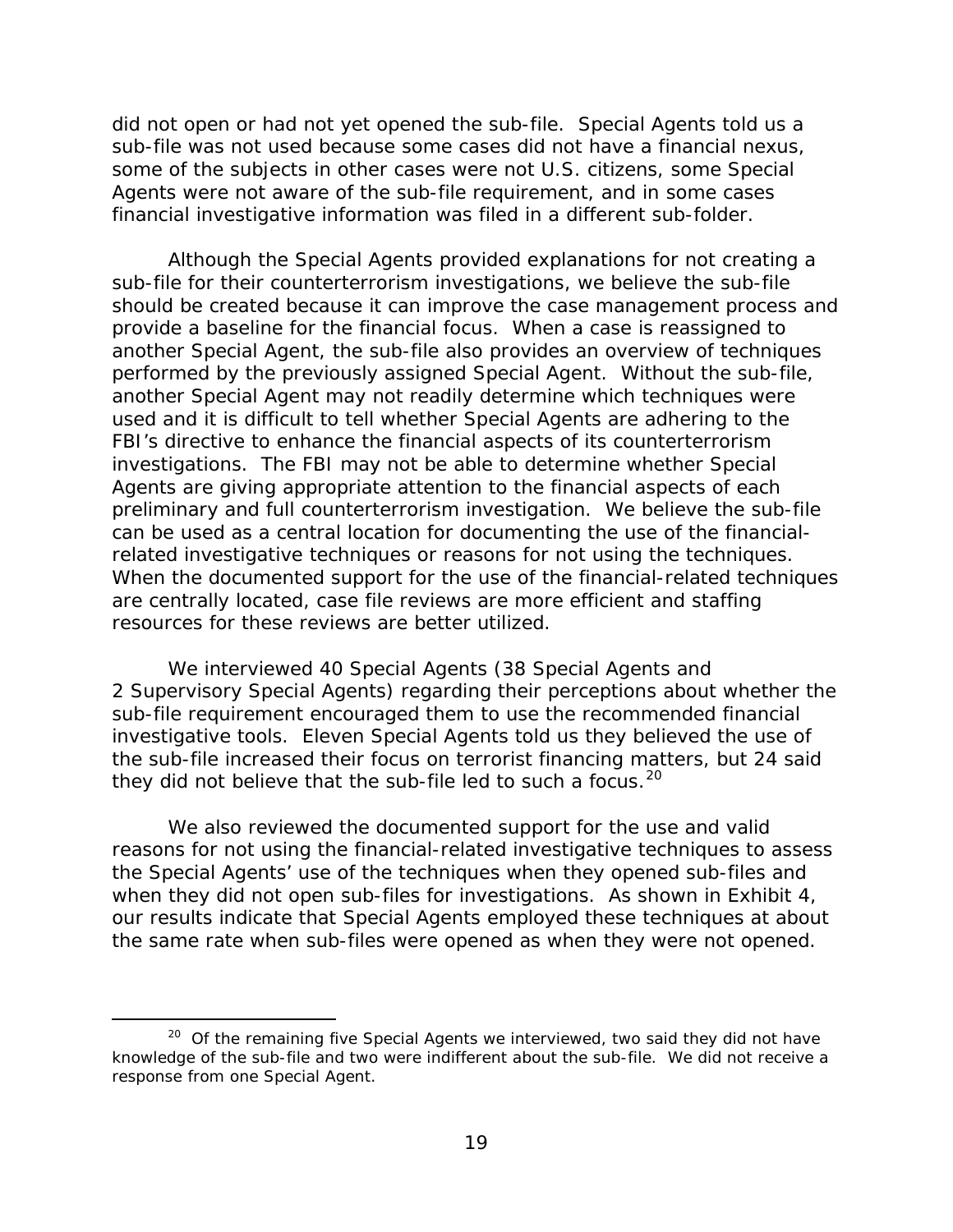did not open or had not yet opened the sub-file. Special Agents told us a sub-file was not used because some cases did not have a financial nexus, some of the subjects in other cases were not U.S. citizens, some Special Agents were not aware of the sub-file requirement, and in some cases financial investigative information was filed in a different sub-folder.

Although the Special Agents provided explanations for not creating a sub-file for their counterterrorism investigations, we believe the sub-file should be created because it can improve the case management process and provide a baseline for the financial focus. When a case is reassigned to another Special Agent, the sub-file also provides an overview of techniques performed by the previously assigned Special Agent. Without the sub-file, another Special Agent may not readily determine which techniques were used and it is difficult to tell whether Special Agents are adhering to the FBI's directive to enhance the financial aspects of its counterterrorism investigations. The FBI may not be able to determine whether Special Agents are giving appropriate attention to the financial aspects of each preliminary and full counterterrorism investigation. We believe the sub-file can be used as a central location for documenting the use of the financial-related investigative techniques or reasons for not using the techniques. When the documented support for the use of the financial-related techniques are centrally located, case file reviews are more efficient and staffing resources for these reviews are better utilized.

We interviewed 40 Special Agents (38 Special Agents and 2 Supervisory Special Agents) regarding their perceptions about whether the sub-file requirement encouraged them to use the recommended financial investigative tools. Eleven Special Agents told us they believed the use of the sub-file increased their focus on terrorist financing matters, but 24 said they did not believe that the sub-file led to such a focus.[20]

We also reviewed the documented support for the use and valid reasons for not using the financial-related investigative techniques to assess the Special Agents' use of the techniques when they opened sub-files and when they did not open sub-files for investigations. As shown in Exhibit 4, our results indicate that Special Agents employed these techniques at about the same rate when sub-files were opened as when they were not opened.

[20] Of the remaining five Special Agents we interviewed, two said they did not have knowledge of the sub-file and two were indifferent about the sub-file. We did not receive a response from one Special Agent.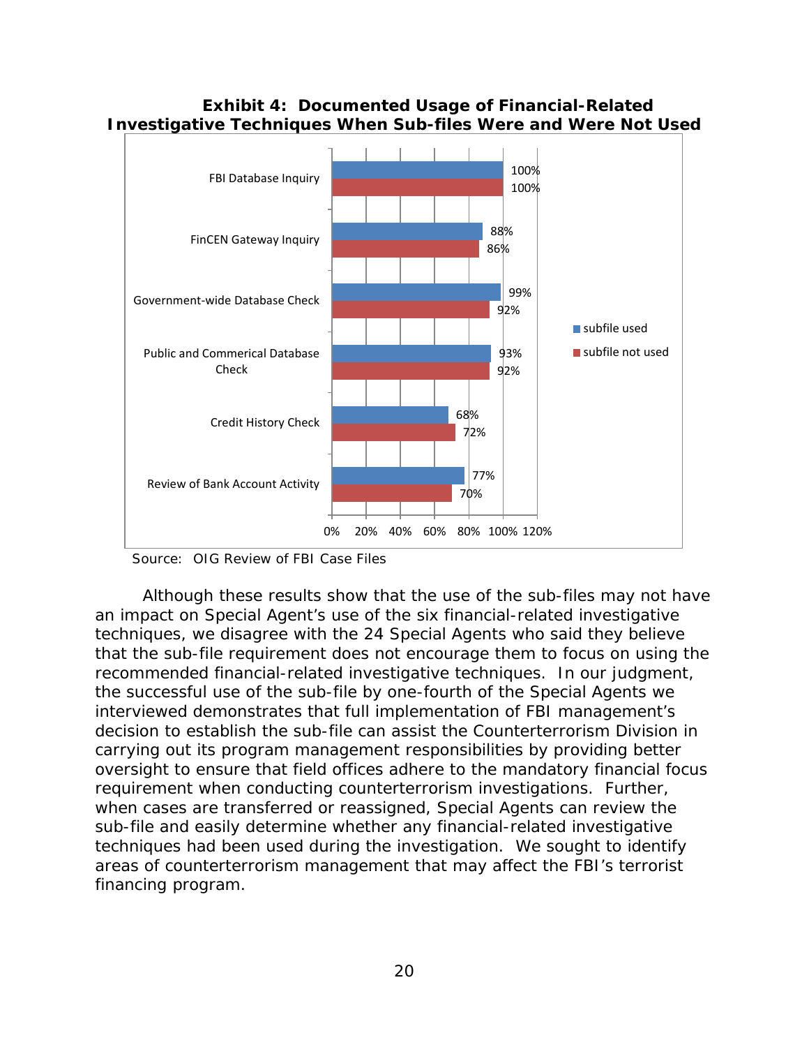**Exhibit 4: Documented Usage of Financial-Related Investigative Techniques When Sub-files Were and Were Not Used**

| Technique | subfile used | subfile not used |
| --- | --- | --- |
| FBI Database Inquiry | 100% | 100% |
| FinCEN Gateway Inquiry | 88% | 86% |
| Government-wide Database Check | 99% | 92% |
| Public and Commerical Database Check | 93% | 92% |
| Credit History Check | 68% | 72% |
| Review of Bank Account Activity | 77% | 70% |

Source: OIG Review of FBI Case Files

Although these results show that the use of the sub-files may not have an impact on Special Agent's use of the six financial-related investigative techniques, we disagree with the 24 Special Agents who said they believe that the sub-file requirement does not encourage them to focus on using the recommended financial-related investigative techniques. In our judgment, the successful use of the sub-file by one-fourth of the Special Agents we interviewed demonstrates that full implementation of FBI management's decision to establish the sub-file can assist the Counterterrorism Division in carrying out its program management responsibilities by providing better oversight to ensure that field offices adhere to the mandatory financial focus requirement when conducting counterterrorism investigations. Further, when cases are transferred or reassigned, Special Agents can review the sub-file and easily determine whether any financial-related investigative techniques had been used during the investigation. We sought to identify areas of counterterrorism management that may affect the FBI's terrorist financing program.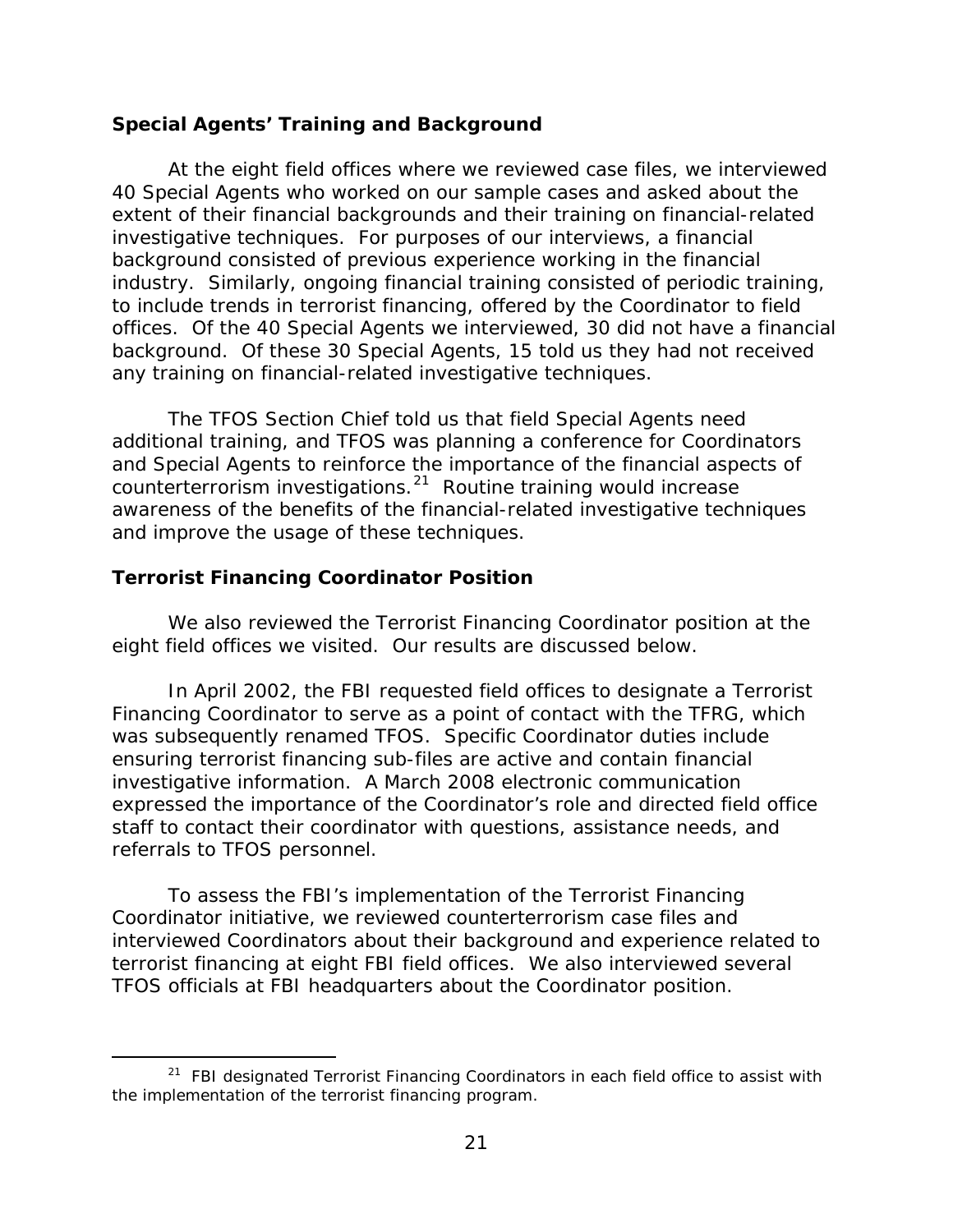### Special Agents' Training and Background

At the eight field offices where we reviewed case files, we interviewed 40 Special Agents who worked on our sample cases and asked about the extent of their financial backgrounds and their training on financial-related investigative techniques. For purposes of our interviews, a financial background consisted of previous experience working in the financial industry. Similarly, ongoing financial training consisted of periodic training, to include trends in terrorist financing, offered by the Coordinator to field offices. Of the 40 Special Agents we interviewed, 30 did not have a financial background. Of these 30 Special Agents, 15 told us they had not received any training on financial-related investigative techniques.

The TFOS Section Chief told us that field Special Agents need additional training, and TFOS was planning a conference for Coordinators and Special Agents to reinforce the importance of the financial aspects of counterterrorism investigations.[21] Routine training would increase awareness of the benefits of the financial-related investigative techniques and improve the usage of these techniques.

### Terrorist Financing Coordinator Position

We also reviewed the Terrorist Financing Coordinator position at the eight field offices we visited. Our results are discussed below.

In April 2002, the FBI requested field offices to designate a Terrorist Financing Coordinator to serve as a point of contact with the TFRG, which was subsequently renamed TFOS. Specific Coordinator duties include ensuring terrorist financing sub-files are active and contain financial investigative information. A March 2008 electronic communication expressed the importance of the Coordinator's role and directed field office staff to contact their coordinator with questions, assistance needs, and referrals to TFOS personnel.

To assess the FBI's implementation of the Terrorist Financing Coordinator initiative, we reviewed counterterrorism case files and interviewed Coordinators about their background and experience related to terrorist financing at eight FBI field offices. We also interviewed several TFOS officials at FBI headquarters about the Coordinator position.

[21] FBI designated Terrorist Financing Coordinators in each field office to assist with the implementation of the terrorist financing program.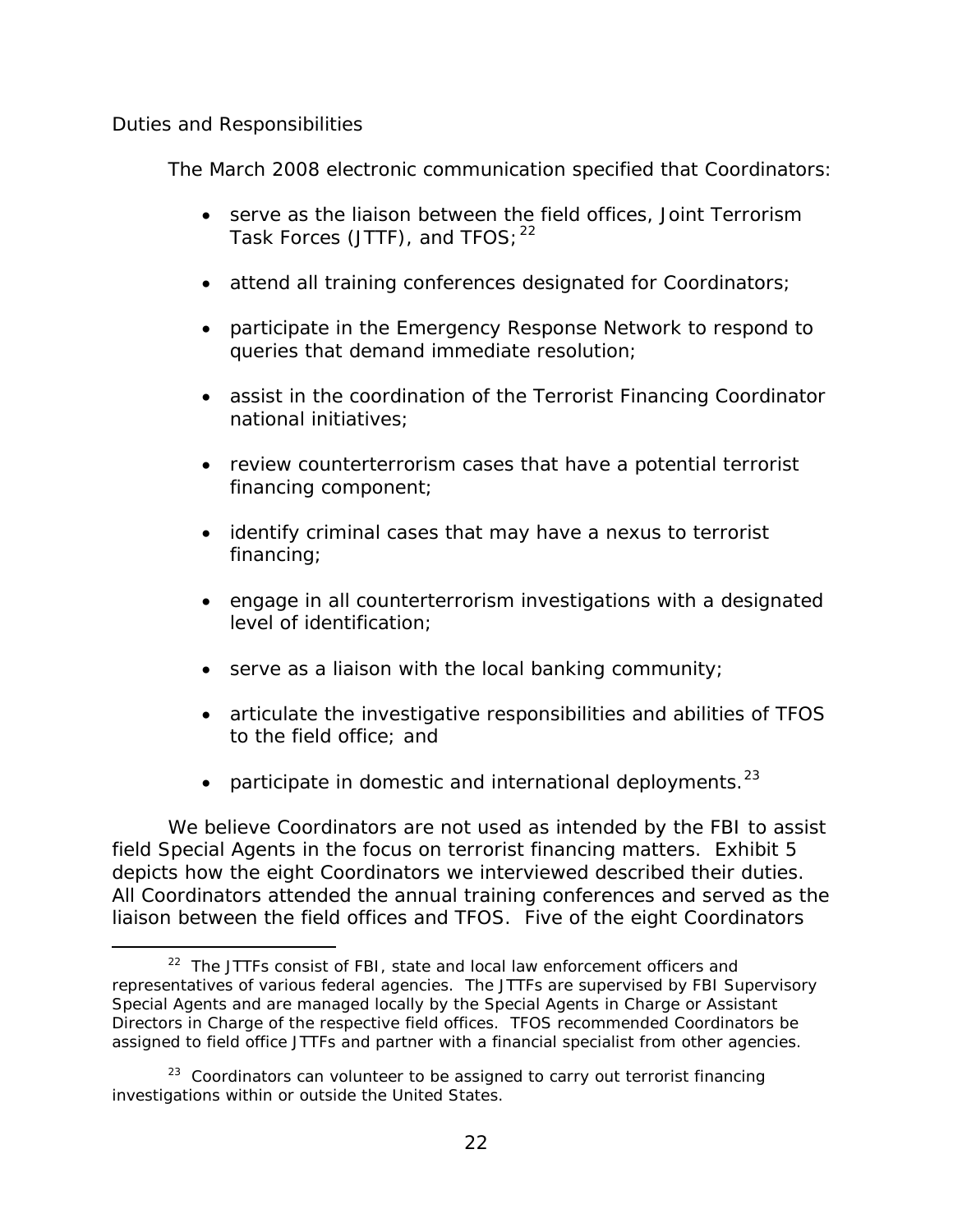*Duties and Responsibilities*

The March 2008 electronic communication specified that Coordinators:

- serve as the liaison between the field offices, Joint Terrorism Task Forces (JTTF), and TFOS;[22]
- attend all training conferences designated for Coordinators;
- participate in the Emergency Response Network to respond to queries that demand immediate resolution;
- assist in the coordination of the Terrorist Financing Coordinator national initiatives;
- review counterterrorism cases that have a potential terrorist financing component;
- identify criminal cases that may have a nexus to terrorist financing;
- engage in all counterterrorism investigations with a designated level of identification;
- serve as a liaison with the local banking community;
- articulate the investigative responsibilities and abilities of TFOS to the field office; and
- participate in domestic and international deployments.[23]

We believe Coordinators are not used as intended by the FBI to assist field Special Agents in the focus on terrorist financing matters. Exhibit 5 depicts how the eight Coordinators we interviewed described their duties. All Coordinators attended the annual training conferences and served as the liaison between the field offices and TFOS. Five of the eight Coordinators

[22] The JTTFs consist of FBI, state and local law enforcement officers and representatives of various federal agencies. The JTTFs are supervised by FBI Supervisory Special Agents and are managed locally by the Special Agents in Charge or Assistant Directors in Charge of the respective field offices. TFOS recommended Coordinators be assigned to field office JTTFs and partner with a financial specialist from other agencies.

[23] Coordinators can volunteer to be assigned to carry out terrorist financing investigations within or outside the United States.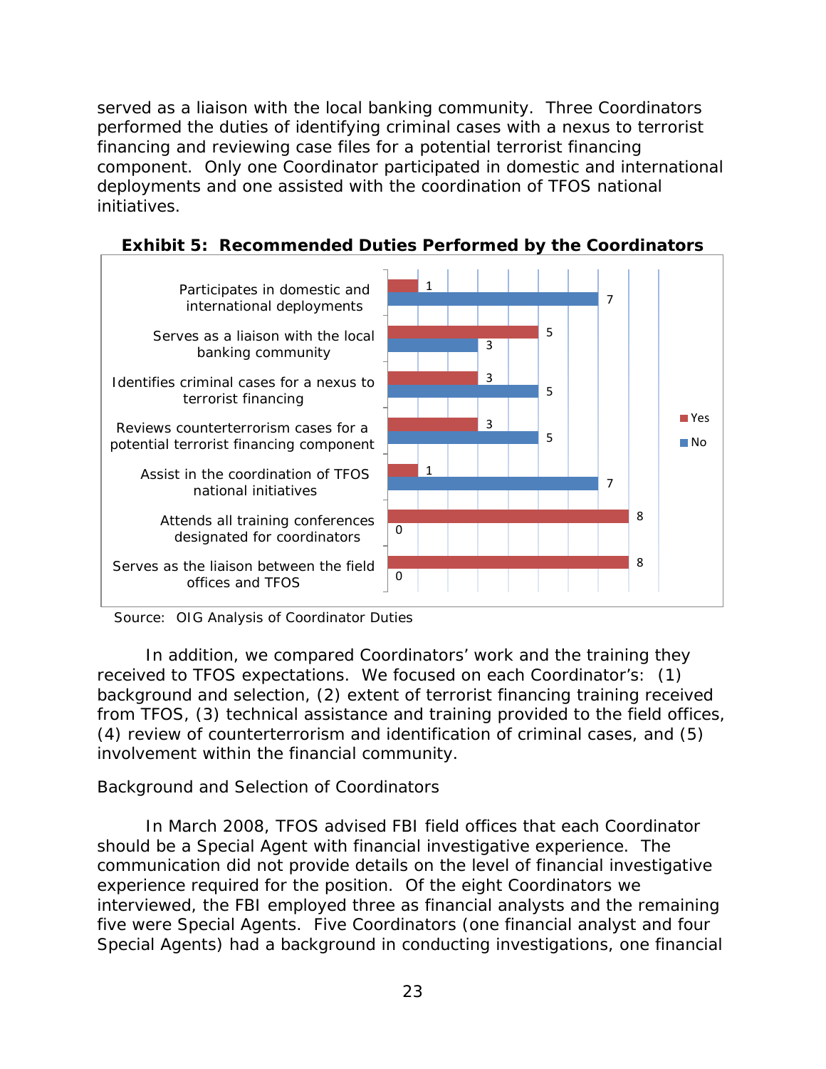served as a liaison with the local banking community. Three Coordinators performed the duties of identifying criminal cases with a nexus to terrorist financing and reviewing case files for a potential terrorist financing component. Only one Coordinator participated in domestic and international deployments and one assisted with the coordination of TFOS national initiatives.

**Exhibit 5: Recommended Duties Performed by the Coordinators**

| Duty | Yes | No |
| --- | --- | --- |
| Participates in domestic and international deployments | 1 | 7 |
| Serves as a liaison with the local banking community | 5 | 3 |
| Identifies criminal cases for a nexus to terrorist financing | 3 | 5 |
| Reviews counterterrorism cases for a potential terrorist financing component | 3 | 5 |
| Assist in the coordination of TFOS national initiatives | 1 | 7 |
| Attends all training conferences designated for coordinators | 8 | 0 |
| Serves as the liaison between the field offices and TFOS | 8 | 0 |

Source: OIG Analysis of Coordinator Duties

In addition, we compared Coordinators' work and the training they received to TFOS expectations. We focused on each Coordinator's: (1) background and selection, (2) extent of terrorist financing training received from TFOS, (3) technical assistance and training provided to the field offices, (4) review of counterterrorism and identification of criminal cases, and (5) involvement within the financial community.

### Background and Selection of Coordinators

In March 2008, TFOS advised FBI field offices that each Coordinator should be a Special Agent with financial investigative experience. The communication did not provide details on the level of financial investigative experience required for the position. Of the eight Coordinators we interviewed, the FBI employed three as financial analysts and the remaining five were Special Agents. Five Coordinators (one financial analyst and four Special Agents) had a background in conducting investigations, one financial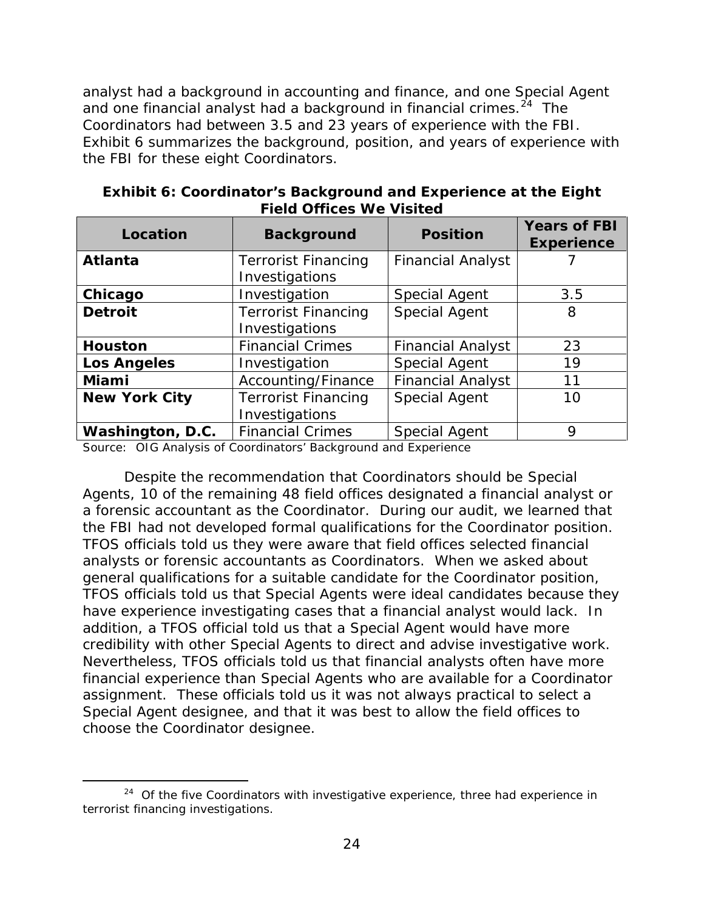analyst had a background in accounting and finance, and one Special Agent and one financial analyst had a background in financial crimes.[24] The Coordinators had between 3.5 and 23 years of experience with the FBI. Exhibit 6 summarizes the background, position, and years of experience with the FBI for these eight Coordinators.

**Exhibit 6: Coordinator's Background and Experience at the Eight Field Offices We Visited**

| Location | Background | Position | Years of FBI Experience |
|---|---|---|---|
| **Atlanta** | Terrorist Financing Investigations | Financial Analyst | 7 |
| **Chicago** | Investigation | Special Agent | 3.5 |
| **Detroit** | Terrorist Financing Investigations | Special Agent | 8 |
| **Houston** | Financial Crimes | Financial Analyst | 23 |
| **Los Angeles** | Investigation | Special Agent | 19 |
| **Miami** | Accounting/Finance | Financial Analyst | 11 |
| **New York City** | Terrorist Financing Investigations | Special Agent | 10 |
| **Washington, D.C.** | Financial Crimes | Special Agent | 9 |

Source: OIG Analysis of Coordinators' Background and Experience

Despite the recommendation that Coordinators should be Special Agents, 10 of the remaining 48 field offices designated a financial analyst or a forensic accountant as the Coordinator. During our audit, we learned that the FBI had not developed formal qualifications for the Coordinator position. TFOS officials told us they were aware that field offices selected financial analysts or forensic accountants as Coordinators. When we asked about general qualifications for a suitable candidate for the Coordinator position, TFOS officials told us that Special Agents were ideal candidates because they have experience investigating cases that a financial analyst would lack. In addition, a TFOS official told us that a Special Agent would have more credibility with other Special Agents to direct and advise investigative work. Nevertheless, TFOS officials told us that financial analysts often have more financial experience than Special Agents who are available for a Coordinator assignment. These officials told us it was not always practical to select a Special Agent designee, and that it was best to allow the field offices to choose the Coordinator designee.

---

[24] Of the five Coordinators with investigative experience, three had experience in terrorist financing investigations.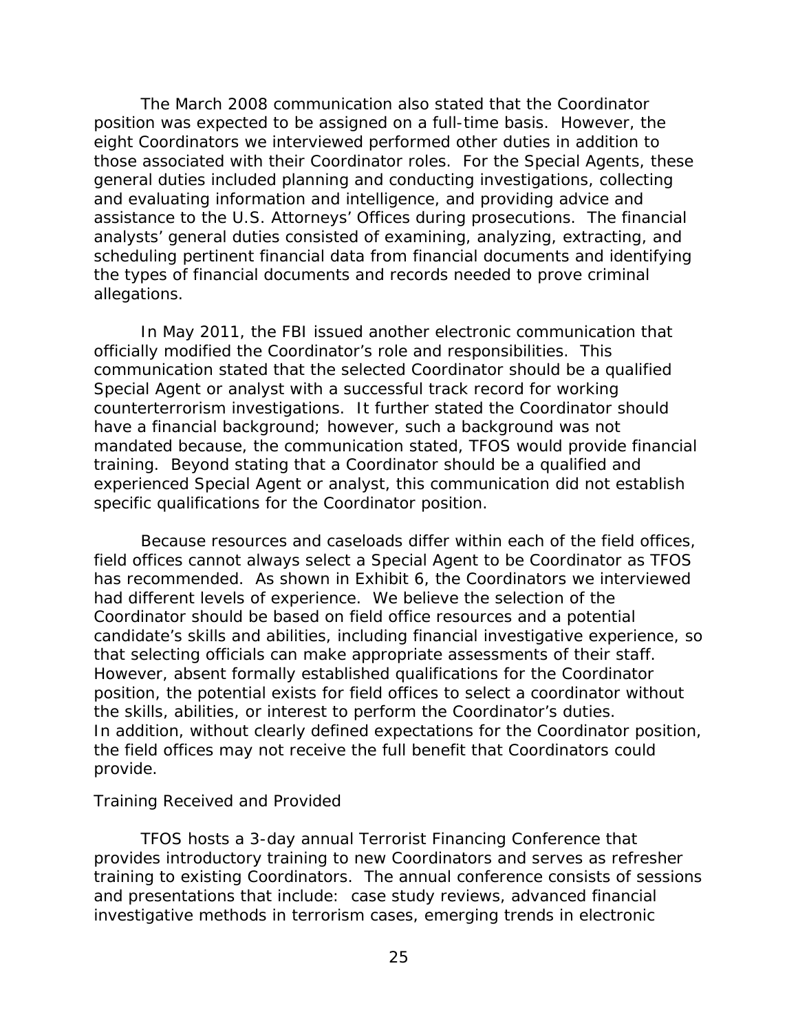The March 2008 communication also stated that the Coordinator position was expected to be assigned on a full-time basis. However, the eight Coordinators we interviewed performed other duties in addition to those associated with their Coordinator roles. For the Special Agents, these general duties included planning and conducting investigations, collecting and evaluating information and intelligence, and providing advice and assistance to the U.S. Attorneys' Offices during prosecutions. The financial analysts' general duties consisted of examining, analyzing, extracting, and scheduling pertinent financial data from financial documents and identifying the types of financial documents and records needed to prove criminal allegations.

In May 2011, the FBI issued another electronic communication that officially modified the Coordinator's role and responsibilities. This communication stated that the selected Coordinator should be a qualified Special Agent or analyst with a successful track record for working counterterrorism investigations. It further stated the Coordinator should have a financial background; however, such a background was not mandated because, the communication stated, TFOS would provide financial training. Beyond stating that a Coordinator should be a qualified and experienced Special Agent or analyst, this communication did not establish specific qualifications for the Coordinator position.

Because resources and caseloads differ within each of the field offices, field offices cannot always select a Special Agent to be Coordinator as TFOS has recommended. As shown in Exhibit 6, the Coordinators we interviewed had different levels of experience. We believe the selection of the Coordinator should be based on field office resources and a potential candidate's skills and abilities, including financial investigative experience, so that selecting officials can make appropriate assessments of their staff. However, absent formally established qualifications for the Coordinator position, the potential exists for field offices to select a coordinator without the skills, abilities, or interest to perform the Coordinator's duties. In addition, without clearly defined expectations for the Coordinator position, the field offices may not receive the full benefit that Coordinators could provide.

*Training Received and Provided*

TFOS hosts a 3-day annual Terrorist Financing Conference that provides introductory training to new Coordinators and serves as refresher training to existing Coordinators. The annual conference consists of sessions and presentations that include: case study reviews, advanced financial investigative methods in terrorism cases, emerging trends in electronic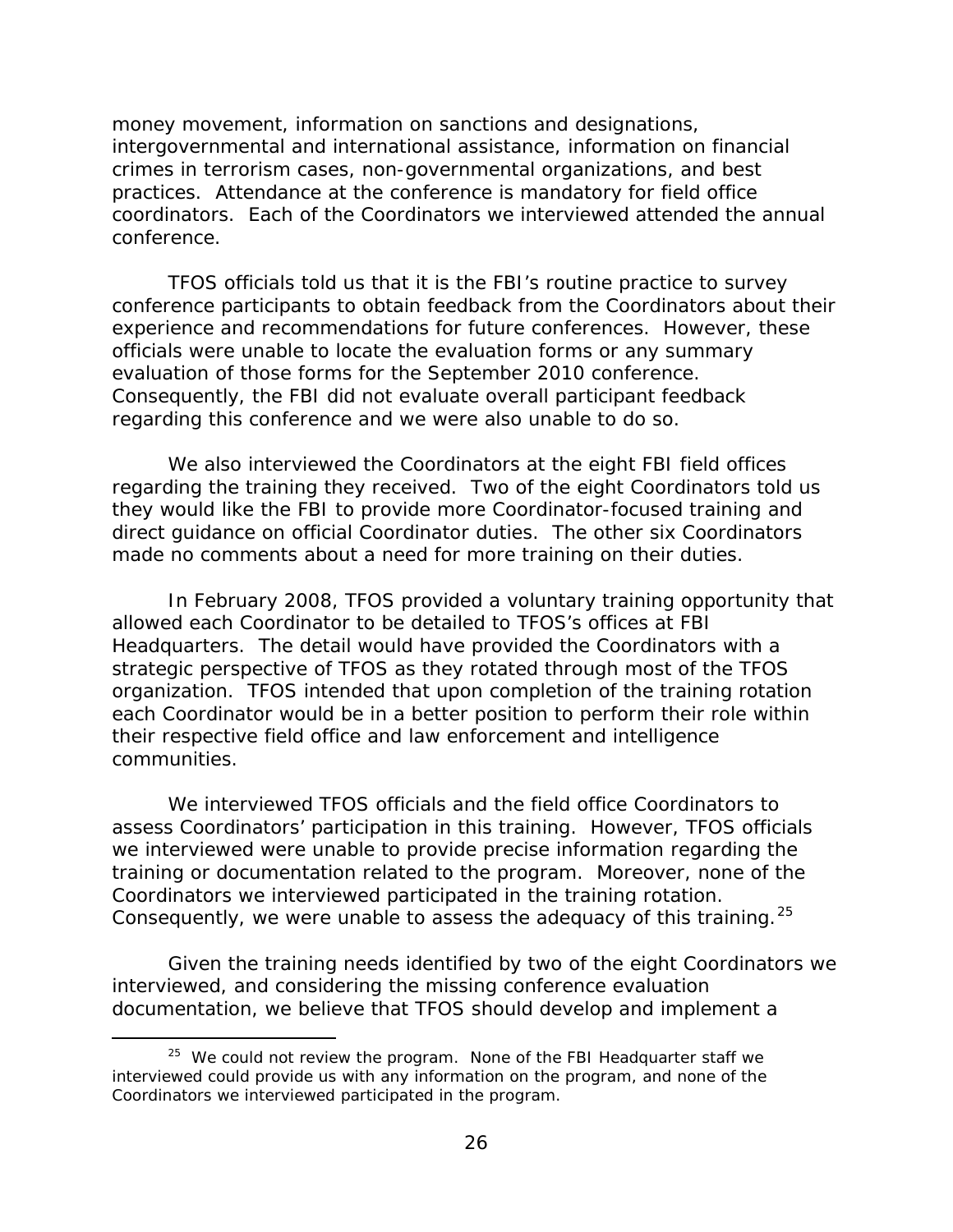money movement, information on sanctions and designations, intergovernmental and international assistance, information on financial crimes in terrorism cases, non-governmental organizations, and best practices. Attendance at the conference is mandatory for field office coordinators. Each of the Coordinators we interviewed attended the annual conference.

TFOS officials told us that it is the FBI's routine practice to survey conference participants to obtain feedback from the Coordinators about their experience and recommendations for future conferences. However, these officials were unable to locate the evaluation forms or any summary evaluation of those forms for the September 2010 conference. Consequently, the FBI did not evaluate overall participant feedback regarding this conference and we were also unable to do so.

We also interviewed the Coordinators at the eight FBI field offices regarding the training they received. Two of the eight Coordinators told us they would like the FBI to provide more Coordinator-focused training and direct guidance on official Coordinator duties. The other six Coordinators made no comments about a need for more training on their duties.

In February 2008, TFOS provided a voluntary training opportunity that allowed each Coordinator to be detailed to TFOS's offices at FBI Headquarters. The detail would have provided the Coordinators with a strategic perspective of TFOS as they rotated through most of the TFOS organization. TFOS intended that upon completion of the training rotation each Coordinator would be in a better position to perform their role within their respective field office and law enforcement and intelligence communities.

We interviewed TFOS officials and the field office Coordinators to assess Coordinators' participation in this training. However, TFOS officials we interviewed were unable to provide precise information regarding the training or documentation related to the program. Moreover, none of the Coordinators we interviewed participated in the training rotation. Consequently, we were unable to assess the adequacy of this training.[25]

Given the training needs identified by two of the eight Coordinators we interviewed, and considering the missing conference evaluation documentation, we believe that TFOS should develop and implement a

[25] We could not review the program. None of the FBI Headquarter staff we interviewed could provide us with any information on the program, and none of the Coordinators we interviewed participated in the program.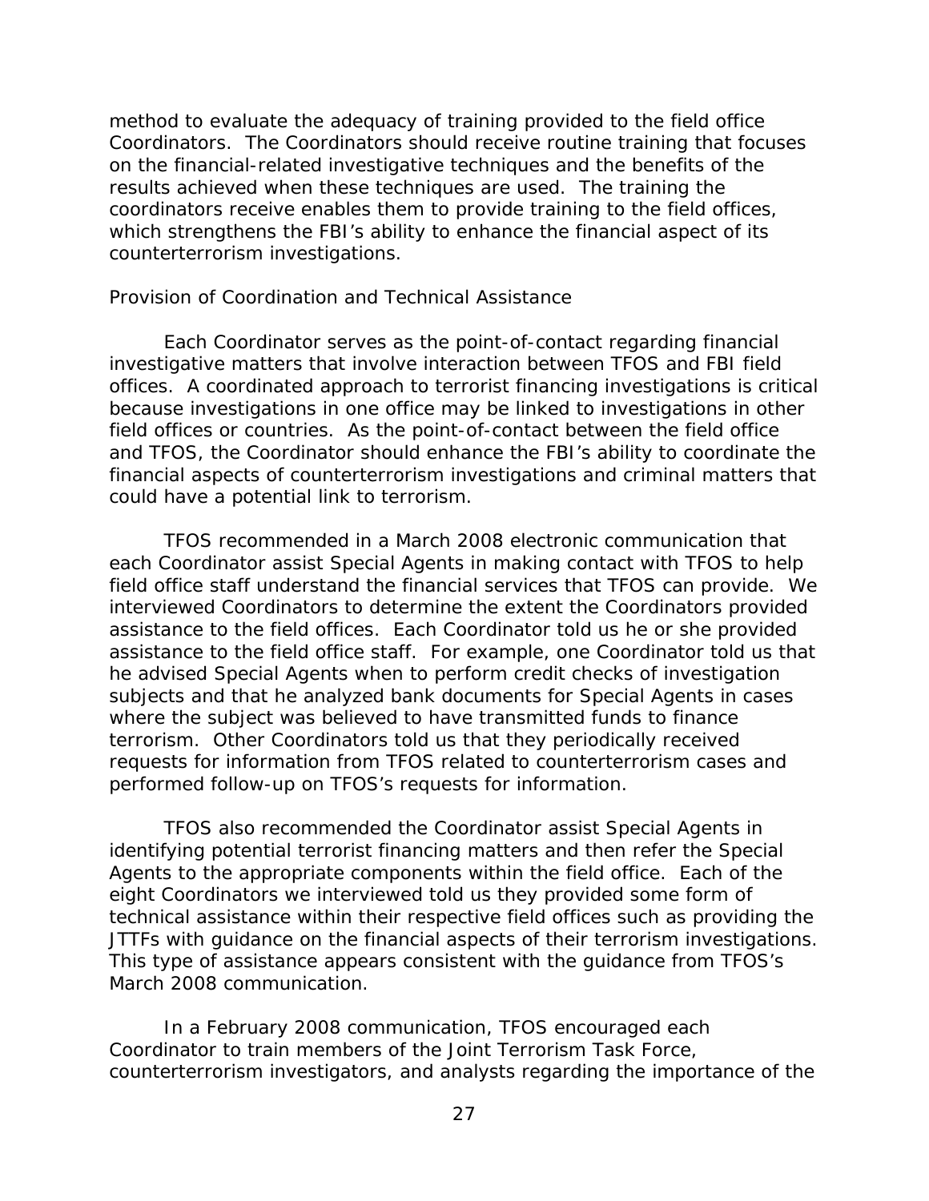method to evaluate the adequacy of training provided to the field office Coordinators. The Coordinators should receive routine training that focuses on the financial-related investigative techniques and the benefits of the results achieved when these techniques are used. The training the coordinators receive enables them to provide training to the field offices, which strengthens the FBI's ability to enhance the financial aspect of its counterterrorism investigations.

*Provision of Coordination and Technical Assistance*

Each Coordinator serves as the point-of-contact regarding financial investigative matters that involve interaction between TFOS and FBI field offices. A coordinated approach to terrorist financing investigations is critical because investigations in one office may be linked to investigations in other field offices or countries. As the point-of-contact between the field office and TFOS, the Coordinator should enhance the FBI's ability to coordinate the financial aspects of counterterrorism investigations and criminal matters that could have a potential link to terrorism.

TFOS recommended in a March 2008 electronic communication that each Coordinator assist Special Agents in making contact with TFOS to help field office staff understand the financial services that TFOS can provide. We interviewed Coordinators to determine the extent the Coordinators provided assistance to the field offices. Each Coordinator told us he or she provided assistance to the field office staff. For example, one Coordinator told us that he advised Special Agents when to perform credit checks of investigation subjects and that he analyzed bank documents for Special Agents in cases where the subject was believed to have transmitted funds to finance terrorism. Other Coordinators told us that they periodically received requests for information from TFOS related to counterterrorism cases and performed follow-up on TFOS's requests for information.

TFOS also recommended the Coordinator assist Special Agents in identifying potential terrorist financing matters and then refer the Special Agents to the appropriate components within the field office. Each of the eight Coordinators we interviewed told us they provided some form of technical assistance within their respective field offices such as providing the JTTFs with guidance on the financial aspects of their terrorism investigations. This type of assistance appears consistent with the guidance from TFOS's March 2008 communication.

In a February 2008 communication, TFOS encouraged each Coordinator to train members of the Joint Terrorism Task Force, counterterrorism investigators, and analysts regarding the importance of the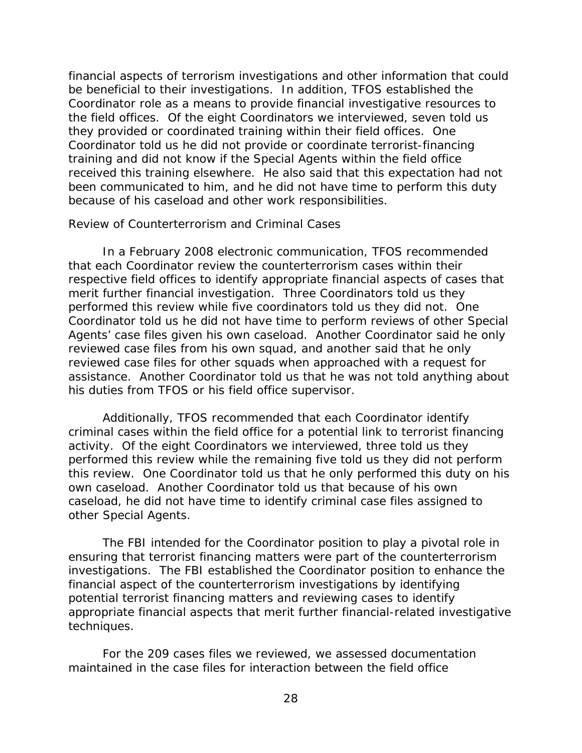financial aspects of terrorism investigations and other information that could be beneficial to their investigations. In addition, TFOS established the Coordinator role as a means to provide financial investigative resources to the field offices. Of the eight Coordinators we interviewed, seven told us they provided or coordinated training within their field offices. One Coordinator told us he did not provide or coordinate terrorist-financing training and did not know if the Special Agents within the field office received this training elsewhere. He also said that this expectation had not been communicated to him, and he did not have time to perform this duty because of his caseload and other work responsibilities.

*Review of Counterterrorism and Criminal Cases*

In a February 2008 electronic communication, TFOS recommended that each Coordinator review the counterterrorism cases within their respective field offices to identify appropriate financial aspects of cases that merit further financial investigation. Three Coordinators told us they performed this review while five coordinators told us they did not. One Coordinator told us he did not have time to perform reviews of other Special Agents' case files given his own caseload. Another Coordinator said he only reviewed case files from his own squad, and another said that he only reviewed case files for other squads when approached with a request for assistance. Another Coordinator told us that he was not told anything about his duties from TFOS or his field office supervisor.

Additionally, TFOS recommended that each Coordinator identify criminal cases within the field office for a potential link to terrorist financing activity. Of the eight Coordinators we interviewed, three told us they performed this review while the remaining five told us they did not perform this review. One Coordinator told us that he only performed this duty on his own caseload. Another Coordinator told us that because of his own caseload, he did not have time to identify criminal case files assigned to other Special Agents.

The FBI intended for the Coordinator position to play a pivotal role in ensuring that terrorist financing matters were part of the counterterrorism investigations. The FBI established the Coordinator position to enhance the financial aspect of the counterterrorism investigations by identifying potential terrorist financing matters and reviewing cases to identify appropriate financial aspects that merit further financial-related investigative techniques.

For the 209 cases files we reviewed, we assessed documentation maintained in the case files for interaction between the field office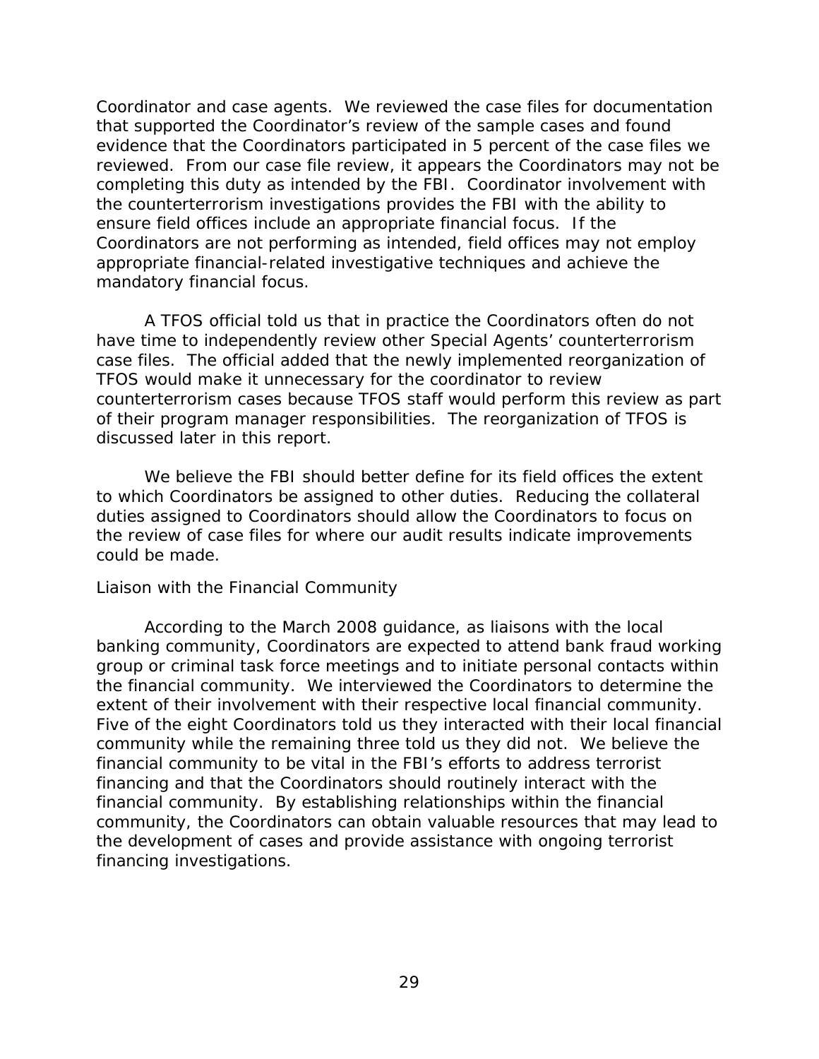Coordinator and case agents. We reviewed the case files for documentation that supported the Coordinator's review of the sample cases and found evidence that the Coordinators participated in 5 percent of the case files we reviewed. From our case file review, it appears the Coordinators may not be completing this duty as intended by the FBI. Coordinator involvement with the counterterrorism investigations provides the FBI with the ability to ensure field offices include an appropriate financial focus. If the Coordinators are not performing as intended, field offices may not employ appropriate financial-related investigative techniques and achieve the mandatory financial focus.

A TFOS official told us that in practice the Coordinators often do not have time to independently review other Special Agents' counterterrorism case files. The official added that the newly implemented reorganization of TFOS would make it unnecessary for the coordinator to review counterterrorism cases because TFOS staff would perform this review as part of their program manager responsibilities. The reorganization of TFOS is discussed later in this report.

We believe the FBI should better define for its field offices the extent to which Coordinators be assigned to other duties. Reducing the collateral duties assigned to Coordinators should allow the Coordinators to focus on the review of case files for where our audit results indicate improvements could be made.

### Liaison with the Financial Community

According to the March 2008 guidance, as liaisons with the local banking community, Coordinators are expected to attend bank fraud working group or criminal task force meetings and to initiate personal contacts within the financial community. We interviewed the Coordinators to determine the extent of their involvement with their respective local financial community. Five of the eight Coordinators told us they interacted with their local financial community while the remaining three told us they did not. We believe the financial community to be vital in the FBI's efforts to address terrorist financing and that the Coordinators should routinely interact with the financial community. By establishing relationships within the financial community, the Coordinators can obtain valuable resources that may lead to the development of cases and provide assistance with ongoing terrorist financing investigations.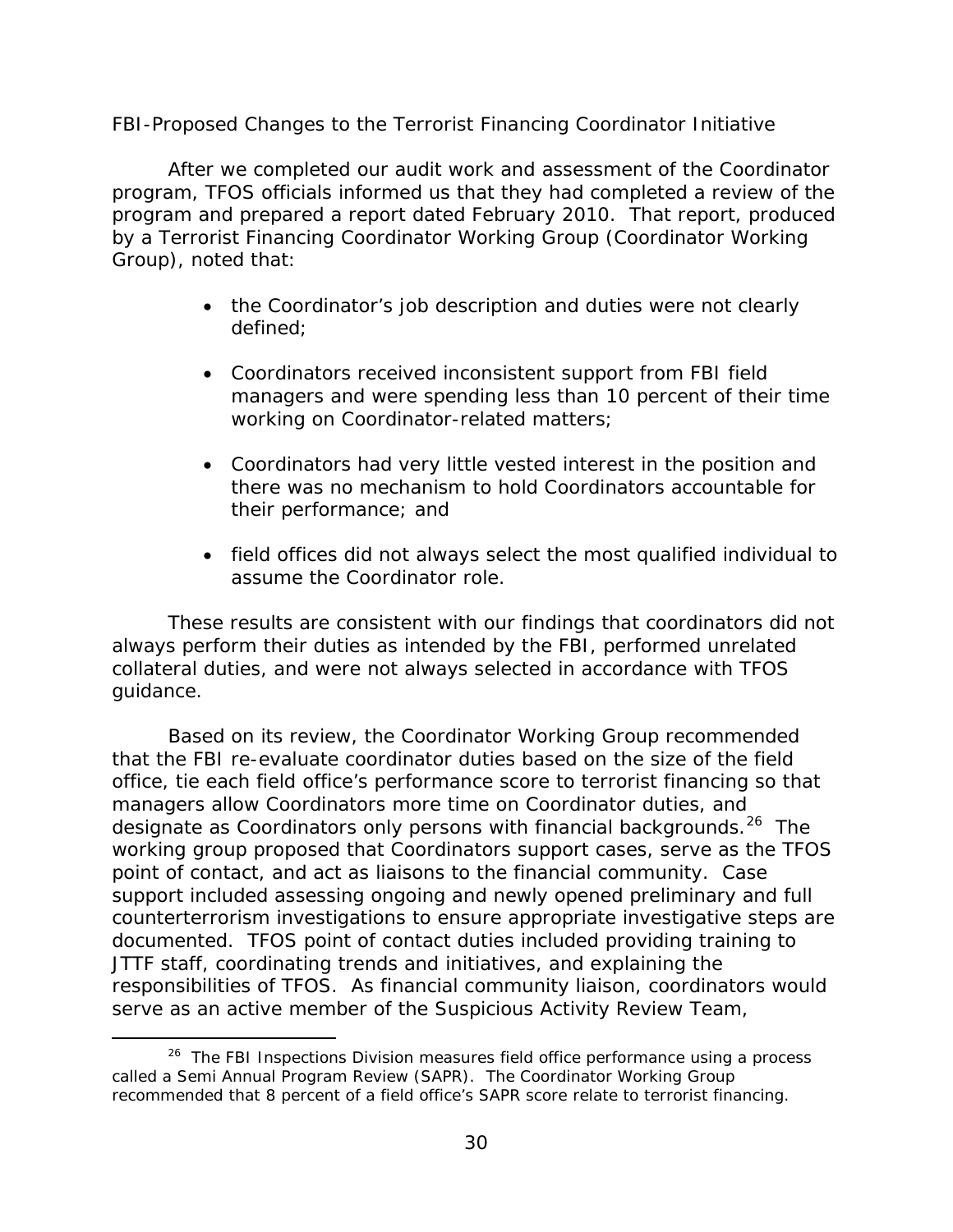*FBI-Proposed Changes to the Terrorist Financing Coordinator Initiative*

After we completed our audit work and assessment of the Coordinator program, TFOS officials informed us that they had completed a review of the program and prepared a report dated February 2010. That report, produced by a Terrorist Financing Coordinator Working Group (Coordinator Working Group), noted that:

- the Coordinator's job description and duties were not clearly defined;
- Coordinators received inconsistent support from FBI field managers and were spending less than 10 percent of their time working on Coordinator-related matters;
- Coordinators had very little vested interest in the position and there was no mechanism to hold Coordinators accountable for their performance; and
- field offices did not always select the most qualified individual to assume the Coordinator role.

These results are consistent with our findings that coordinators did not always perform their duties as intended by the FBI, performed unrelated collateral duties, and were not always selected in accordance with TFOS guidance.

Based on its review, the Coordinator Working Group recommended that the FBI re-evaluate coordinator duties based on the size of the field office, tie each field office's performance score to terrorist financing so that managers allow Coordinators more time on Coordinator duties, and designate as Coordinators only persons with financial backgrounds.[26] The working group proposed that Coordinators support cases, serve as the TFOS point of contact, and act as liaisons to the financial community. Case support included assessing ongoing and newly opened preliminary and full counterterrorism investigations to ensure appropriate investigative steps are documented. TFOS point of contact duties included providing training to JTTF staff, coordinating trends and initiatives, and explaining the responsibilities of TFOS. As financial community liaison, coordinators would serve as an active member of the Suspicious Activity Review Team,

[26] The FBI Inspections Division measures field office performance using a process called a Semi Annual Program Review (SAPR). The Coordinator Working Group recommended that 8 percent of a field office's SAPR score relate to terrorist financing.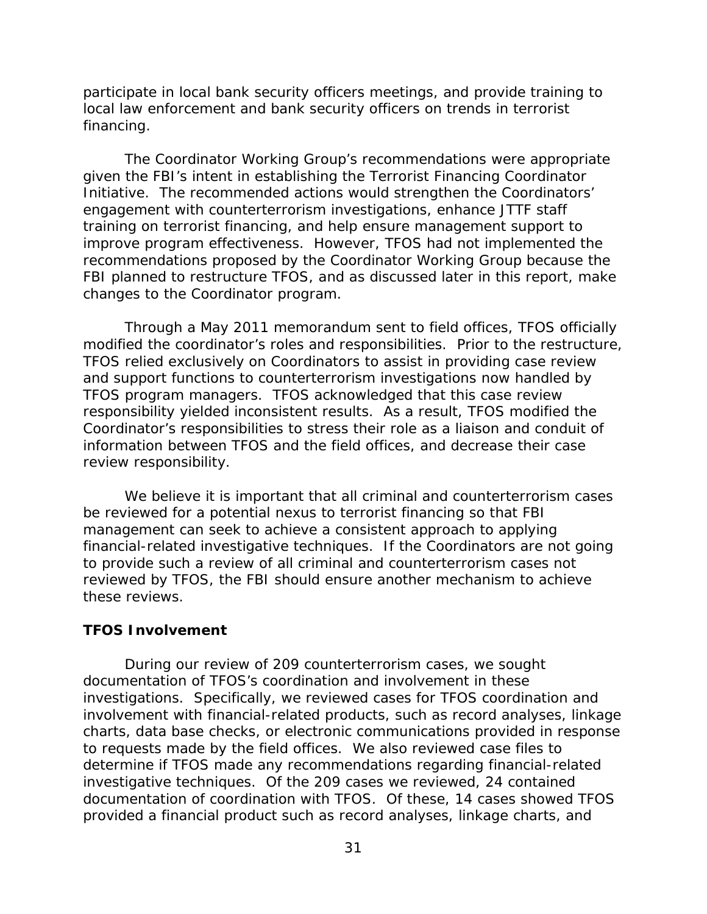participate in local bank security officers meetings, and provide training to local law enforcement and bank security officers on trends in terrorist financing.

The Coordinator Working Group's recommendations were appropriate given the FBI's intent in establishing the Terrorist Financing Coordinator Initiative. The recommended actions would strengthen the Coordinators' engagement with counterterrorism investigations, enhance JTTF staff training on terrorist financing, and help ensure management support to improve program effectiveness. However, TFOS had not implemented the recommendations proposed by the Coordinator Working Group because the FBI planned to restructure TFOS, and as discussed later in this report, make changes to the Coordinator program.

Through a May 2011 memorandum sent to field offices, TFOS officially modified the coordinator's roles and responsibilities. Prior to the restructure, TFOS relied exclusively on Coordinators to assist in providing case review and support functions to counterterrorism investigations now handled by TFOS program managers. TFOS acknowledged that this case review responsibility yielded inconsistent results. As a result, TFOS modified the Coordinator's responsibilities to stress their role as a liaison and conduit of information between TFOS and the field offices, and decrease their case review responsibility.

We believe it is important that all criminal and counterterrorism cases be reviewed for a potential nexus to terrorist financing so that FBI management can seek to achieve a consistent approach to applying financial-related investigative techniques. If the Coordinators are not going to provide such a review of all criminal and counterterrorism cases not reviewed by TFOS, the FBI should ensure another mechanism to achieve these reviews.

**TFOS Involvement**

During our review of 209 counterterrorism cases, we sought documentation of TFOS's coordination and involvement in these investigations. Specifically, we reviewed cases for TFOS coordination and involvement with financial-related products, such as record analyses, linkage charts, data base checks, or electronic communications provided in response to requests made by the field offices. We also reviewed case files to determine if TFOS made any recommendations regarding financial-related investigative techniques. Of the 209 cases we reviewed, 24 contained documentation of coordination with TFOS. Of these, 14 cases showed TFOS provided a financial product such as record analyses, linkage charts, and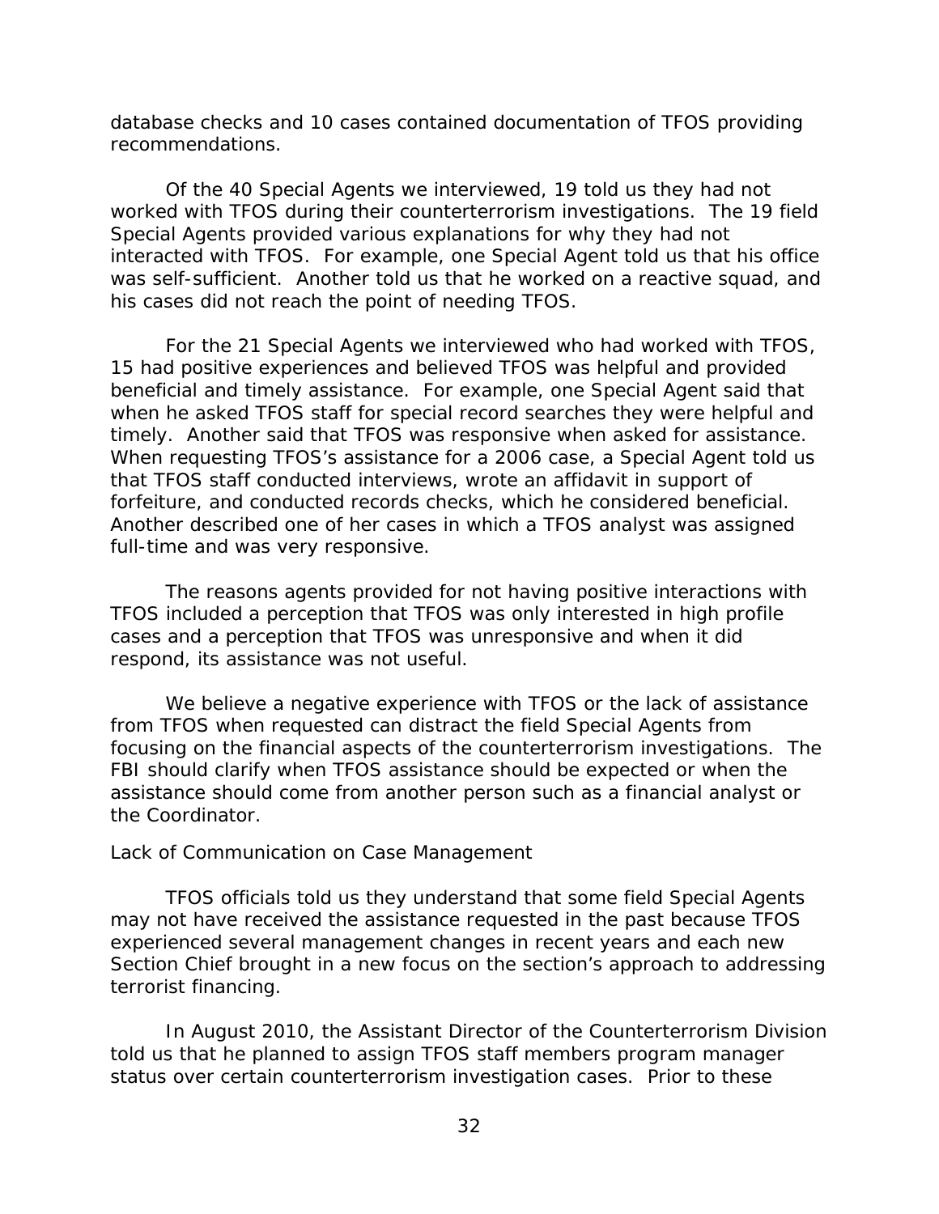database checks and 10 cases contained documentation of TFOS providing recommendations.

Of the 40 Special Agents we interviewed, 19 told us they had not worked with TFOS during their counterterrorism investigations. The 19 field Special Agents provided various explanations for why they had not interacted with TFOS. For example, one Special Agent told us that his office was self-sufficient. Another told us that he worked on a reactive squad, and his cases did not reach the point of needing TFOS.

For the 21 Special Agents we interviewed who had worked with TFOS, 15 had positive experiences and believed TFOS was helpful and provided beneficial and timely assistance. For example, one Special Agent said that when he asked TFOS staff for special record searches they were helpful and timely. Another said that TFOS was responsive when asked for assistance. When requesting TFOS's assistance for a 2006 case, a Special Agent told us that TFOS staff conducted interviews, wrote an affidavit in support of forfeiture, and conducted records checks, which he considered beneficial. Another described one of her cases in which a TFOS analyst was assigned full-time and was very responsive.

The reasons agents provided for not having positive interactions with TFOS included a perception that TFOS was only interested in high profile cases and a perception that TFOS was unresponsive and when it did respond, its assistance was not useful.

We believe a negative experience with TFOS or the lack of assistance from TFOS when requested can distract the field Special Agents from focusing on the financial aspects of the counterterrorism investigations. The FBI should clarify when TFOS assistance should be expected or when the assistance should come from another person such as a financial analyst or the Coordinator.

*Lack of Communication on Case Management*

TFOS officials told us they understand that some field Special Agents may not have received the assistance requested in the past because TFOS experienced several management changes in recent years and each new Section Chief brought in a new focus on the section's approach to addressing terrorist financing.

In August 2010, the Assistant Director of the Counterterrorism Division told us that he planned to assign TFOS staff members program manager status over certain counterterrorism investigation cases. Prior to these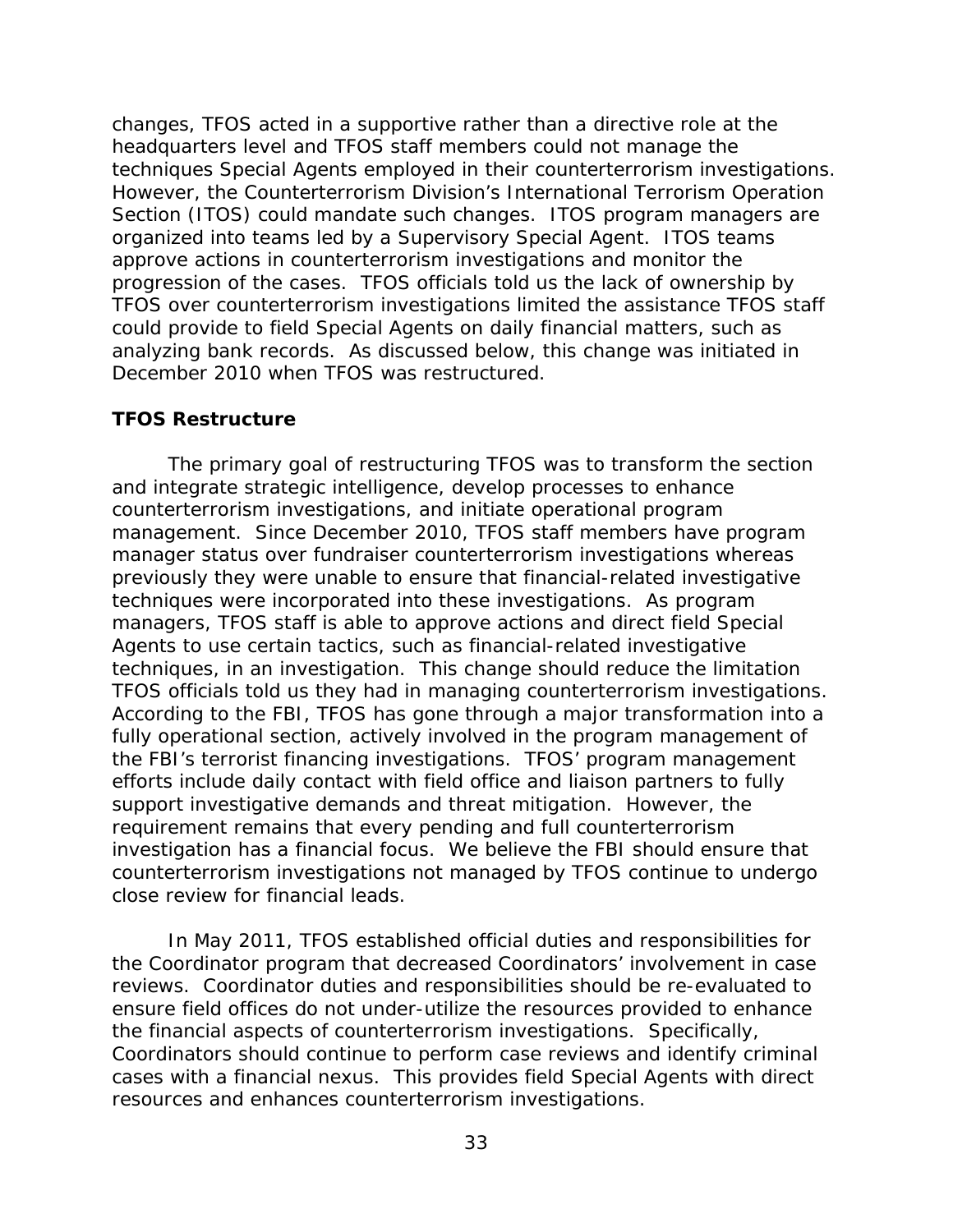changes, TFOS acted in a supportive rather than a directive role at the headquarters level and TFOS staff members could not manage the techniques Special Agents employed in their counterterrorism investigations. However, the Counterterrorism Division's International Terrorism Operation Section (ITOS) could mandate such changes. ITOS program managers are organized into teams led by a Supervisory Special Agent. ITOS teams approve actions in counterterrorism investigations and monitor the progression of the cases. TFOS officials told us the lack of ownership by TFOS over counterterrorism investigations limited the assistance TFOS staff could provide to field Special Agents on daily financial matters, such as analyzing bank records. As discussed below, this change was initiated in December 2010 when TFOS was restructured.

**TFOS Restructure**

The primary goal of restructuring TFOS was to transform the section and integrate strategic intelligence, develop processes to enhance counterterrorism investigations, and initiate operational program management. Since December 2010, TFOS staff members have program manager status over fundraiser counterterrorism investigations whereas previously they were unable to ensure that financial-related investigative techniques were incorporated into these investigations. As program managers, TFOS staff is able to approve actions and direct field Special Agents to use certain tactics, such as financial-related investigative techniques, in an investigation. This change should reduce the limitation TFOS officials told us they had in managing counterterrorism investigations. According to the FBI, TFOS has gone through a major transformation into a fully operational section, actively involved in the program management of the FBI's terrorist financing investigations. TFOS' program management efforts include daily contact with field office and liaison partners to fully support investigative demands and threat mitigation. However, the requirement remains that every pending and full counterterrorism investigation has a financial focus. We believe the FBI should ensure that counterterrorism investigations not managed by TFOS continue to undergo close review for financial leads.

In May 2011, TFOS established official duties and responsibilities for the Coordinator program that decreased Coordinators' involvement in case reviews. Coordinator duties and responsibilities should be re-evaluated to ensure field offices do not under-utilize the resources provided to enhance the financial aspects of counterterrorism investigations. Specifically, Coordinators should continue to perform case reviews and identify criminal cases with a financial nexus. This provides field Special Agents with direct resources and enhances counterterrorism investigations.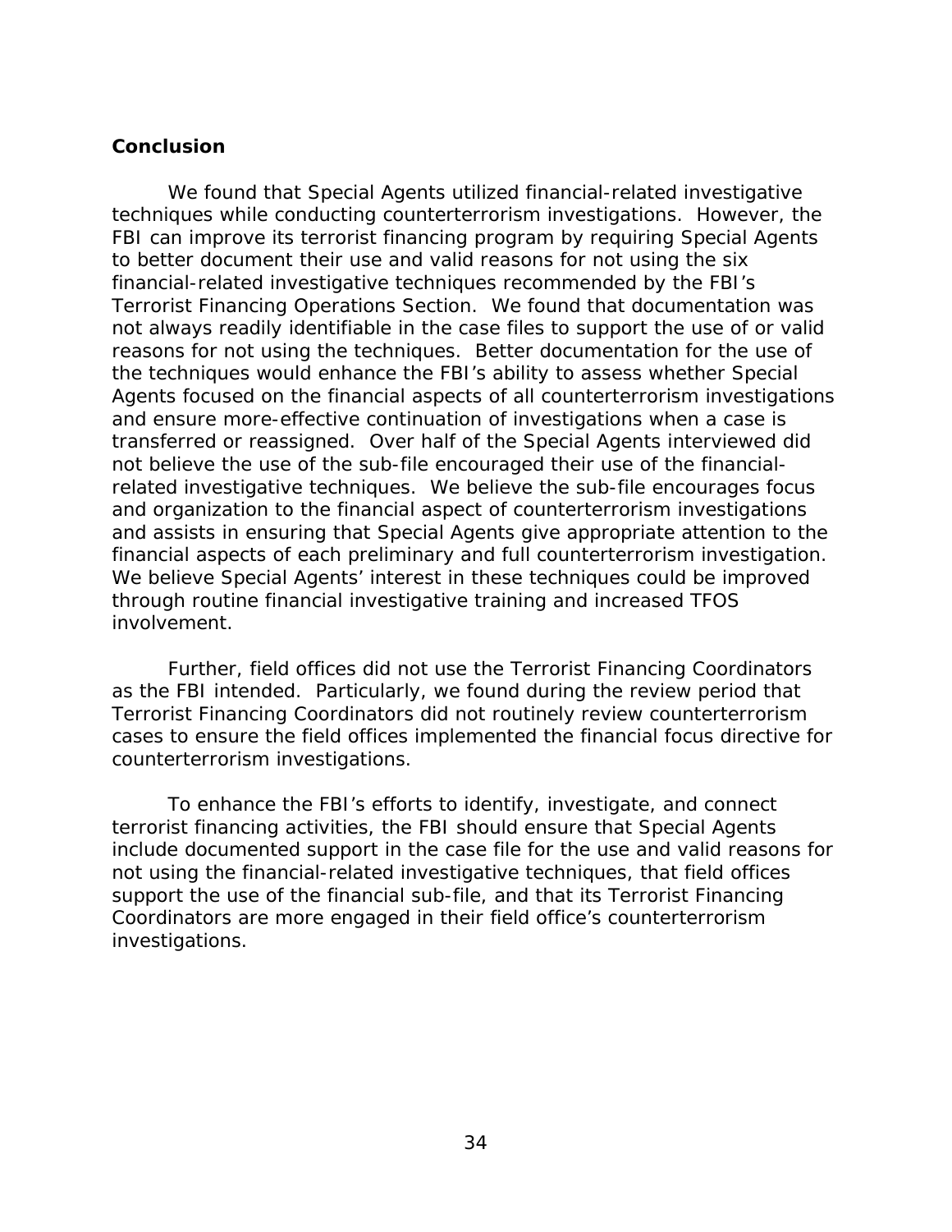## Conclusion

We found that Special Agents utilized financial-related investigative techniques while conducting counterterrorism investigations. However, the FBI can improve its terrorist financing program by requiring Special Agents to better document their use and valid reasons for not using the six financial-related investigative techniques recommended by the FBI's Terrorist Financing Operations Section. We found that documentation was not always readily identifiable in the case files to support the use of or valid reasons for not using the techniques. Better documentation for the use of the techniques would enhance the FBI's ability to assess whether Special Agents focused on the financial aspects of all counterterrorism investigations and ensure more-effective continuation of investigations when a case is transferred or reassigned. Over half of the Special Agents interviewed did not believe the use of the sub-file encouraged their use of the financial-related investigative techniques. We believe the sub-file encourages focus and organization to the financial aspect of counterterrorism investigations and assists in ensuring that Special Agents give appropriate attention to the financial aspects of each preliminary and full counterterrorism investigation. We believe Special Agents' interest in these techniques could be improved through routine financial investigative training and increased TFOS involvement.

Further, field offices did not use the Terrorist Financing Coordinators as the FBI intended. Particularly, we found during the review period that Terrorist Financing Coordinators did not routinely review counterterrorism cases to ensure the field offices implemented the financial focus directive for counterterrorism investigations.

To enhance the FBI's efforts to identify, investigate, and connect terrorist financing activities, the FBI should ensure that Special Agents include documented support in the case file for the use and valid reasons for not using the financial-related investigative techniques, that field offices support the use of the financial sub-file, and that its Terrorist Financing Coordinators are more engaged in their field office's counterterrorism investigations.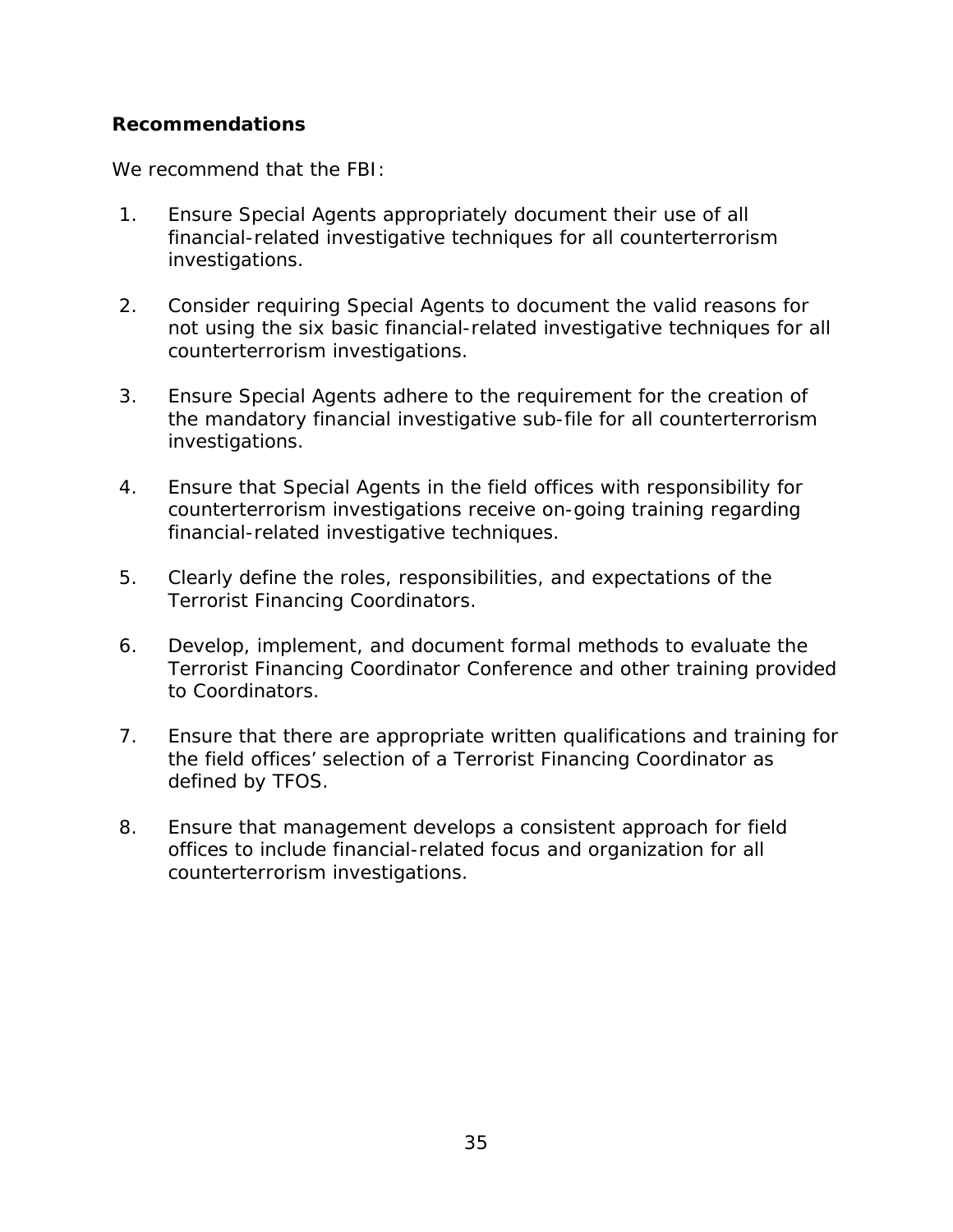**Recommendations**

We recommend that the FBI:

1. Ensure Special Agents appropriately document their use of all financial-related investigative techniques for all counterterrorism investigations.

2. Consider requiring Special Agents to document the valid reasons for not using the six basic financial-related investigative techniques for all counterterrorism investigations.

3. Ensure Special Agents adhere to the requirement for the creation of the mandatory financial investigative sub-file for all counterterrorism investigations.

4. Ensure that Special Agents in the field offices with responsibility for counterterrorism investigations receive on-going training regarding financial-related investigative techniques.

5. Clearly define the roles, responsibilities, and expectations of the Terrorist Financing Coordinators.

6. Develop, implement, and document formal methods to evaluate the Terrorist Financing Coordinator Conference and other training provided to Coordinators.

7. Ensure that there are appropriate written qualifications and training for the field offices' selection of a Terrorist Financing Coordinator as defined by TFOS.

8. Ensure that management develops a consistent approach for field offices to include financial-related focus and organization for all counterterrorism investigations.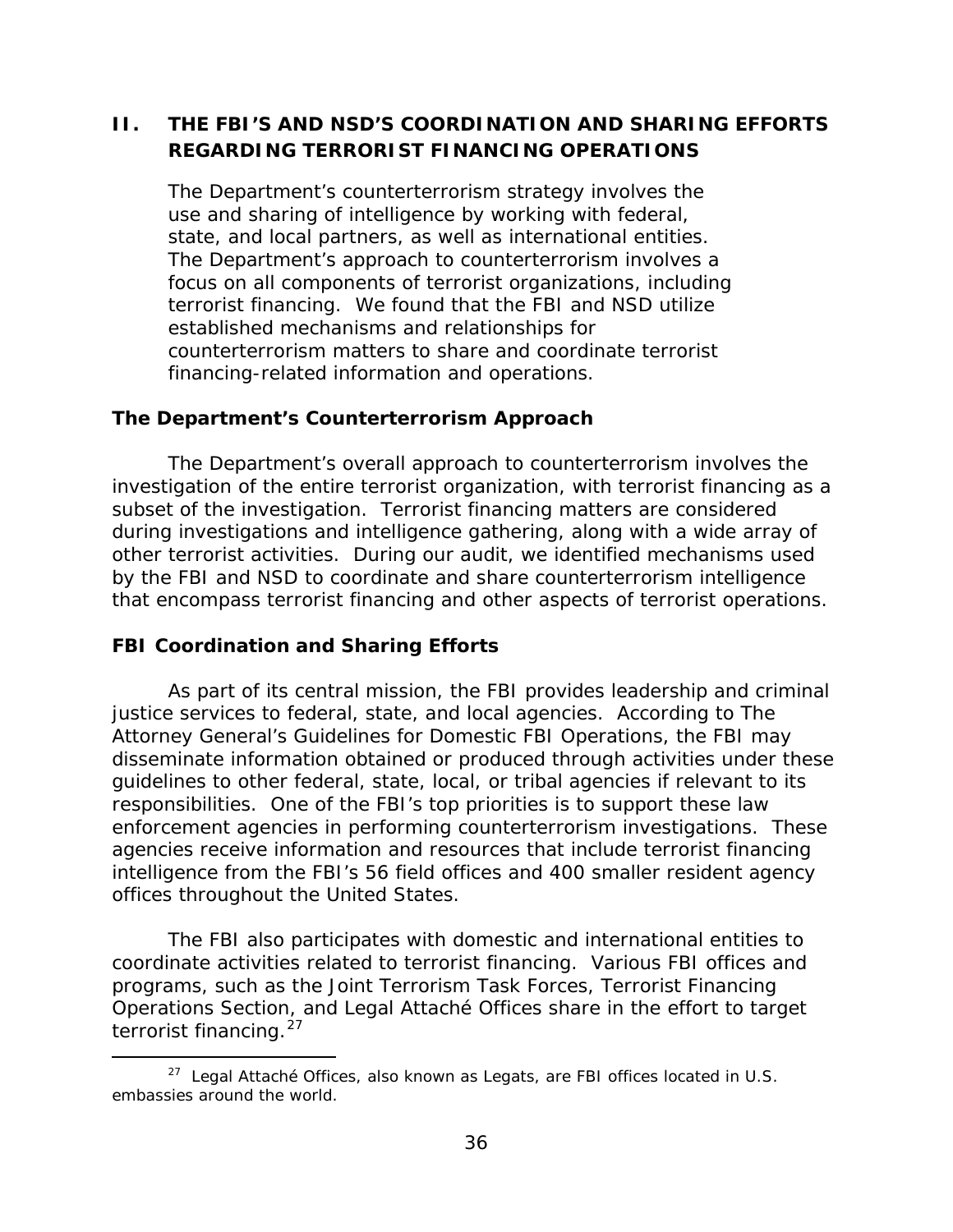## II. THE FBI'S AND NSD'S COORDINATION AND SHARING EFFORTS REGARDING TERRORIST FINANCING OPERATIONS

The Department's counterterrorism strategy involves the use and sharing of intelligence by working with federal, state, and local partners, as well as international entities. The Department's approach to counterterrorism involves a focus on all components of terrorist organizations, including terrorist financing. We found that the FBI and NSD utilize established mechanisms and relationships for counterterrorism matters to share and coordinate terrorist financing-related information and operations.

### The Department's Counterterrorism Approach

The Department's overall approach to counterterrorism involves the investigation of the entire terrorist organization, with terrorist financing as a subset of the investigation. Terrorist financing matters are considered during investigations and intelligence gathering, along with a wide array of other terrorist activities. During our audit, we identified mechanisms used by the FBI and NSD to coordinate and share counterterrorism intelligence that encompass terrorist financing and other aspects of terrorist operations.

### FBI Coordination and Sharing Efforts

As part of its central mission, the FBI provides leadership and criminal justice services to federal, state, and local agencies. According to The Attorney General's Guidelines for Domestic FBI Operations, the FBI may disseminate information obtained or produced through activities under these guidelines to other federal, state, local, or tribal agencies if relevant to its responsibilities. One of the FBI's top priorities is to support these law enforcement agencies in performing counterterrorism investigations. These agencies receive information and resources that include terrorist financing intelligence from the FBI's 56 field offices and 400 smaller resident agency offices throughout the United States.

The FBI also participates with domestic and international entities to coordinate activities related to terrorist financing. Various FBI offices and programs, such as the Joint Terrorism Task Forces, Terrorist Financing Operations Section, and Legal Attaché Offices share in the effort to target terrorist financing.[27]

[27] Legal Attaché Offices, also known as Legats, are FBI offices located in U.S. embassies around the world.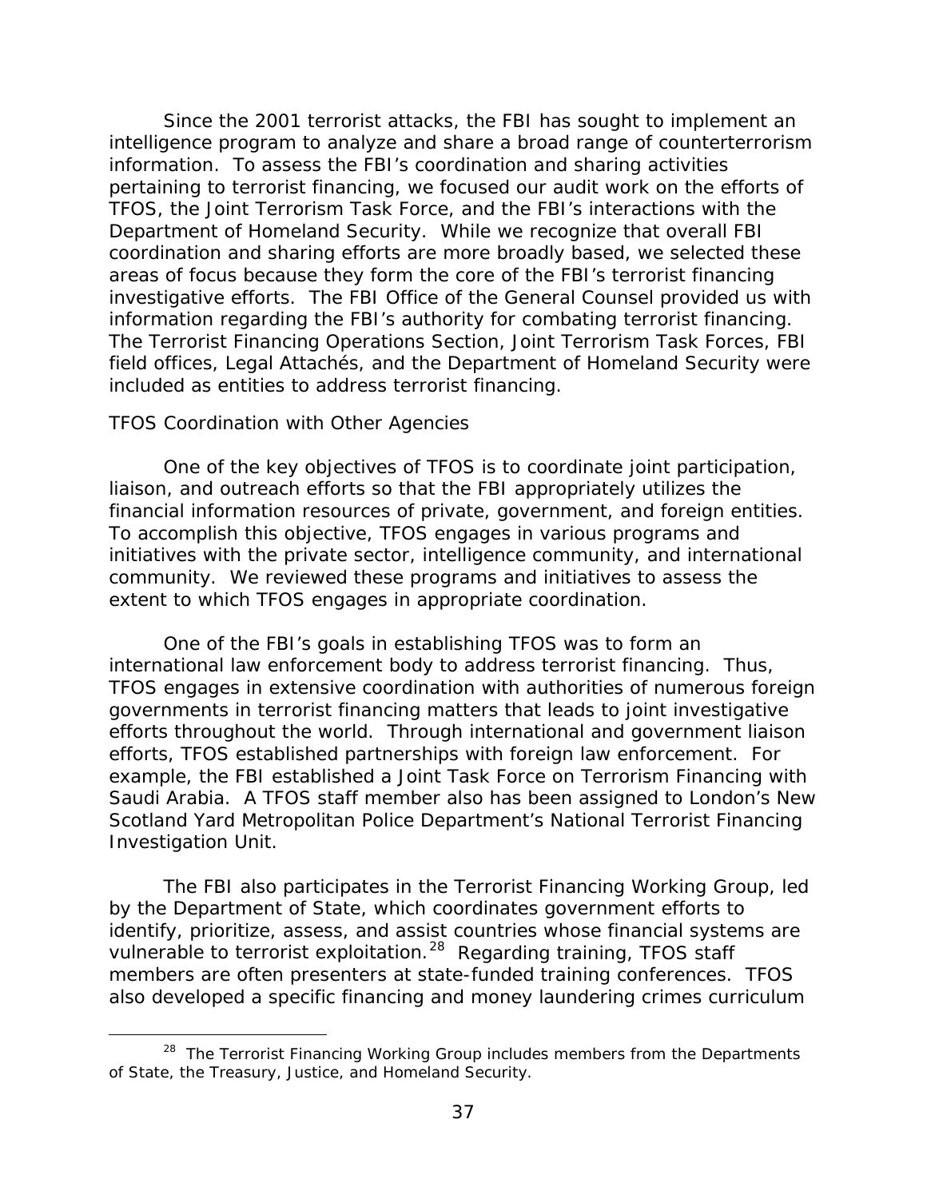Since the 2001 terrorist attacks, the FBI has sought to implement an intelligence program to analyze and share a broad range of counterterrorism information. To assess the FBI's coordination and sharing activities pertaining to terrorist financing, we focused our audit work on the efforts of TFOS, the Joint Terrorism Task Force, and the FBI's interactions with the Department of Homeland Security. While we recognize that overall FBI coordination and sharing efforts are more broadly based, we selected these areas of focus because they form the core of the FBI's terrorist financing investigative efforts. The FBI Office of the General Counsel provided us with information regarding the FBI's authority for combating terrorist financing. The Terrorist Financing Operations Section, Joint Terrorism Task Forces, FBI field offices, Legal Attachés, and the Department of Homeland Security were included as entities to address terrorist financing.

*TFOS Coordination with Other Agencies*

One of the key objectives of TFOS is to coordinate joint participation, liaison, and outreach efforts so that the FBI appropriately utilizes the financial information resources of private, government, and foreign entities. To accomplish this objective, TFOS engages in various programs and initiatives with the private sector, intelligence community, and international community. We reviewed these programs and initiatives to assess the extent to which TFOS engages in appropriate coordination.

One of the FBI's goals in establishing TFOS was to form an international law enforcement body to address terrorist financing. Thus, TFOS engages in extensive coordination with authorities of numerous foreign governments in terrorist financing matters that leads to joint investigative efforts throughout the world. Through international and government liaison efforts, TFOS established partnerships with foreign law enforcement. For example, the FBI established a Joint Task Force on Terrorism Financing with Saudi Arabia. A TFOS staff member also has been assigned to London's New Scotland Yard Metropolitan Police Department's National Terrorist Financing Investigation Unit.

The FBI also participates in the Terrorist Financing Working Group, led by the Department of State, which coordinates government efforts to identify, prioritize, assess, and assist countries whose financial systems are vulnerable to terrorist exploitation.[28] Regarding training, TFOS staff members are often presenters at state-funded training conferences. TFOS also developed a specific financing and money laundering crimes curriculum

---

[28] The Terrorist Financing Working Group includes members from the Departments of State, the Treasury, Justice, and Homeland Security.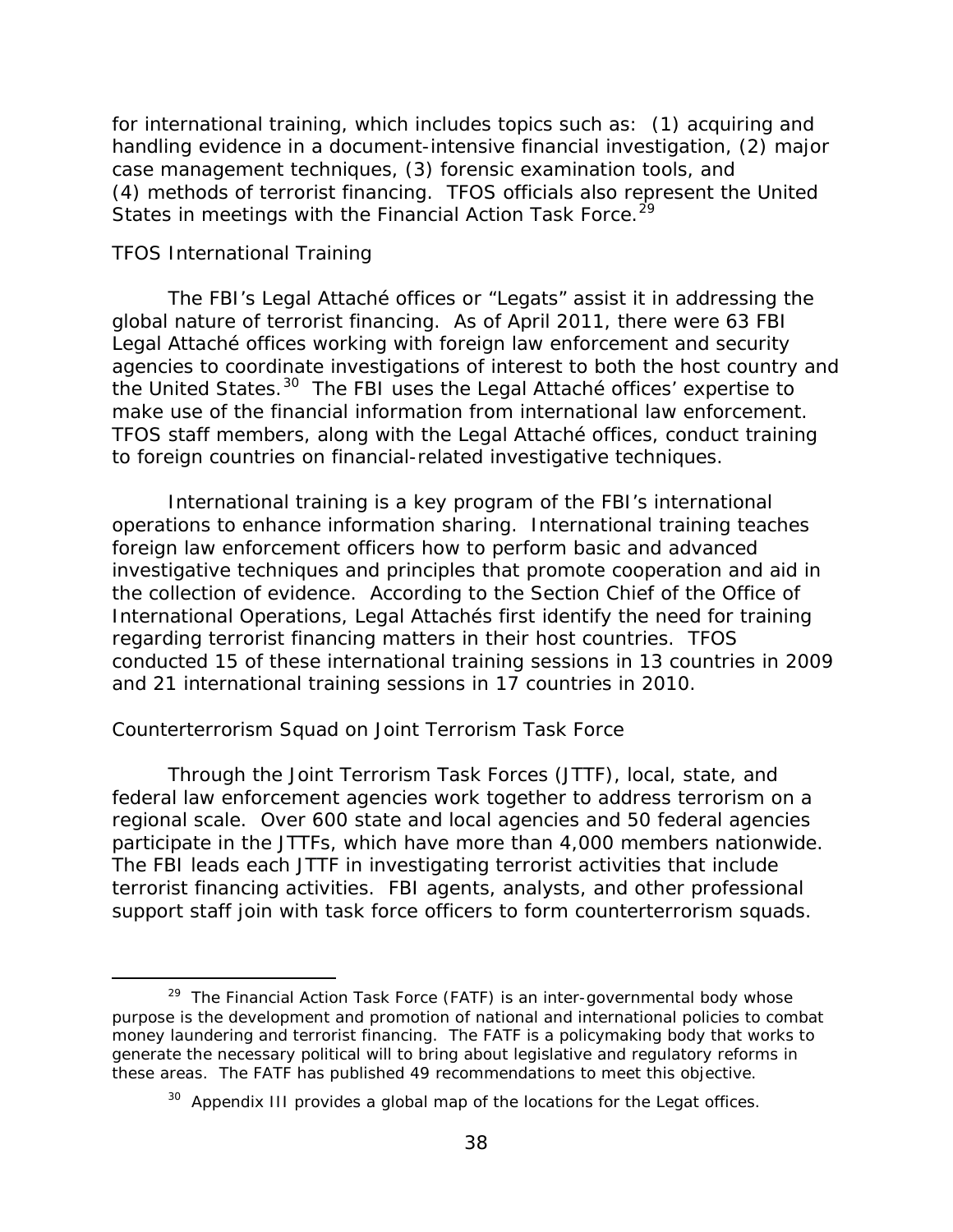for international training, which includes topics such as: (1) acquiring and handling evidence in a document-intensive financial investigation, (2) major case management techniques, (3) forensic examination tools, and (4) methods of terrorist financing. TFOS officials also represent the United States in meetings with the Financial Action Task Force.[29]

### TFOS International Training

The FBI's Legal Attaché offices or "Legats" assist it in addressing the global nature of terrorist financing. As of April 2011, there were 63 FBI Legal Attaché offices working with foreign law enforcement and security agencies to coordinate investigations of interest to both the host country and the United States.[30] The FBI uses the Legal Attaché offices' expertise to make use of the financial information from international law enforcement. TFOS staff members, along with the Legal Attaché offices, conduct training to foreign countries on financial-related investigative techniques.

International training is a key program of the FBI's international operations to enhance information sharing. International training teaches foreign law enforcement officers how to perform basic and advanced investigative techniques and principles that promote cooperation and aid in the collection of evidence. According to the Section Chief of the Office of International Operations, Legal Attachés first identify the need for training regarding terrorist financing matters in their host countries. TFOS conducted 15 of these international training sessions in 13 countries in 2009 and 21 international training sessions in 17 countries in 2010.

### Counterterrorism Squad on Joint Terrorism Task Force

Through the Joint Terrorism Task Forces (JTTF), local, state, and federal law enforcement agencies work together to address terrorism on a regional scale. Over 600 state and local agencies and 50 federal agencies participate in the JTTFs, which have more than 4,000 members nationwide. The FBI leads each JTTF in investigating terrorist activities that include terrorist financing activities. FBI agents, analysts, and other professional support staff join with task force officers to form counterterrorism squads.

---

[29] The Financial Action Task Force (FATF) is an inter-governmental body whose purpose is the development and promotion of national and international policies to combat money laundering and terrorist financing. The FATF is a policymaking body that works to generate the necessary political will to bring about legislative and regulatory reforms in these areas. The FATF has published 49 recommendations to meet this objective.

[30] Appendix III provides a global map of the locations for the Legat offices.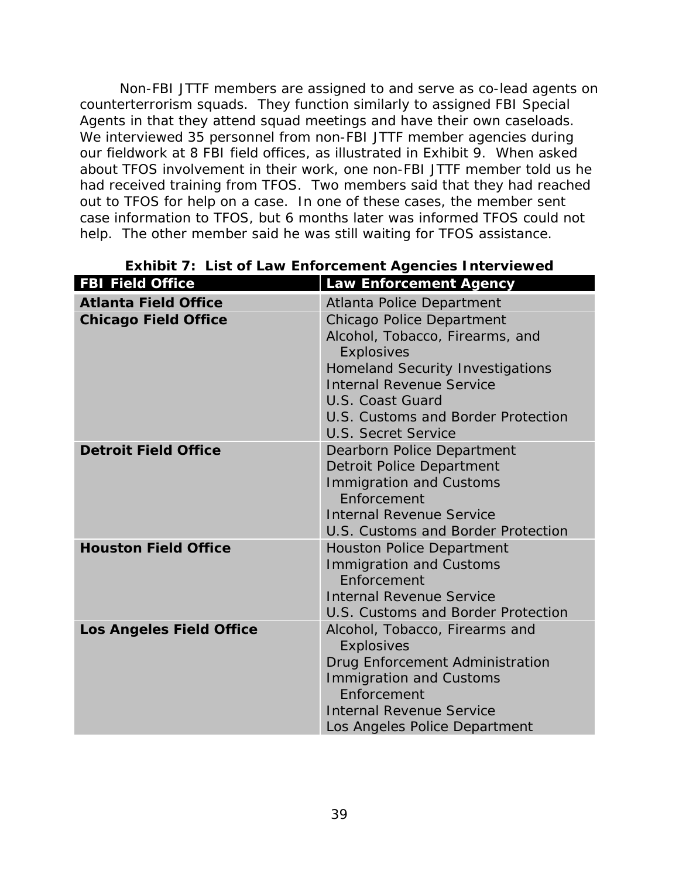Non-FBI JTTF members are assigned to and serve as co-lead agents on counterterrorism squads. They function similarly to assigned FBI Special Agents in that they attend squad meetings and have their own caseloads. We interviewed 35 personnel from non-FBI JTTF member agencies during our fieldwork at 8 FBI field offices, as illustrated in Exhibit 9. When asked about TFOS involvement in their work, one non-FBI JTTF member told us he had received training from TFOS. Two members said that they had reached out to TFOS for help on a case. In one of these cases, the member sent case information to TFOS, but 6 months later was informed TFOS could not help. The other member said he was still waiting for TFOS assistance.

**Exhibit 7: List of Law Enforcement Agencies Interviewed**

| FBI Field Office | Law Enforcement Agency |
| --- | --- |
| **Atlanta Field Office** | Atlanta Police Department |
| **Chicago Field Office** | Chicago Police Department<br>Alcohol, Tobacco, Firearms, and Explosives<br>Homeland Security Investigations<br>Internal Revenue Service<br>U.S. Coast Guard<br>U.S. Customs and Border Protection<br>U.S. Secret Service |
| **Detroit Field Office** | Dearborn Police Department<br>Detroit Police Department<br>Immigration and Customs Enforcement<br>Internal Revenue Service<br>U.S. Customs and Border Protection |
| **Houston Field Office** | Houston Police Department<br>Immigration and Customs Enforcement<br>Internal Revenue Service<br>U.S. Customs and Border Protection |
| **Los Angeles Field Office** | Alcohol, Tobacco, Firearms and Explosives<br>Drug Enforcement Administration<br>Immigration and Customs Enforcement<br>Internal Revenue Service<br>Los Angeles Police Department |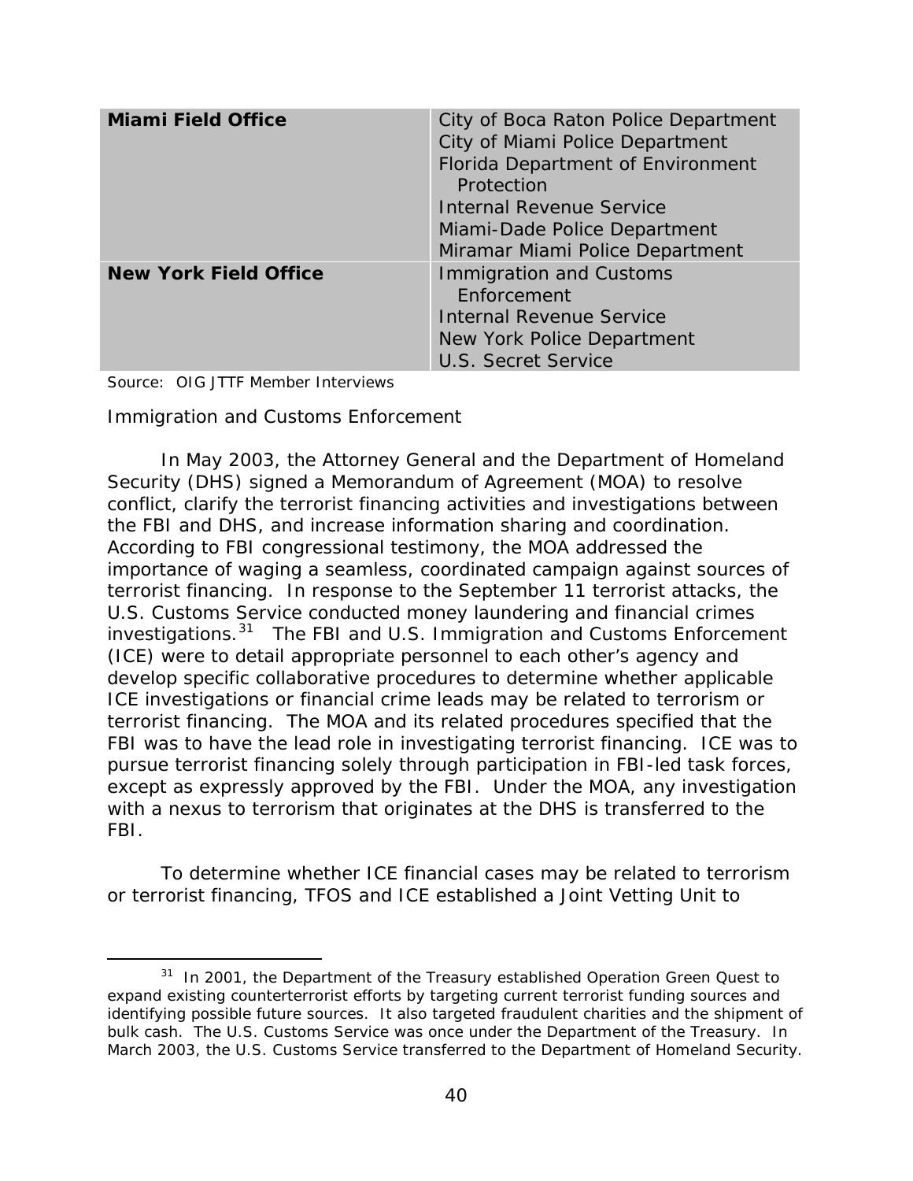| | |
|---|---|
| **Miami Field Office** | City of Boca Raton Police Department<br>City of Miami Police Department<br>Florida Department of Environment Protection<br>Internal Revenue Service<br>Miami-Dade Police Department<br>Miramar Miami Police Department |
| **New York Field Office** | Immigration and Customs Enforcement<br>Internal Revenue Service<br>New York Police Department<br>U.S. Secret Service |

Source: OIG JTTF Member Interviews

Immigration and Customs Enforcement

In May 2003, the Attorney General and the Department of Homeland Security (DHS) signed a Memorandum of Agreement (MOA) to resolve conflict, clarify the terrorist financing activities and investigations between the FBI and DHS, and increase information sharing and coordination. According to FBI congressional testimony, the MOA addressed the importance of waging a seamless, coordinated campaign against sources of terrorist financing. In response to the September 11 terrorist attacks, the U.S. Customs Service conducted money laundering and financial crimes investigations.[31] The FBI and U.S. Immigration and Customs Enforcement (ICE) were to detail appropriate personnel to each other's agency and develop specific collaborative procedures to determine whether applicable ICE investigations or financial crime leads may be related to terrorism or terrorist financing. The MOA and its related procedures specified that the FBI was to have the lead role in investigating terrorist financing. ICE was to pursue terrorist financing solely through participation in FBI-led task forces, except as expressly approved by the FBI. Under the MOA, any investigation with a nexus to terrorism that originates at the DHS is transferred to the FBI.

To determine whether ICE financial cases may be related to terrorism or terrorist financing, TFOS and ICE established a Joint Vetting Unit to

---

[31] In 2001, the Department of the Treasury established Operation Green Quest to expand existing counterterrorist efforts by targeting current terrorist funding sources and identifying possible future sources. It also targeted fraudulent charities and the shipment of bulk cash. The U.S. Customs Service was once under the Department of the Treasury. In March 2003, the U.S. Customs Service transferred to the Department of Homeland Security.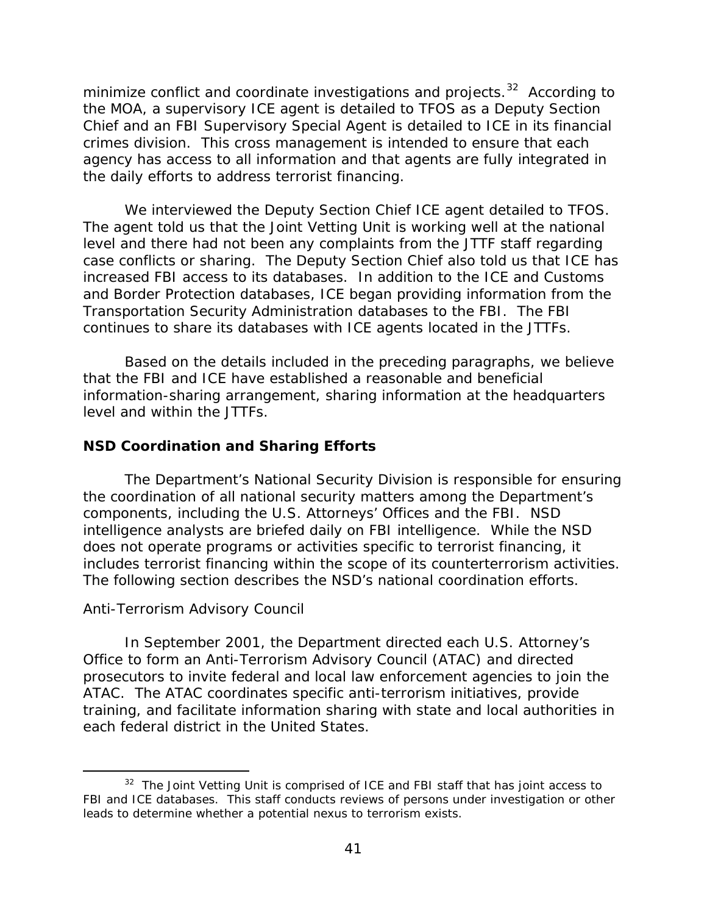minimize conflict and coordinate investigations and projects.[32] According to the MOA, a supervisory ICE agent is detailed to TFOS as a Deputy Section Chief and an FBI Supervisory Special Agent is detailed to ICE in its financial crimes division. This cross management is intended to ensure that each agency has access to all information and that agents are fully integrated in the daily efforts to address terrorist financing.

We interviewed the Deputy Section Chief ICE agent detailed to TFOS. The agent told us that the Joint Vetting Unit is working well at the national level and there had not been any complaints from the JTTF staff regarding case conflicts or sharing. The Deputy Section Chief also told us that ICE has increased FBI access to its databases. In addition to the ICE and Customs and Border Protection databases, ICE began providing information from the Transportation Security Administration databases to the FBI. The FBI continues to share its databases with ICE agents located in the JTTFs.

Based on the details included in the preceding paragraphs, we believe that the FBI and ICE have established a reasonable and beneficial information-sharing arrangement, sharing information at the headquarters level and within the JTTFs.

## NSD Coordination and Sharing Efforts

The Department's National Security Division is responsible for ensuring the coordination of all national security matters among the Department's components, including the U.S. Attorneys' Offices and the FBI. NSD intelligence analysts are briefed daily on FBI intelligence. While the NSD does not operate programs or activities specific to terrorist financing, it includes terrorist financing within the scope of its counterterrorism activities. The following section describes the NSD's national coordination efforts.

### Anti-Terrorism Advisory Council

In September 2001, the Department directed each U.S. Attorney's Office to form an Anti-Terrorism Advisory Council (ATAC) and directed prosecutors to invite federal and local law enforcement agencies to join the ATAC. The ATAC coordinates specific anti-terrorism initiatives, provide training, and facilitate information sharing with state and local authorities in each federal district in the United States.

---

[32] The Joint Vetting Unit is comprised of ICE and FBI staff that has joint access to FBI and ICE databases. This staff conducts reviews of persons under investigation or other leads to determine whether a potential nexus to terrorism exists.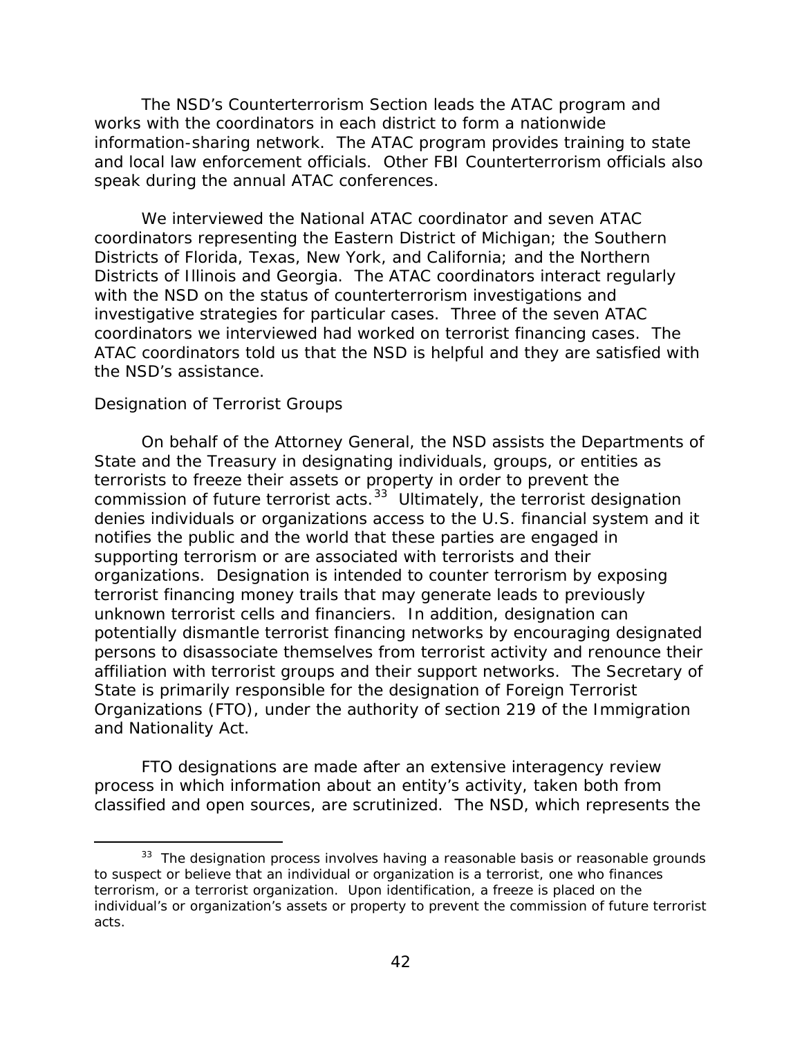The NSD's Counterterrorism Section leads the ATAC program and works with the coordinators in each district to form a nationwide information-sharing network. The ATAC program provides training to state and local law enforcement officials. Other FBI Counterterrorism officials also speak during the annual ATAC conferences.

We interviewed the National ATAC coordinator and seven ATAC coordinators representing the Eastern District of Michigan; the Southern Districts of Florida, Texas, New York, and California; and the Northern Districts of Illinois and Georgia. The ATAC coordinators interact regularly with the NSD on the status of counterterrorism investigations and investigative strategies for particular cases. Three of the seven ATAC coordinators we interviewed had worked on terrorist financing cases. The ATAC coordinators told us that the NSD is helpful and they are satisfied with the NSD's assistance.

*Designation of Terrorist Groups*

On behalf of the Attorney General, the NSD assists the Departments of State and the Treasury in designating individuals, groups, or entities as terrorists to freeze their assets or property in order to prevent the commission of future terrorist acts.[33] Ultimately, the terrorist designation denies individuals or organizations access to the U.S. financial system and it notifies the public and the world that these parties are engaged in supporting terrorism or are associated with terrorists and their organizations. Designation is intended to counter terrorism by exposing terrorist financing money trails that may generate leads to previously unknown terrorist cells and financiers. In addition, designation can potentially dismantle terrorist financing networks by encouraging designated persons to disassociate themselves from terrorist activity and renounce their affiliation with terrorist groups and their support networks. The Secretary of State is primarily responsible for the designation of Foreign Terrorist Organizations (FTO), under the authority of section 219 of the Immigration and Nationality Act.

FTO designations are made after an extensive interagency review process in which information about an entity's activity, taken both from classified and open sources, are scrutinized. The NSD, which represents the

---

[33] The designation process involves having a reasonable basis or reasonable grounds to suspect or believe that an individual or organization is a terrorist, one who finances terrorism, or a terrorist organization. Upon identification, a freeze is placed on the individual's or organization's assets or property to prevent the commission of future terrorist acts.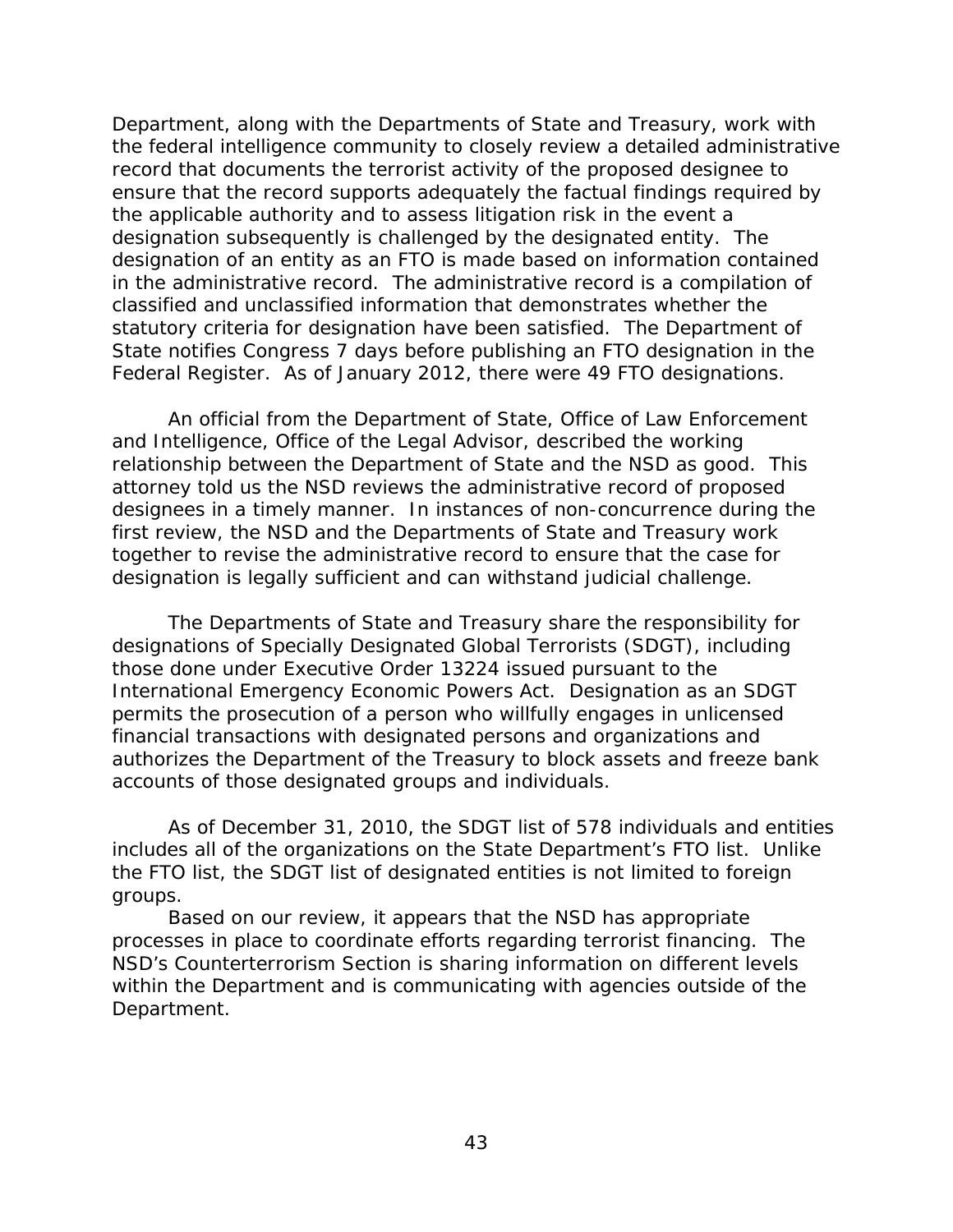Department, along with the Departments of State and Treasury, work with the federal intelligence community to closely review a detailed administrative record that documents the terrorist activity of the proposed designee to ensure that the record supports adequately the factual findings required by the applicable authority and to assess litigation risk in the event a designation subsequently is challenged by the designated entity. The designation of an entity as an FTO is made based on information contained in the administrative record. The administrative record is a compilation of classified and unclassified information that demonstrates whether the statutory criteria for designation have been satisfied. The Department of State notifies Congress 7 days before publishing an FTO designation in the Federal Register. As of January 2012, there were 49 FTO designations.

An official from the Department of State, Office of Law Enforcement and Intelligence, Office of the Legal Advisor, described the working relationship between the Department of State and the NSD as good. This attorney told us the NSD reviews the administrative record of proposed designees in a timely manner. In instances of non-concurrence during the first review, the NSD and the Departments of State and Treasury work together to revise the administrative record to ensure that the case for designation is legally sufficient and can withstand judicial challenge.

The Departments of State and Treasury share the responsibility for designations of Specially Designated Global Terrorists (SDGT), including those done under Executive Order 13224 issued pursuant to the International Emergency Economic Powers Act. Designation as an SDGT permits the prosecution of a person who willfully engages in unlicensed financial transactions with designated persons and organizations and authorizes the Department of the Treasury to block assets and freeze bank accounts of those designated groups and individuals.

As of December 31, 2010, the SDGT list of 578 individuals and entities includes all of the organizations on the State Department's FTO list. Unlike the FTO list, the SDGT list of designated entities is not limited to foreign groups.

Based on our review, it appears that the NSD has appropriate processes in place to coordinate efforts regarding terrorist financing. The NSD's Counterterrorism Section is sharing information on different levels within the Department and is communicating with agencies outside of the Department.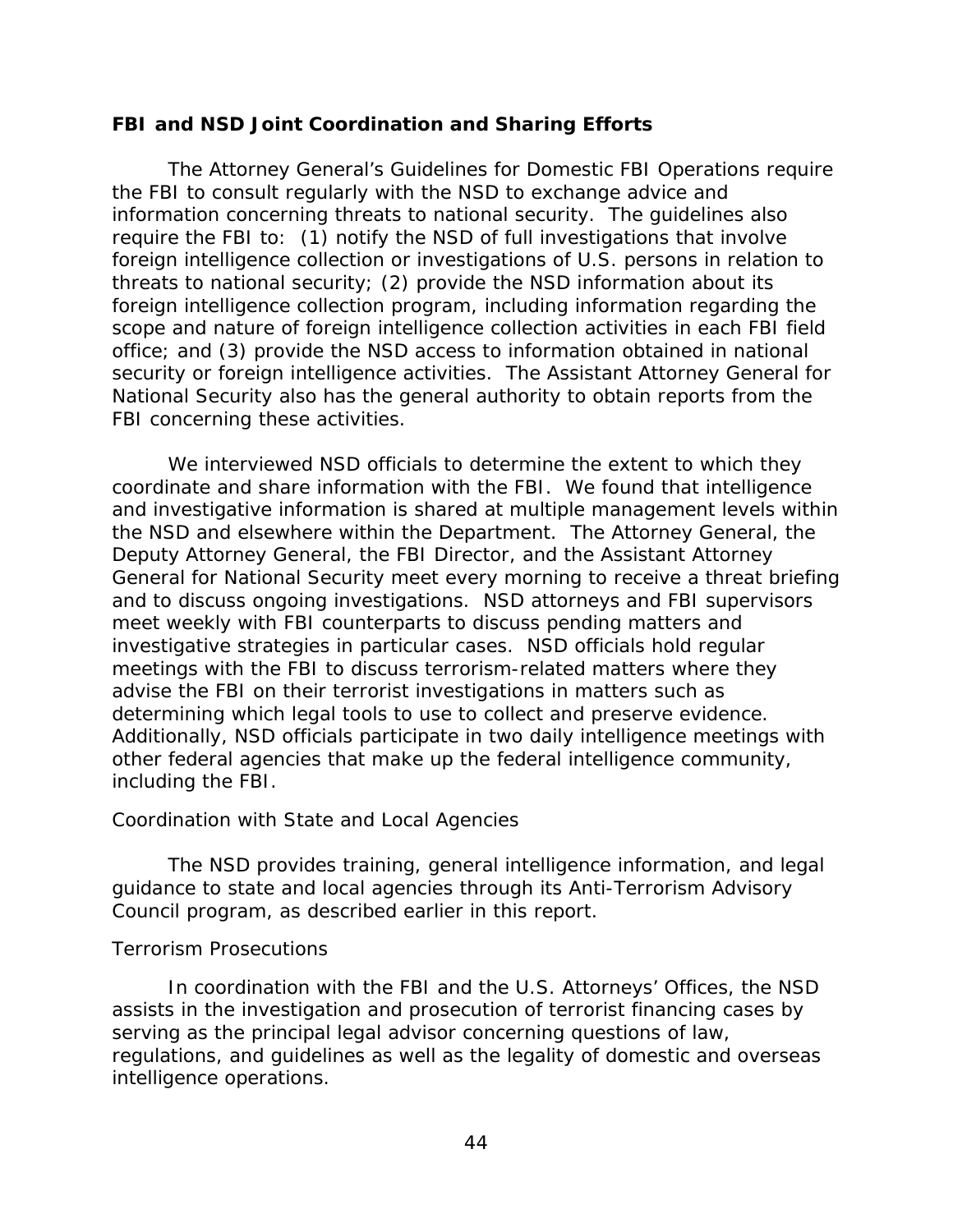## FBI and NSD Joint Coordination and Sharing Efforts

The Attorney General's Guidelines for Domestic FBI Operations require the FBI to consult regularly with the NSD to exchange advice and information concerning threats to national security. The guidelines also require the FBI to: (1) notify the NSD of full investigations that involve foreign intelligence collection or investigations of U.S. persons in relation to threats to national security; (2) provide the NSD information about its foreign intelligence collection program, including information regarding the scope and nature of foreign intelligence collection activities in each FBI field office; and (3) provide the NSD access to information obtained in national security or foreign intelligence activities. The Assistant Attorney General for National Security also has the general authority to obtain reports from the FBI concerning these activities.

We interviewed NSD officials to determine the extent to which they coordinate and share information with the FBI. We found that intelligence and investigative information is shared at multiple management levels within the NSD and elsewhere within the Department. The Attorney General, the Deputy Attorney General, the FBI Director, and the Assistant Attorney General for National Security meet every morning to receive a threat briefing and to discuss ongoing investigations. NSD attorneys and FBI supervisors meet weekly with FBI counterparts to discuss pending matters and investigative strategies in particular cases. NSD officials hold regular meetings with the FBI to discuss terrorism-related matters where they advise the FBI on their terrorist investigations in matters such as determining which legal tools to use to collect and preserve evidence. Additionally, NSD officials participate in two daily intelligence meetings with other federal agencies that make up the federal intelligence community, including the FBI.

### Coordination with State and Local Agencies

The NSD provides training, general intelligence information, and legal guidance to state and local agencies through its Anti-Terrorism Advisory Council program, as described earlier in this report.

### Terrorism Prosecutions

In coordination with the FBI and the U.S. Attorneys' Offices, the NSD assists in the investigation and prosecution of terrorist financing cases by serving as the principal legal advisor concerning questions of law, regulations, and guidelines as well as the legality of domestic and overseas intelligence operations.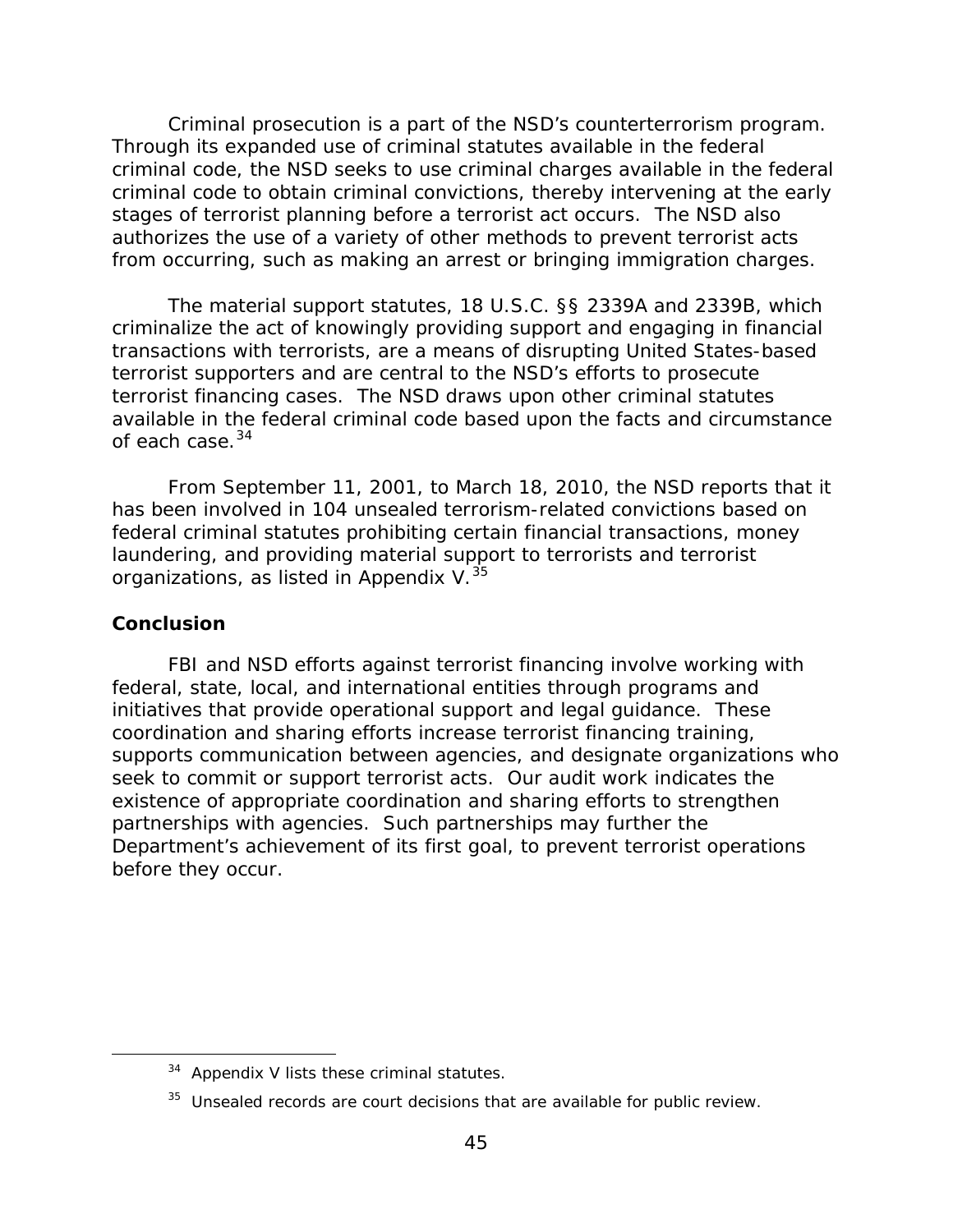Criminal prosecution is a part of the NSD's counterterrorism program. Through its expanded use of criminal statutes available in the federal criminal code, the NSD seeks to use criminal charges available in the federal criminal code to obtain criminal convictions, thereby intervening at the early stages of terrorist planning before a terrorist act occurs. The NSD also authorizes the use of a variety of other methods to prevent terrorist acts from occurring, such as making an arrest or bringing immigration charges.

The material support statutes, 18 U.S.C. §§ 2339A and 2339B, which criminalize the act of knowingly providing support and engaging in financial transactions with terrorists, are a means of disrupting United States-based terrorist supporters and are central to the NSD's efforts to prosecute terrorist financing cases. The NSD draws upon other criminal statutes available in the federal criminal code based upon the facts and circumstance of each case.[34]

From September 11, 2001, to March 18, 2010, the NSD reports that it has been involved in 104 unsealed terrorism-related convictions based on federal criminal statutes prohibiting certain financial transactions, money laundering, and providing material support to terrorists and terrorist organizations, as listed in Appendix V.[35]

## Conclusion

FBI and NSD efforts against terrorist financing involve working with federal, state, local, and international entities through programs and initiatives that provide operational support and legal guidance. These coordination and sharing efforts increase terrorist financing training, supports communication between agencies, and designate organizations who seek to commit or support terrorist acts. Our audit work indicates the existence of appropriate coordination and sharing efforts to strengthen partnerships with agencies. Such partnerships may further the Department's achievement of its first goal, to prevent terrorist operations before they occur.

---

[34] Appendix V lists these criminal statutes.

[35] Unsealed records are court decisions that are available for public review.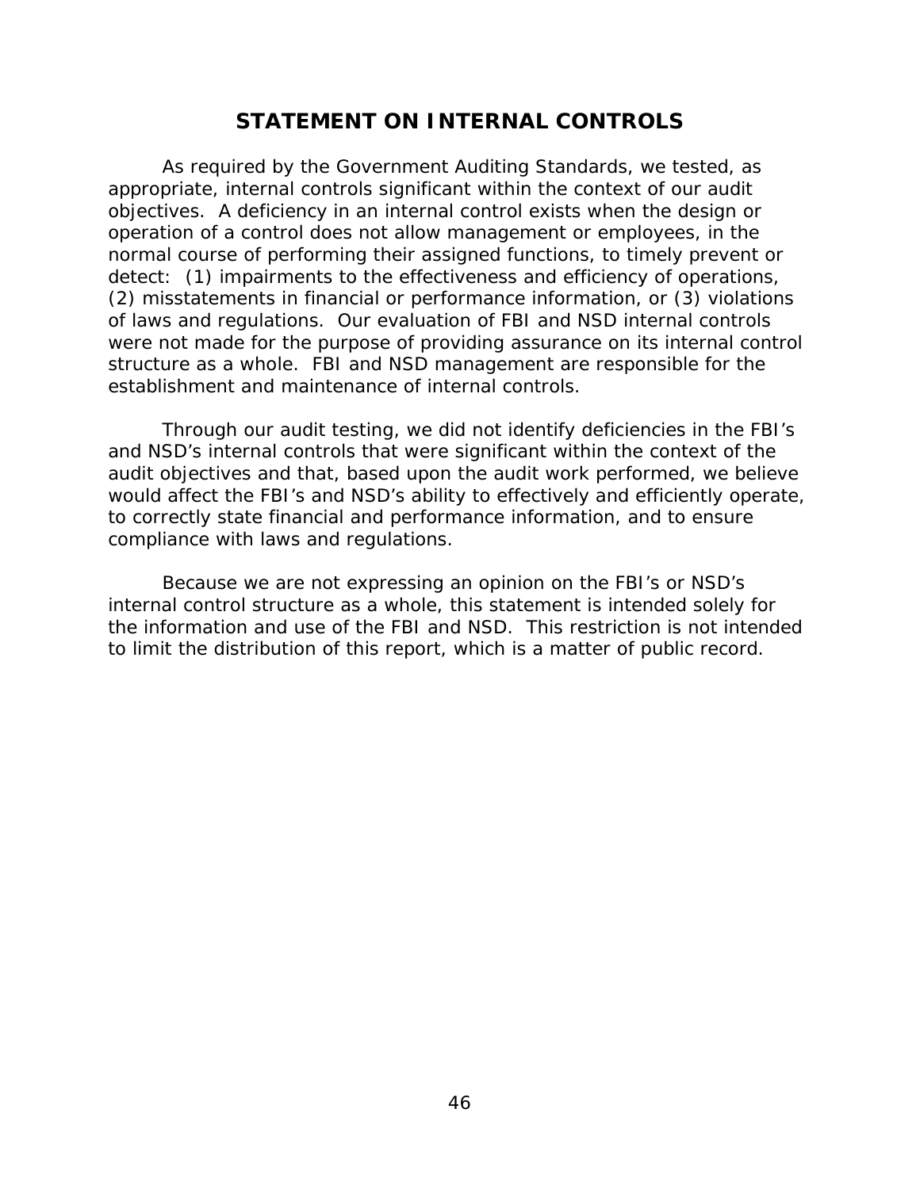# STATEMENT ON INTERNAL CONTROLS

As required by the Government Auditing Standards, we tested, as appropriate, internal controls significant within the context of our audit objectives. A deficiency in an internal control exists when the design or operation of a control does not allow management or employees, in the normal course of performing their assigned functions, to timely prevent or detect: (1) impairments to the effectiveness and efficiency of operations, (2) misstatements in financial or performance information, or (3) violations of laws and regulations. Our evaluation of FBI and NSD internal controls were not made for the purpose of providing assurance on its internal control structure as a whole. FBI and NSD management are responsible for the establishment and maintenance of internal controls.

Through our audit testing, we did not identify deficiencies in the FBI's and NSD's internal controls that were significant within the context of the audit objectives and that, based upon the audit work performed, we believe would affect the FBI's and NSD's ability to effectively and efficiently operate, to correctly state financial and performance information, and to ensure compliance with laws and regulations.

Because we are not expressing an opinion on the FBI's or NSD's internal control structure as a whole, this statement is intended solely for the information and use of the FBI and NSD. This restriction is not intended to limit the distribution of this report, which is a matter of public record.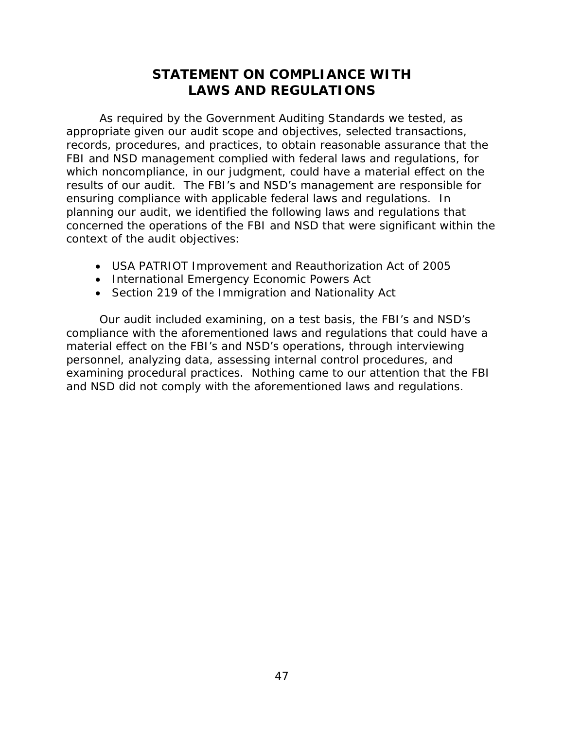# STATEMENT ON COMPLIANCE WITH LAWS AND REGULATIONS

As required by the Government Auditing Standards we tested, as appropriate given our audit scope and objectives, selected transactions, records, procedures, and practices, to obtain reasonable assurance that the FBI and NSD management complied with federal laws and regulations, for which noncompliance, in our judgment, could have a material effect on the results of our audit. The FBI's and NSD's management are responsible for ensuring compliance with applicable federal laws and regulations. In planning our audit, we identified the following laws and regulations that concerned the operations of the FBI and NSD that were significant within the context of the audit objectives:

- USA PATRIOT Improvement and Reauthorization Act of 2005
- International Emergency Economic Powers Act
- Section 219 of the Immigration and Nationality Act

Our audit included examining, on a test basis, the FBI's and NSD's compliance with the aforementioned laws and regulations that could have a material effect on the FBI's and NSD's operations, through interviewing personnel, analyzing data, assessing internal control procedures, and examining procedural practices. Nothing came to our attention that the FBI and NSD did not comply with the aforementioned laws and regulations.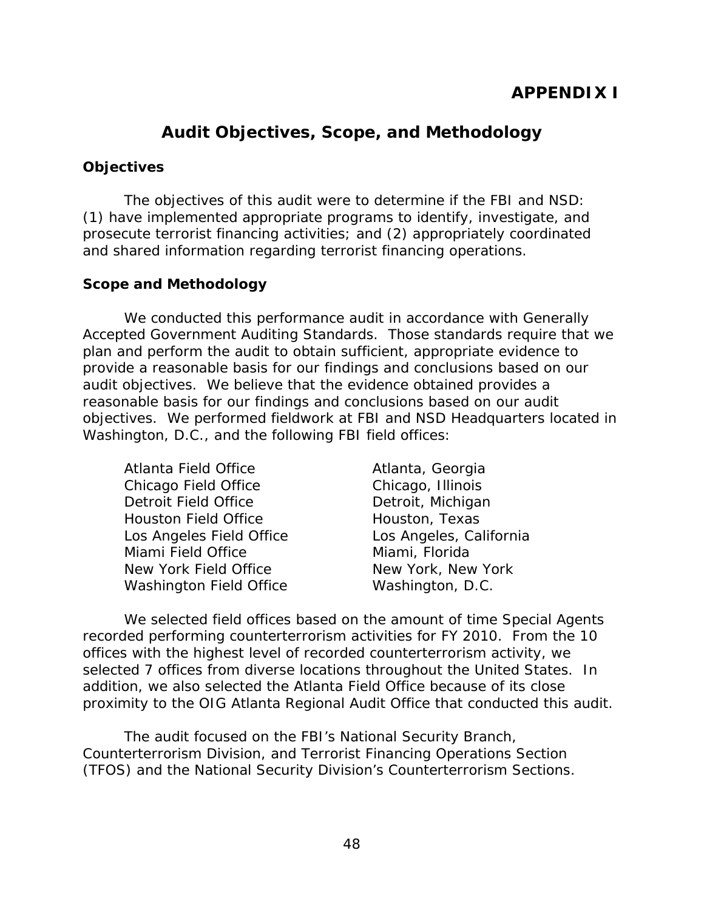# APPENDIX I

## Audit Objectives, Scope, and Methodology

### Objectives

The objectives of this audit were to determine if the FBI and NSD: (1) have implemented appropriate programs to identify, investigate, and prosecute terrorist financing activities; and (2) appropriately coordinated and shared information regarding terrorist financing operations.

### Scope and Methodology

We conducted this performance audit in accordance with Generally Accepted Government Auditing Standards. Those standards require that we plan and perform the audit to obtain sufficient, appropriate evidence to provide a reasonable basis for our findings and conclusions based on our audit objectives. We believe that the evidence obtained provides a reasonable basis for our findings and conclusions based on our audit objectives. We performed fieldwork at FBI and NSD Headquarters located in Washington, D.C., and the following FBI field offices:

| | |
|---|---|
| Atlanta Field Office | Atlanta, Georgia |
| Chicago Field Office | Chicago, Illinois |
| Detroit Field Office | Detroit, Michigan |
| Houston Field Office | Houston, Texas |
| Los Angeles Field Office | Los Angeles, California |
| Miami Field Office | Miami, Florida |
| New York Field Office | New York, New York |
| Washington Field Office | Washington, D.C. |

We selected field offices based on the amount of time Special Agents recorded performing counterterrorism activities for FY 2010. From the 10 offices with the highest level of recorded counterterrorism activity, we selected 7 offices from diverse locations throughout the United States. In addition, we also selected the Atlanta Field Office because of its close proximity to the OIG Atlanta Regional Audit Office that conducted this audit.

The audit focused on the FBI's National Security Branch, Counterterrorism Division, and Terrorist Financing Operations Section (TFOS) and the National Security Division's Counterterrorism Sections.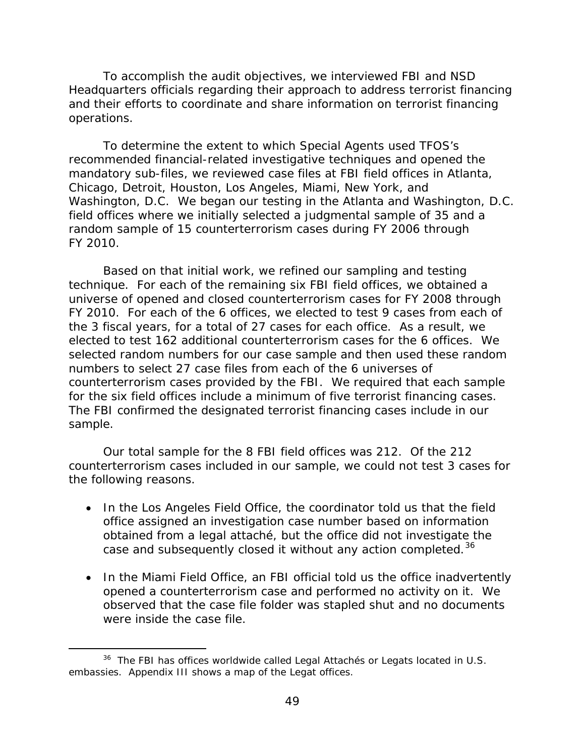To accomplish the audit objectives, we interviewed FBI and NSD Headquarters officials regarding their approach to address terrorist financing and their efforts to coordinate and share information on terrorist financing operations.

To determine the extent to which Special Agents used TFOS's recommended financial-related investigative techniques and opened the mandatory sub-files, we reviewed case files at FBI field offices in Atlanta, Chicago, Detroit, Houston, Los Angeles, Miami, New York, and Washington, D.C. We began our testing in the Atlanta and Washington, D.C. field offices where we initially selected a judgmental sample of 35 and a random sample of 15 counterterrorism cases during FY 2006 through FY 2010.

Based on that initial work, we refined our sampling and testing technique. For each of the remaining six FBI field offices, we obtained a universe of opened and closed counterterrorism cases for FY 2008 through FY 2010. For each of the 6 offices, we elected to test 9 cases from each of the 3 fiscal years, for a total of 27 cases for each office. As a result, we elected to test 162 additional counterterrorism cases for the 6 offices. We selected random numbers for our case sample and then used these random numbers to select 27 case files from each of the 6 universes of counterterrorism cases provided by the FBI. We required that each sample for the six field offices include a minimum of five terrorist financing cases. The FBI confirmed the designated terrorist financing cases include in our sample.

Our total sample for the 8 FBI field offices was 212. Of the 212 counterterrorism cases included in our sample, we could not test 3 cases for the following reasons.

- In the Los Angeles Field Office, the coordinator told us that the field office assigned an investigation case number based on information obtained from a legal attaché, but the office did not investigate the case and subsequently closed it without any action completed.[36]

- In the Miami Field Office, an FBI official told us the office inadvertently opened a counterterrorism case and performed no activity on it. We observed that the case file folder was stapled shut and no documents were inside the case file.

---

[36] The FBI has offices worldwide called Legal Attachés or Legats located in U.S. embassies. Appendix III shows a map of the Legat offices.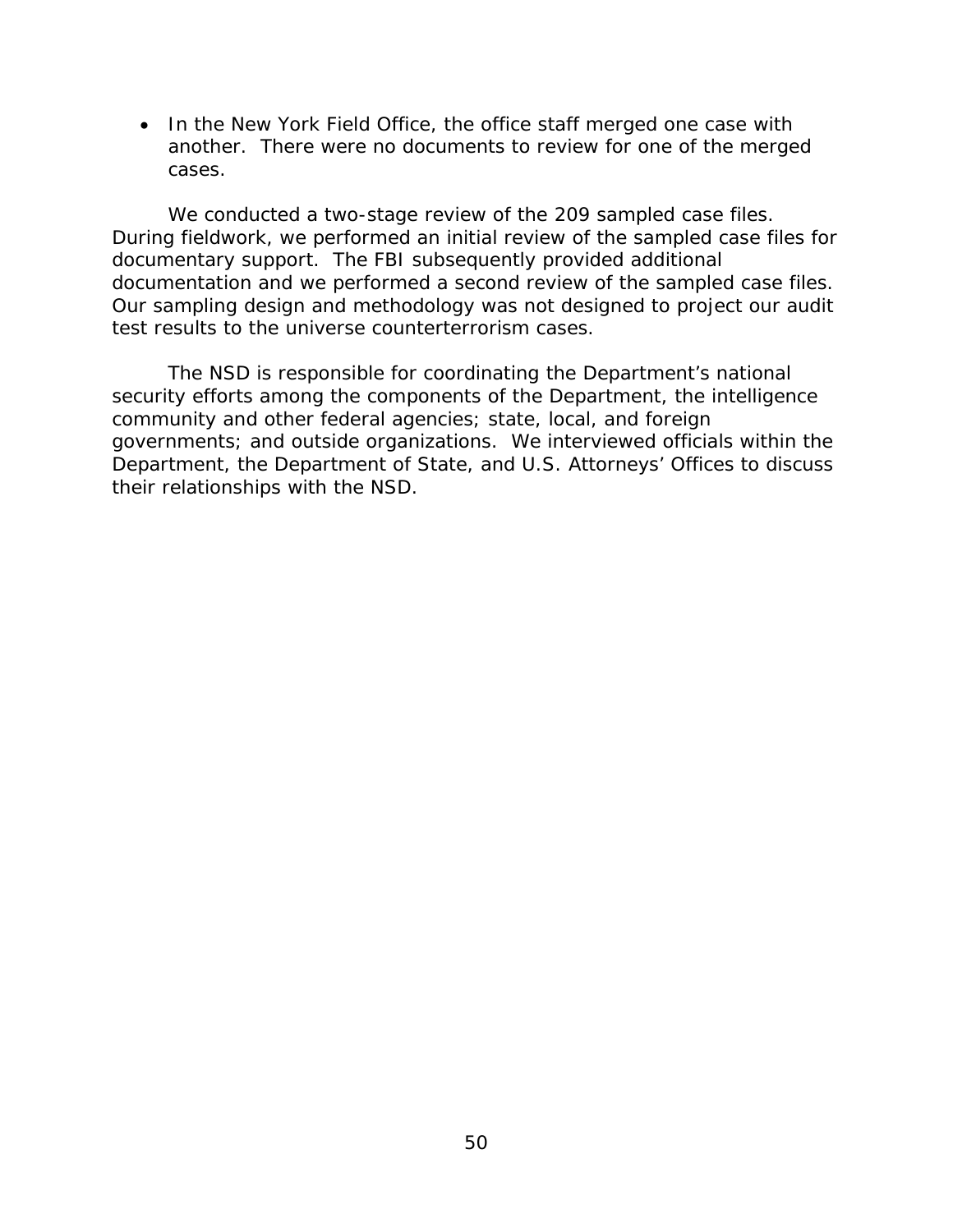- In the New York Field Office, the office staff merged one case with another. There were no documents to review for one of the merged cases.

We conducted a two-stage review of the 209 sampled case files. During fieldwork, we performed an initial review of the sampled case files for documentary support. The FBI subsequently provided additional documentation and we performed a second review of the sampled case files. Our sampling design and methodology was not designed to project our audit test results to the universe counterterrorism cases.

The NSD is responsible for coordinating the Department's national security efforts among the components of the Department, the intelligence community and other federal agencies; state, local, and foreign governments; and outside organizations. We interviewed officials within the Department, the Department of State, and U.S. Attorneys' Offices to discuss their relationships with the NSD.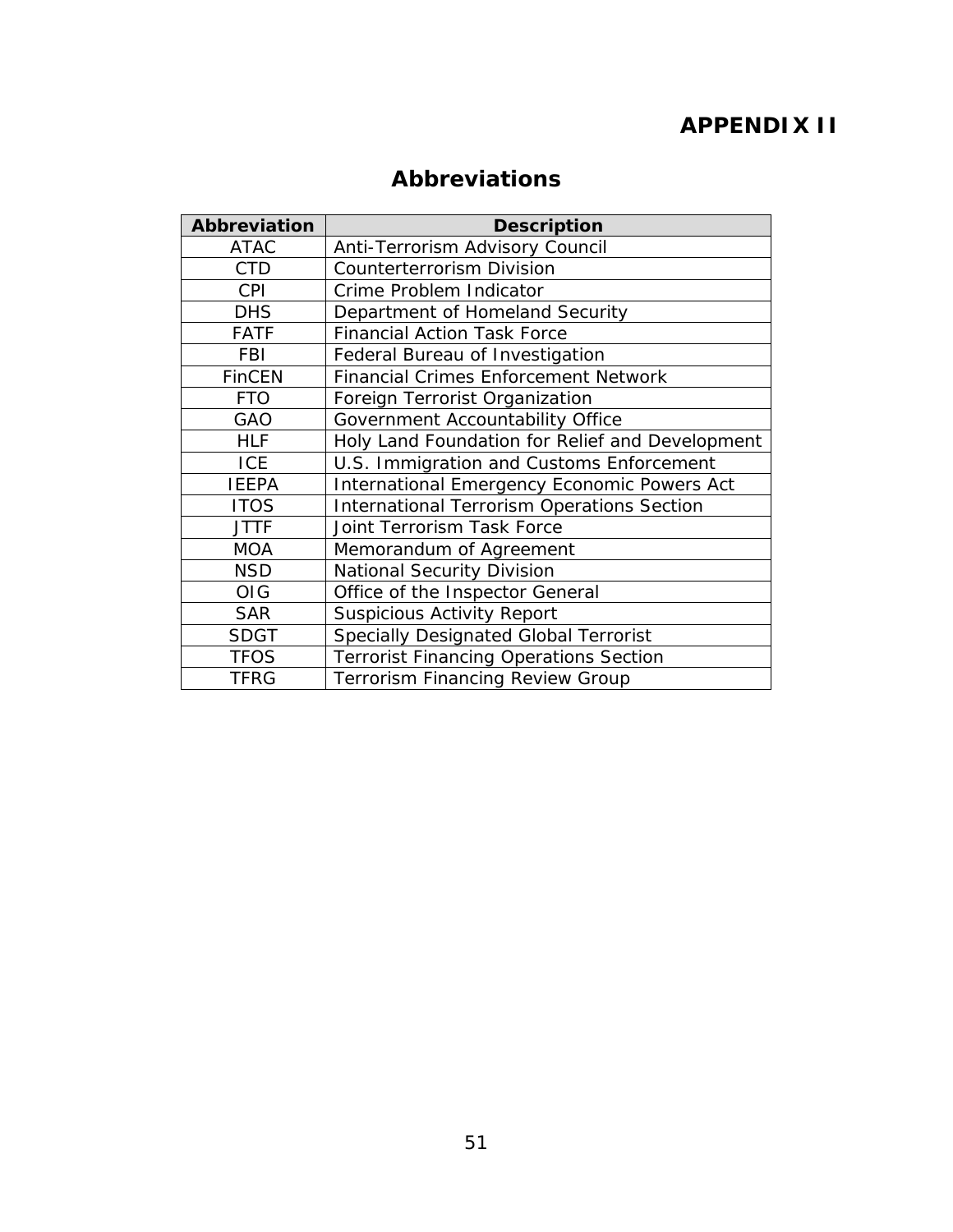# APPENDIX II

## Abbreviations

| Abbreviation | Description |
|---|---|
| ATAC | Anti-Terrorism Advisory Council |
| CTD | Counterterrorism Division |
| CPI | Crime Problem Indicator |
| DHS | Department of Homeland Security |
| FATF | Financial Action Task Force |
| FBI | Federal Bureau of Investigation |
| FinCEN | Financial Crimes Enforcement Network |
| FTO | Foreign Terrorist Organization |
| GAO | Government Accountability Office |
| HLF | Holy Land Foundation for Relief and Development |
| ICE | U.S. Immigration and Customs Enforcement |
| IEEPA | International Emergency Economic Powers Act |
| ITOS | International Terrorism Operations Section |
| JTTF | Joint Terrorism Task Force |
| MOA | Memorandum of Agreement |
| NSD | National Security Division |
| OIG | Office of the Inspector General |
| SAR | Suspicious Activity Report |
| SDGT | Specially Designated Global Terrorist |
| TFOS | Terrorist Financing Operations Section |
| TFRG | Terrorism Financing Review Group |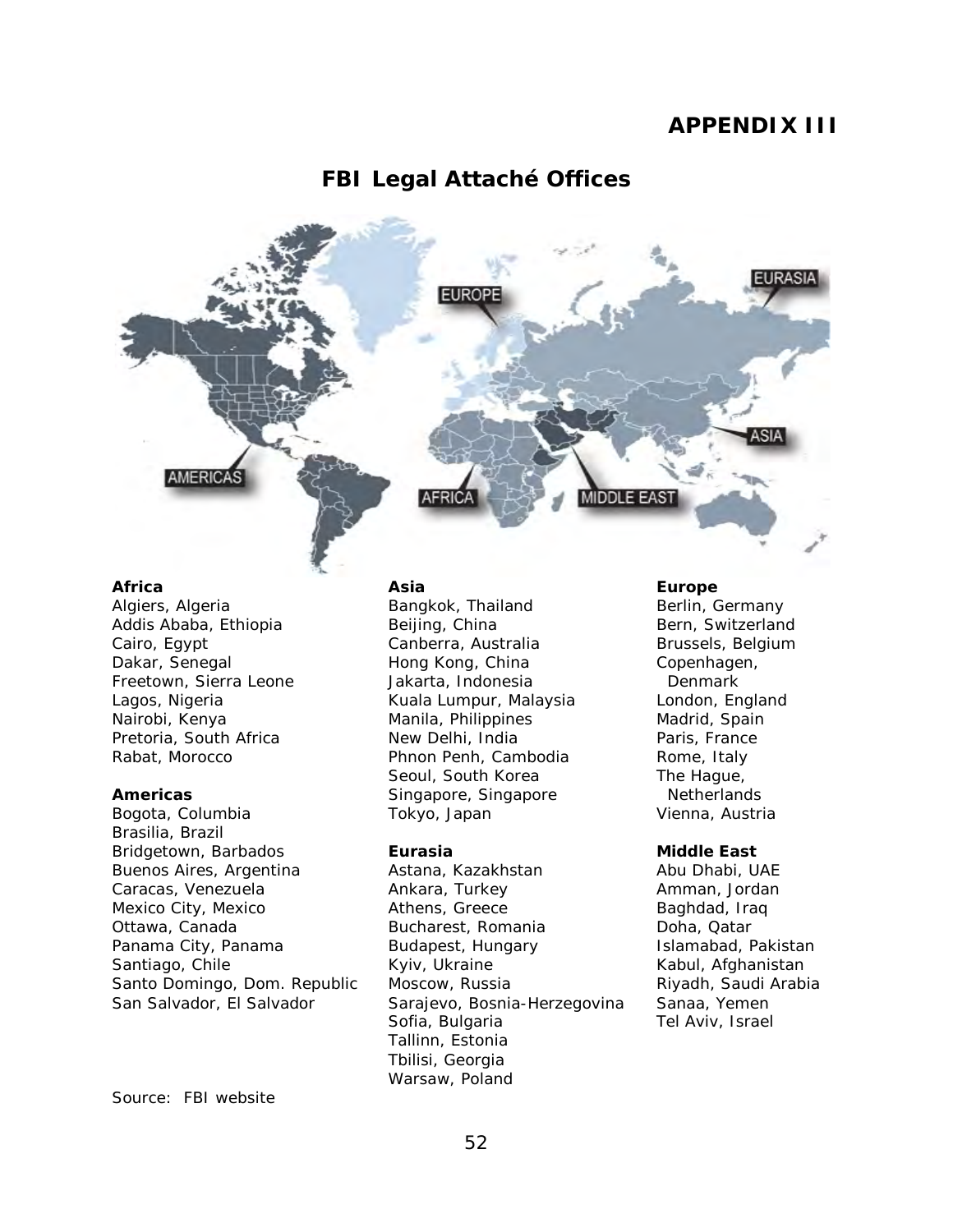# APPENDIX III

## FBI Legal Attaché Offices

**Africa**
Algiers, Algeria
Addis Ababa, Ethiopia
Cairo, Egypt
Dakar, Senegal
Freetown, Sierra Leone
Lagos, Nigeria
Nairobi, Kenya
Pretoria, South Africa
Rabat, Morocco

**Americas**
Bogota, Columbia
Brasilia, Brazil
Bridgetown, Barbados
Buenos Aires, Argentina
Caracas, Venezuela
Mexico City, Mexico
Ottawa, Canada
Panama City, Panama
Santiago, Chile
Santo Domingo, Dom. Republic
San Salvador, El Salvador

**Asia**
Bangkok, Thailand
Beijing, China
Canberra, Australia
Hong Kong, China
Jakarta, Indonesia
Kuala Lumpur, Malaysia
Manila, Philippines
New Delhi, India
Phnon Penh, Cambodia
Seoul, South Korea
Singapore, Singapore
Tokyo, Japan

**Eurasia**
Astana, Kazakhstan
Ankara, Turkey
Athens, Greece
Bucharest, Romania
Budapest, Hungary
Kyiv, Ukraine
Moscow, Russia
Sarajevo, Bosnia-Herzegovina
Sofia, Bulgaria
Tallinn, Estonia
Tbilisi, Georgia
Warsaw, Poland

**Europe**
Berlin, Germany
Bern, Switzerland
Brussels, Belgium
Copenhagen, Denmark
London, England
Madrid, Spain
Paris, France
Rome, Italy
The Hague, Netherlands
Vienna, Austria

**Middle East**
Abu Dhabi, UAE
Amman, Jordan
Baghdad, Iraq
Doha, Qatar
Islamabad, Pakistan
Kabul, Afghanistan
Riyadh, Saudi Arabia
Sanaa, Yemen
Tel Aviv, Israel

Source: FBI website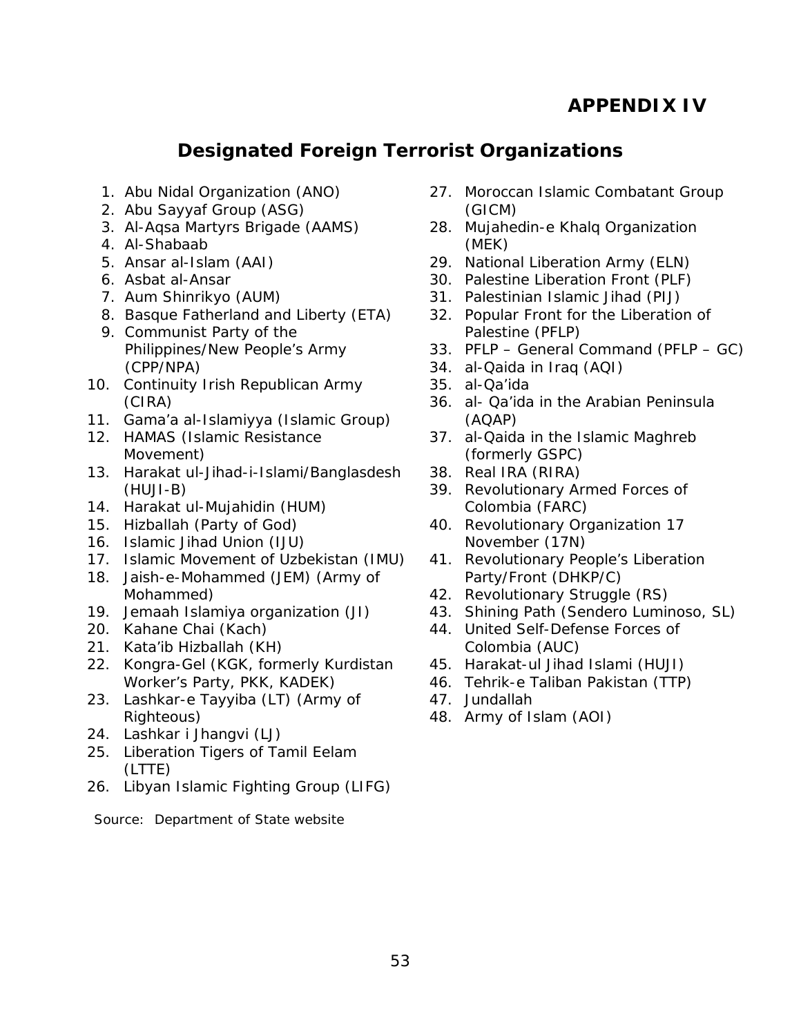# APPENDIX IV

## Designated Foreign Terrorist Organizations

1. Abu Nidal Organization (ANO)
2. Abu Sayyaf Group (ASG)
3. Al-Aqsa Martyrs Brigade (AAMS)
4. Al-Shabaab
5. Ansar al-Islam (AAI)
6. Asbat al-Ansar
7. Aum Shinrikyo (AUM)
8. Basque Fatherland and Liberty (ETA)
9. Communist Party of the Philippines/New People's Army (CPP/NPA)
10. Continuity Irish Republican Army (CIRA)
11. Gama'a al-Islamiyya (Islamic Group)
12. HAMAS (Islamic Resistance Movement)
13. Harakat ul-Jihad-i-Islami/Banglasdesh (HUJI-B)
14. Harakat ul-Mujahidin (HUM)
15. Hizballah (Party of God)
16. Islamic Jihad Union (IJU)
17. Islamic Movement of Uzbekistan (IMU)
18. Jaish-e-Mohammed (JEM) (Army of Mohammed)
19. Jemaah Islamiya organization (JI)
20. Kahane Chai (Kach)
21. Kata'ib Hizballah (KH)
22. Kongra-Gel (KGK, formerly Kurdistan Worker's Party, PKK, KADEK)
23. Lashkar-e Tayyiba (LT) (Army of Righteous)
24. Lashkar i Jhangvi (LJ)
25. Liberation Tigers of Tamil Eelam (LTTE)
26. Libyan Islamic Fighting Group (LIFG)
27. Moroccan Islamic Combatant Group (GICM)
28. Mujahedin-e Khalq Organization (MEK)
29. National Liberation Army (ELN)
30. Palestine Liberation Front (PLF)
31. Palestinian Islamic Jihad (PIJ)
32. Popular Front for the Liberation of Palestine (PFLP)
33. PFLP – General Command (PFLP – GC)
34. al-Qaida in Iraq (AQI)
35. al-Qa'ida
36. al- Qa'ida in the Arabian Peninsula (AQAP)
37. al-Qaida in the Islamic Maghreb (formerly GSPC)
38. Real IRA (RIRA)
39. Revolutionary Armed Forces of Colombia (FARC)
40. Revolutionary Organization 17 November (17N)
41. Revolutionary People's Liberation Party/Front (DHKP/C)
42. Revolutionary Struggle (RS)
43. Shining Path (Sendero Luminoso, SL)
44. United Self-Defense Forces of Colombia (AUC)
45. Harakat-ul Jihad Islami (HUJI)
46. Tehrik-e Taliban Pakistan (TTP)
47. Jundallah
48. Army of Islam (AOI)

Source: Department of State website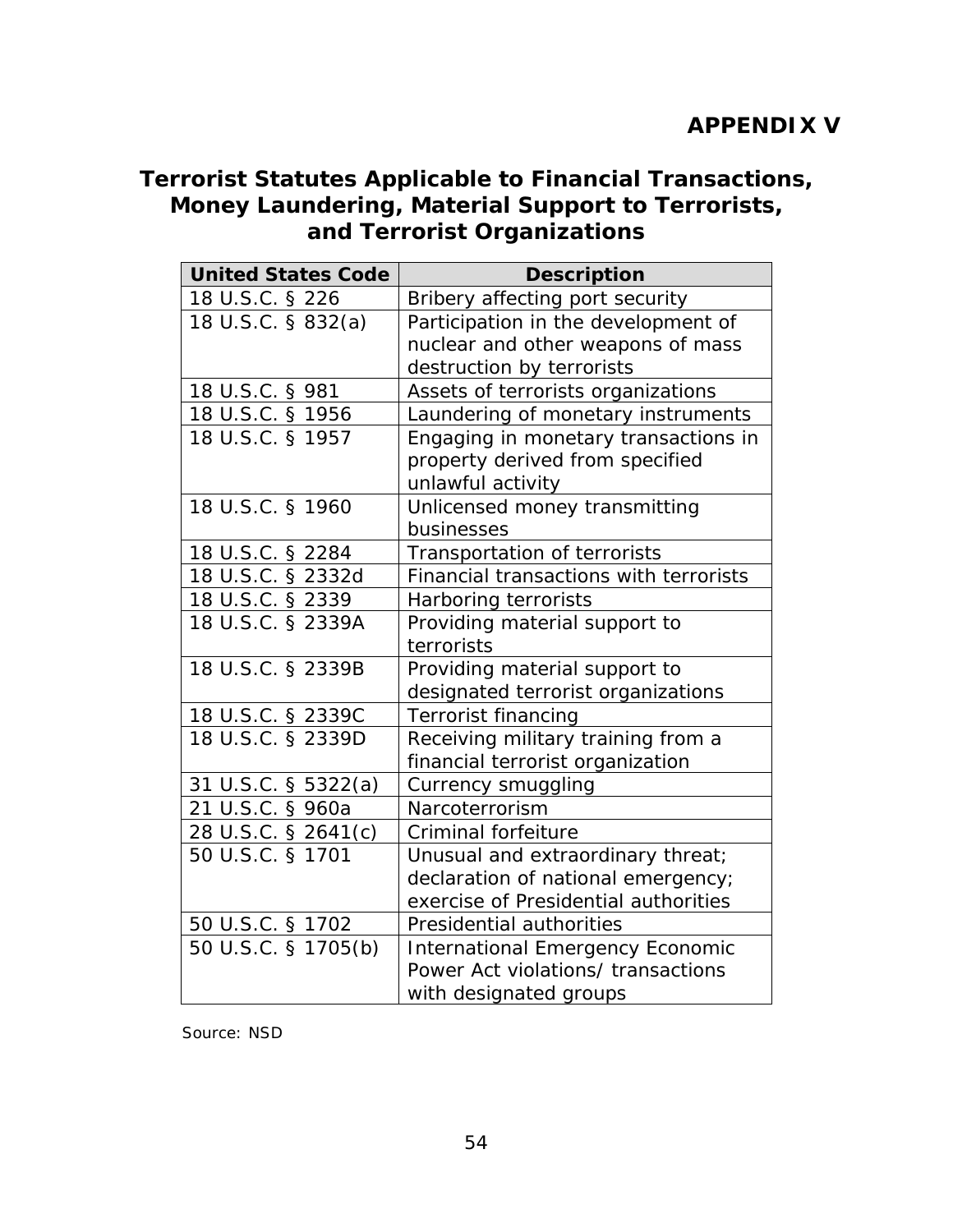# APPENDIX V

## Terrorist Statutes Applicable to Financial Transactions, Money Laundering, Material Support to Terrorists, and Terrorist Organizations

| United States Code | Description |
|---|---|
| 18 U.S.C. § 226 | Bribery affecting port security |
| 18 U.S.C. § 832(a) | Participation in the development of nuclear and other weapons of mass destruction by terrorists |
| 18 U.S.C. § 981 | Assets of terrorists organizations |
| 18 U.S.C. § 1956 | Laundering of monetary instruments |
| 18 U.S.C. § 1957 | Engaging in monetary transactions in property derived from specified unlawful activity |
| 18 U.S.C. § 1960 | Unlicensed money transmitting businesses |
| 18 U.S.C. § 2284 | Transportation of terrorists |
| 18 U.S.C. § 2332d | Financial transactions with terrorists |
| 18 U.S.C. § 2339 | Harboring terrorists |
| 18 U.S.C. § 2339A | Providing material support to terrorists |
| 18 U.S.C. § 2339B | Providing material support to designated terrorist organizations |
| 18 U.S.C. § 2339C | Terrorist financing |
| 18 U.S.C. § 2339D | Receiving military training from a financial terrorist organization |
| 31 U.S.C. § 5322(a) | Currency smuggling |
| 21 U.S.C. § 960a | Narcoterrorism |
| 28 U.S.C. § 2641(c) | Criminal forfeiture |
| 50 U.S.C. § 1701 | Unusual and extraordinary threat; declaration of national emergency; exercise of Presidential authorities |
| 50 U.S.C. § 1702 | Presidential authorities |
| 50 U.S.C. § 1705(b) | International Emergency Economic Power Act violations/ transactions with designated groups |

Source: NSD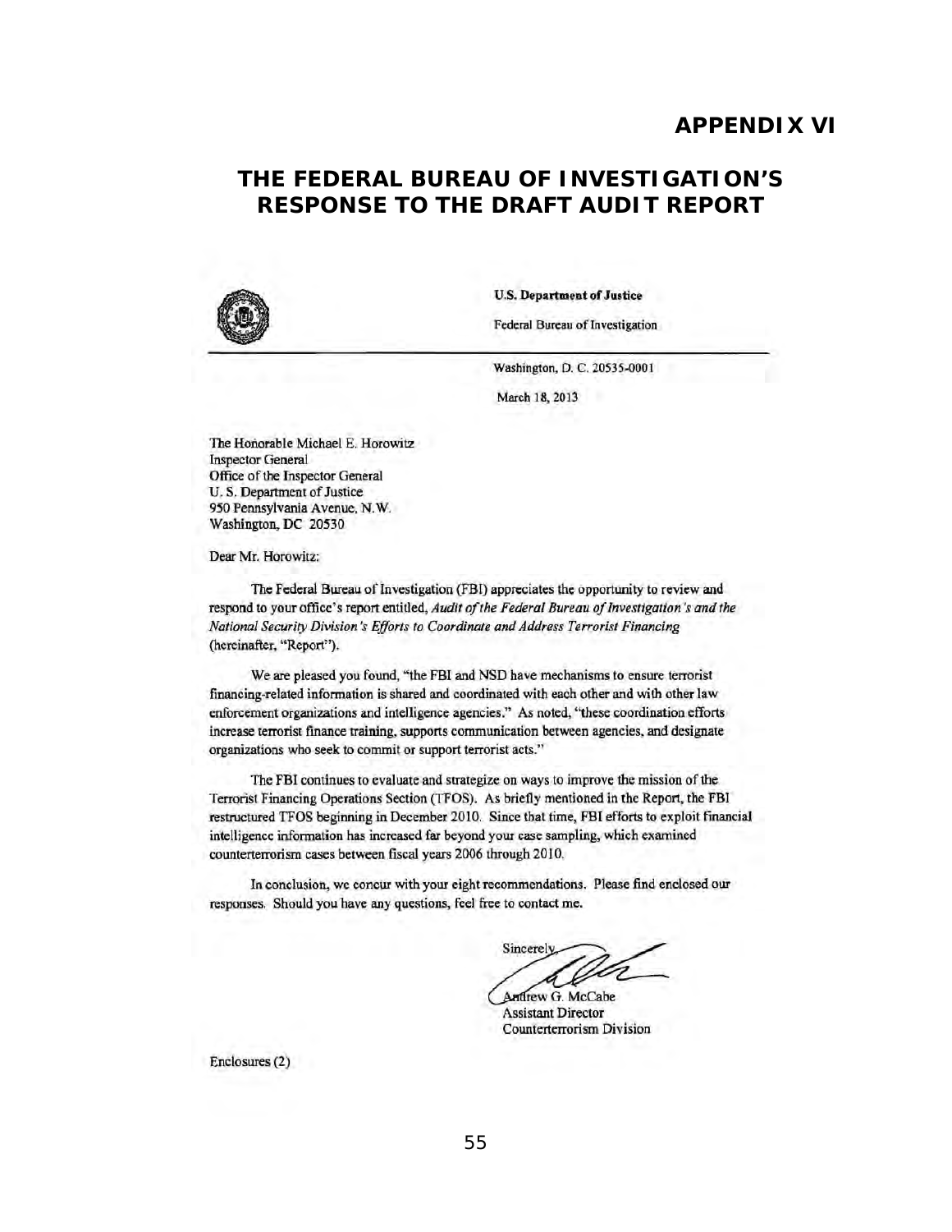# APPENDIX VI

# THE FEDERAL BUREAU OF INVESTIGATION'S RESPONSE TO THE DRAFT AUDIT REPORT

**U.S. Department of Justice**

Federal Bureau of Investigation

Washington, D. C. 20535-0001

March 18, 2013

The Honorable Michael E. Horowitz
Inspector General
Office of the Inspector General
U. S. Department of Justice
950 Pennsylvania Avenue, N.W.
Washington, DC 20530

Dear Mr. Horowitz:

The Federal Bureau of Investigation (FBI) appreciates the opportunity to review and respond to your office's report entitled, *Audit of the Federal Bureau of Investigation's and the National Security Division's Efforts to Coordinate and Address Terrorist Financing* (hereinafter, "Report").

We are pleased you found, "the FBI and NSD have mechanisms to ensure terrorist financing-related information is shared and coordinated with each other and with other law enforcement organizations and intelligence agencies." As noted, "these coordination efforts increase terrorist finance training, supports communication between agencies, and designate organizations who seek to commit or support terrorist acts."

The FBI continues to evaluate and strategize on ways to improve the mission of the Terrorist Financing Operations Section (TFOS). As briefly mentioned in the Report, the FBI restructured TFOS beginning in December 2010. Since that time, FBI efforts to exploit financial intelligence information has increased far beyond your case sampling, which examined counterterrorism cases between fiscal years 2006 through 2010.

In conclusion, we concur with your eight recommendations. Please find enclosed our responses. Should you have any questions, feel free to contact me.

Sincerely,

Andrew G. McCabe
Assistant Director
Counterterrorism Division

Enclosures (2)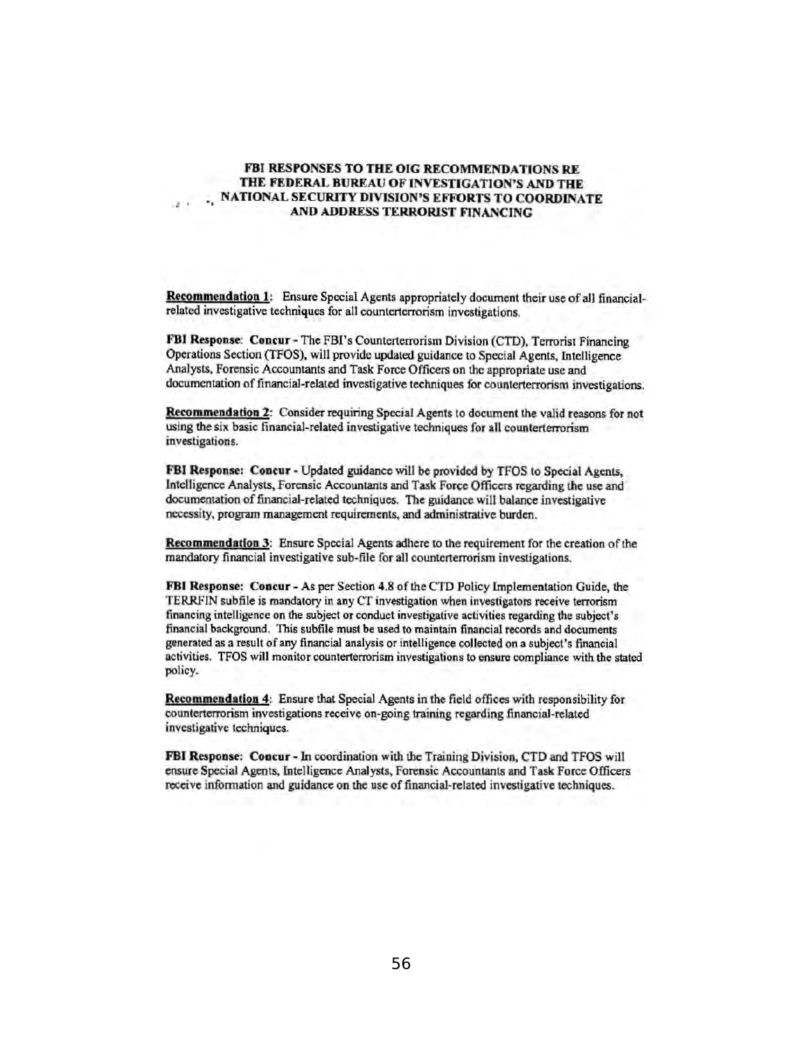## FBI RESPONSES TO THE OIG RECOMMENDATIONS RE THE FEDERAL BUREAU OF INVESTIGATION'S AND THE NATIONAL SECURITY DIVISION'S EFFORTS TO COORDINATE AND ADDRESS TERRORIST FINANCING

**Recommendation 1**: Ensure Special Agents appropriately document their use of all financial-related investigative techniques for all counterterrorism investigations.

**FBI Response**: **Concur** - The FBI's Counterterrorism Division (CTD), Terrorist Financing Operations Section (TFOS), will provide updated guidance to Special Agents, Intelligence Analysts, Forensic Accountants and Task Force Officers on the appropriate use and documentation of financial-related investigative techniques for counterterrorism investigations.

**Recommendation 2**: Consider requiring Special Agents to document the valid reasons for not using the six basic financial-related investigative techniques for all counterterrorism investigations.

**FBI Response: Concur** - Updated guidance will be provided by TFOS to Special Agents, Intelligence Analysts, Forensic Accountants and Task Force Officers regarding the use and documentation of financial-related techniques. The guidance will balance investigative necessity, program management requirements, and administrative burden.

**Recommendation 3**: Ensure Special Agents adhere to the requirement for the creation of the mandatory financial investigative sub-file for all counterterrorism investigations.

**FBI Response: Concur** - As per Section 4.8 of the CTD Policy Implementation Guide, the TERRFIN subfile is mandatory in any CT investigation when investigators receive terrorism financing intelligence on the subject or conduct investigative activities regarding the subject's financial background. This subfile must be used to maintain financial records and documents generated as a result of any financial analysis or intelligence collected on a subject's financial activities. TFOS will monitor counterterrorism investigations to ensure compliance with the stated policy.

**Recommendation 4**: Ensure that Special Agents in the field offices with responsibility for counterterrorism investigations receive on-going training regarding financial-related investigative techniques.

**FBI Response: Concur** - In coordination with the Training Division, CTD and TFOS will ensure Special Agents, Intelligence Analysts, Forensic Accountants and Task Force Officers receive information and guidance on the use of financial-related investigative techniques.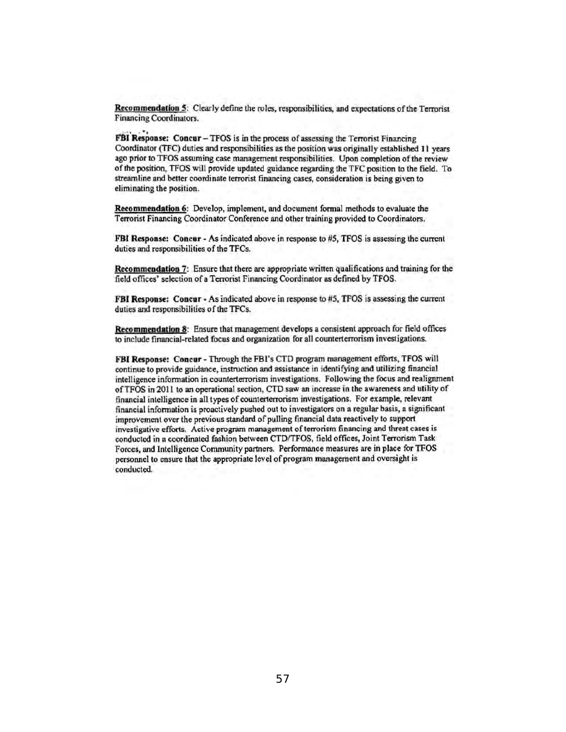**Recommendation 5**: Clearly define the roles, responsibilities, and expectations of the Terrorist Financing Coordinators.

**FBI Response: Concur** – TFOS is in the process of assessing the Terrorist Financing Coordinator (TFC) duties and responsibilities as the position was originally established 11 years ago prior to TFOS assuming case management responsibilities. Upon completion of the review of the position, TFOS will provide updated guidance regarding the TFC position to the field. To streamline and better coordinate terrorist financing cases, consideration is being given to eliminating the position.

**Recommendation 6**: Develop, implement, and document formal methods to evaluate the Terrorist Financing Coordinator Conference and other training provided to Coordinators.

**FBI Response: Concur** - As indicated above in response to #5, TFOS is assessing the current duties and responsibilities of the TFCs.

**Recommendation 7**: Ensure that there are appropriate written qualifications and training for the field offices' selection of a Terrorist Financing Coordinator as defined by TFOS.

**FBI Response: Concur** - As indicated above in response to #5, TFOS is assessing the current duties and responsibilities of the TFCs.

**Recommendation 8**: Ensure that management develops a consistent approach for field offices to include financial-related focus and organization for all counterterrorism investigations.

**FBI Response: Concur** - Through the FBI's CTD program management efforts, TFOS will continue to provide guidance, instruction and assistance in identifying and utilizing financial intelligence information in counterterrorism investigations. Following the focus and realignment of TFOS in 2011 to an operational section, CTD saw an increase in the awareness and utility of financial intelligence in all types of counterterrorism investigations. For example, relevant financial information is proactively pushed out to investigators on a regular basis, a significant improvement over the previous standard of pulling financial data reactively to support investigative efforts. Active program management of terrorism financing and threat cases is conducted in a coordinated fashion between CTD/TFOS, field offices, Joint Terrorism Task Forces, and Intelligence Community partners. Performance measures are in place for TFOS personnel to ensure that the appropriate level of program management and oversight is conducted.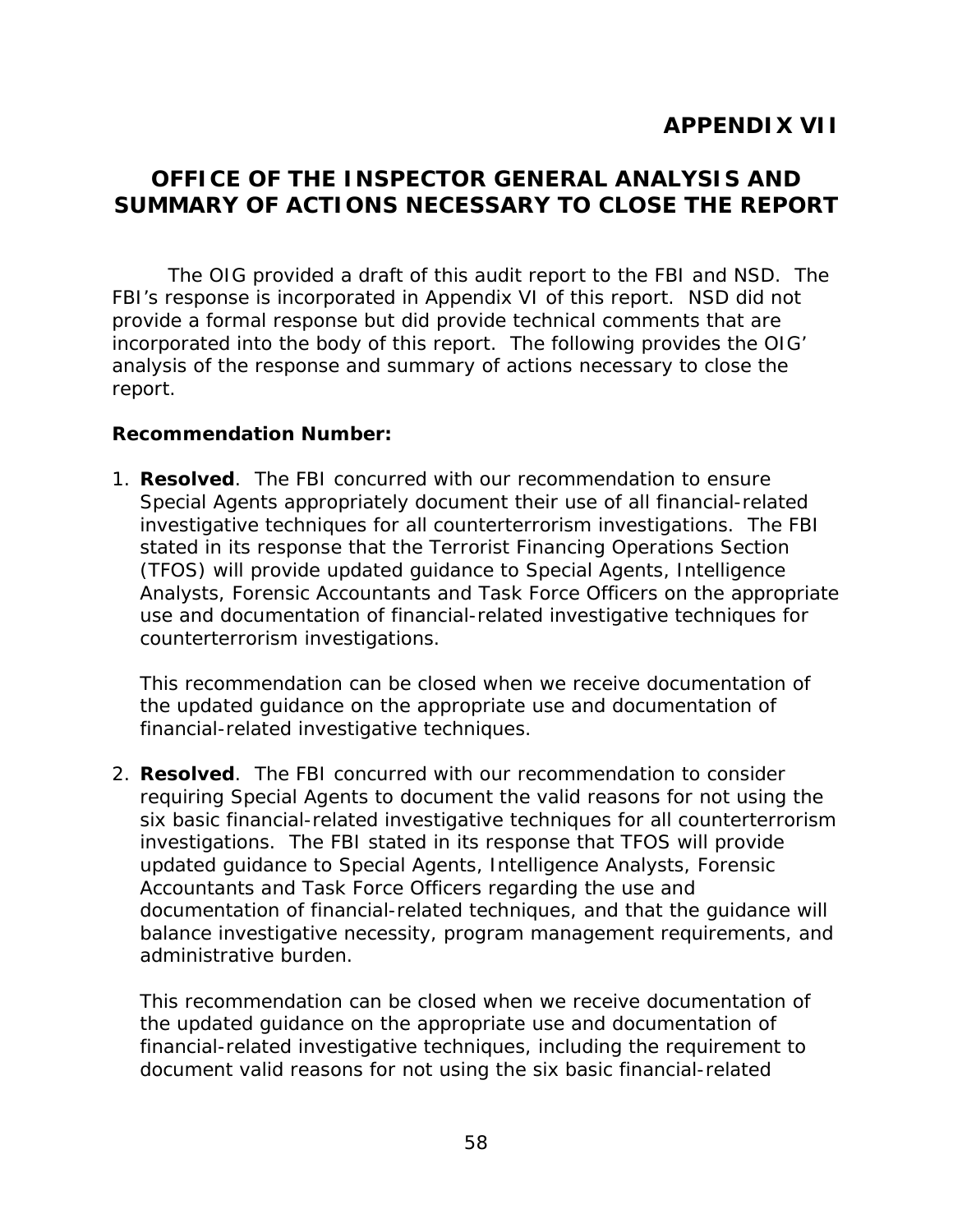## APPENDIX VII

## OFFICE OF THE INSPECTOR GENERAL ANALYSIS AND SUMMARY OF ACTIONS NECESSARY TO CLOSE THE REPORT

The OIG provided a draft of this audit report to the FBI and NSD. The FBI's response is incorporated in Appendix VI of this report. NSD did not provide a formal response but did provide technical comments that are incorporated into the body of this report. The following provides the OIG' analysis of the response and summary of actions necessary to close the report.

**Recommendation Number:**

1. **Resolved**. The FBI concurred with our recommendation to ensure Special Agents appropriately document their use of all financial-related investigative techniques for all counterterrorism investigations. The FBI stated in its response that the Terrorist Financing Operations Section (TFOS) will provide updated guidance to Special Agents, Intelligence Analysts, Forensic Accountants and Task Force Officers on the appropriate use and documentation of financial-related investigative techniques for counterterrorism investigations.

   This recommendation can be closed when we receive documentation of the updated guidance on the appropriate use and documentation of financial-related investigative techniques.

2. **Resolved**. The FBI concurred with our recommendation to consider requiring Special Agents to document the valid reasons for not using the six basic financial-related investigative techniques for all counterterrorism investigations. The FBI stated in its response that TFOS will provide updated guidance to Special Agents, Intelligence Analysts, Forensic Accountants and Task Force Officers regarding the use and documentation of financial-related techniques, and that the guidance will balance investigative necessity, program management requirements, and administrative burden.

   This recommendation can be closed when we receive documentation of the updated guidance on the appropriate use and documentation of financial-related investigative techniques, including the requirement to document valid reasons for not using the six basic financial-related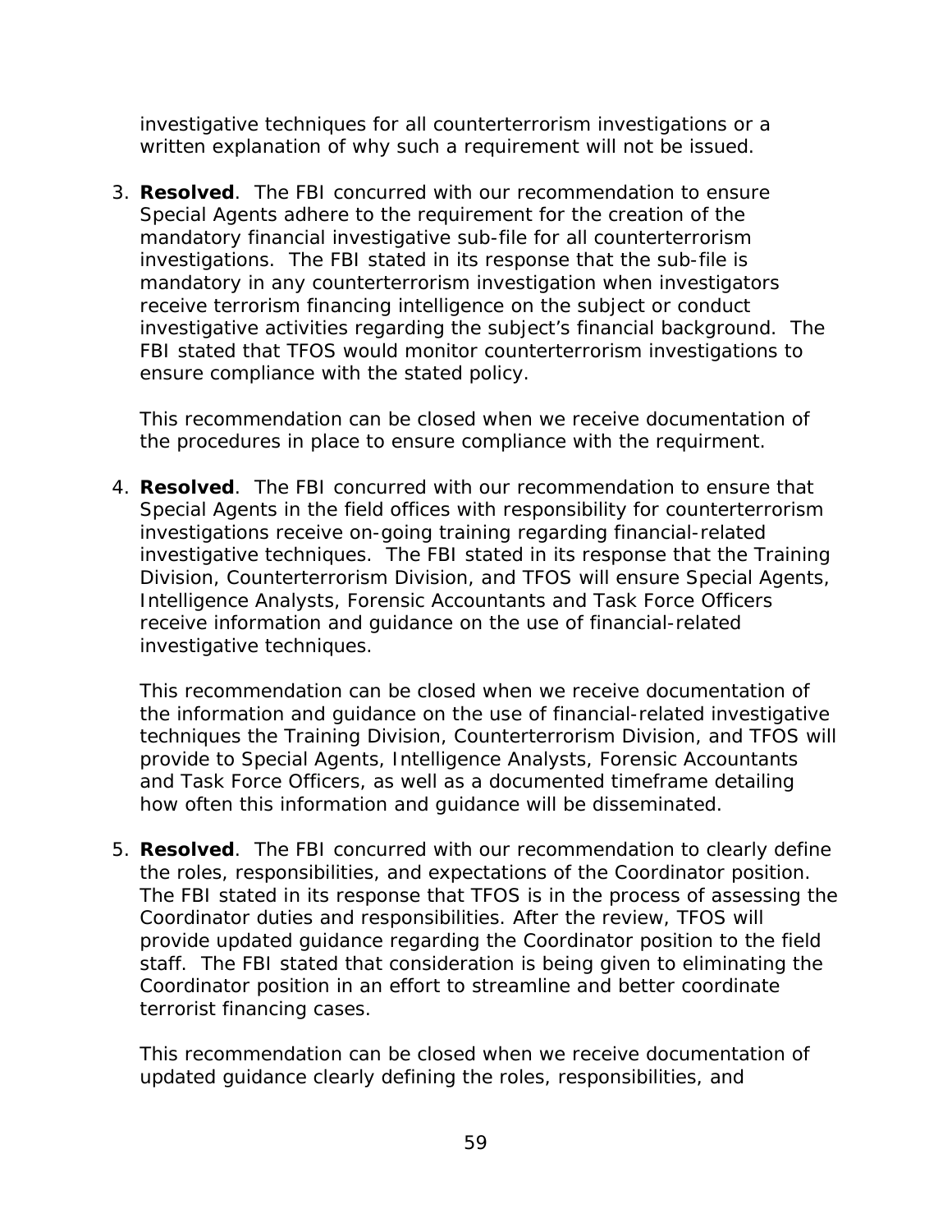investigative techniques for all counterterrorism investigations or a written explanation of why such a requirement will not be issued.

3. **Resolved**. The FBI concurred with our recommendation to ensure Special Agents adhere to the requirement for the creation of the mandatory financial investigative sub-file for all counterterrorism investigations. The FBI stated in its response that the sub-file is mandatory in any counterterrorism investigation when investigators receive terrorism financing intelligence on the subject or conduct investigative activities regarding the subject's financial background. The FBI stated that TFOS would monitor counterterrorism investigations to ensure compliance with the stated policy.

   This recommendation can be closed when we receive documentation of the procedures in place to ensure compliance with the requirment.

4. **Resolved**. The FBI concurred with our recommendation to ensure that Special Agents in the field offices with responsibility for counterterrorism investigations receive on-going training regarding financial-related investigative techniques. The FBI stated in its response that the Training Division, Counterterrorism Division, and TFOS will ensure Special Agents, Intelligence Analysts, Forensic Accountants and Task Force Officers receive information and guidance on the use of financial-related investigative techniques.

   This recommendation can be closed when we receive documentation of the information and guidance on the use of financial-related investigative techniques the Training Division, Counterterrorism Division, and TFOS will provide to Special Agents, Intelligence Analysts, Forensic Accountants and Task Force Officers, as well as a documented timeframe detailing how often this information and guidance will be disseminated.

5. **Resolved**. The FBI concurred with our recommendation to clearly define the roles, responsibilities, and expectations of the Coordinator position. The FBI stated in its response that TFOS is in the process of assessing the Coordinator duties and responsibilities. After the review, TFOS will provide updated guidance regarding the Coordinator position to the field staff. The FBI stated that consideration is being given to eliminating the Coordinator position in an effort to streamline and better coordinate terrorist financing cases.

   This recommendation can be closed when we receive documentation of updated guidance clearly defining the roles, responsibilities, and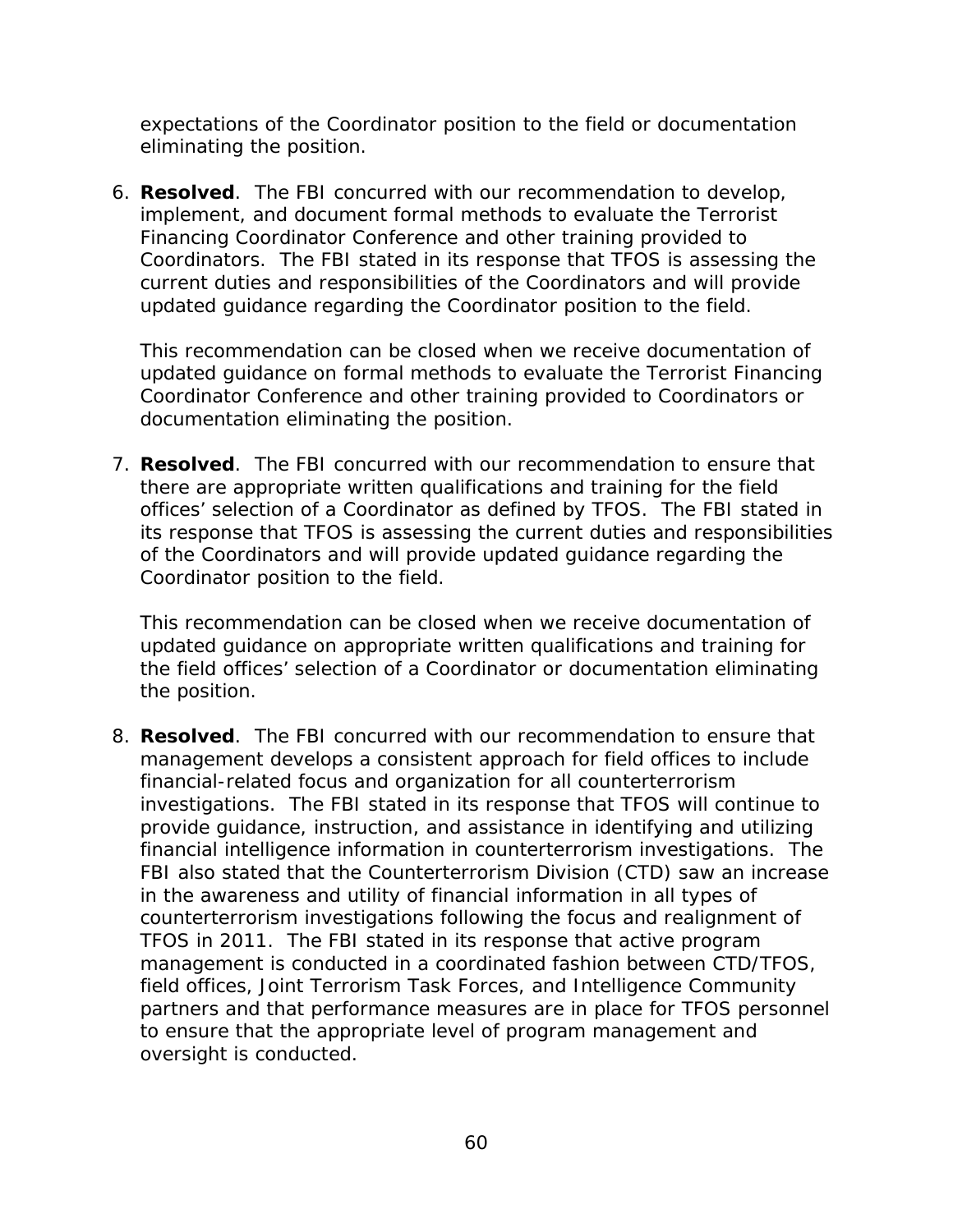expectations of the Coordinator position to the field or documentation eliminating the position.

6. **Resolved**. The FBI concurred with our recommendation to develop, implement, and document formal methods to evaluate the Terrorist Financing Coordinator Conference and other training provided to Coordinators. The FBI stated in its response that TFOS is assessing the current duties and responsibilities of the Coordinators and will provide updated guidance regarding the Coordinator position to the field.

   This recommendation can be closed when we receive documentation of updated guidance on formal methods to evaluate the Terrorist Financing Coordinator Conference and other training provided to Coordinators or documentation eliminating the position.

7. **Resolved**. The FBI concurred with our recommendation to ensure that there are appropriate written qualifications and training for the field offices' selection of a Coordinator as defined by TFOS. The FBI stated in its response that TFOS is assessing the current duties and responsibilities of the Coordinators and will provide updated guidance regarding the Coordinator position to the field.

   This recommendation can be closed when we receive documentation of updated guidance on appropriate written qualifications and training for the field offices' selection of a Coordinator or documentation eliminating the position.

8. **Resolved**. The FBI concurred with our recommendation to ensure that management develops a consistent approach for field offices to include financial-related focus and organization for all counterterrorism investigations. The FBI stated in its response that TFOS will continue to provide guidance, instruction, and assistance in identifying and utilizing financial intelligence information in counterterrorism investigations. The FBI also stated that the Counterterrorism Division (CTD) saw an increase in the awareness and utility of financial information in all types of counterterrorism investigations following the focus and realignment of TFOS in 2011. The FBI stated in its response that active program management is conducted in a coordinated fashion between CTD/TFOS, field offices, Joint Terrorism Task Forces, and Intelligence Community partners and that performance measures are in place for TFOS personnel to ensure that the appropriate level of program management and oversight is conducted.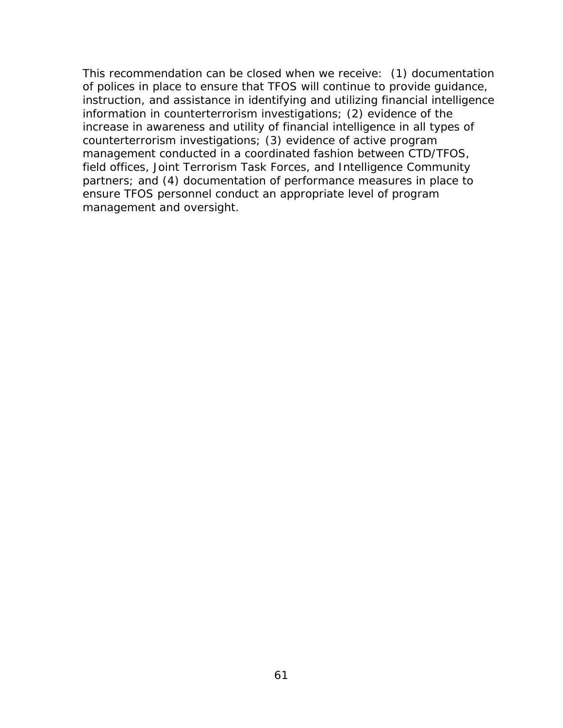This recommendation can be closed when we receive: (1) documentation of polices in place to ensure that TFOS will continue to provide guidance, instruction, and assistance in identifying and utilizing financial intelligence information in counterterrorism investigations; (2) evidence of the increase in awareness and utility of financial intelligence in all types of counterterrorism investigations; (3) evidence of active program management conducted in a coordinated fashion between CTD/TFOS, field offices, Joint Terrorism Task Forces, and Intelligence Community partners; and (4) documentation of performance measures in place to ensure TFOS personnel conduct an appropriate level of program management and oversight.